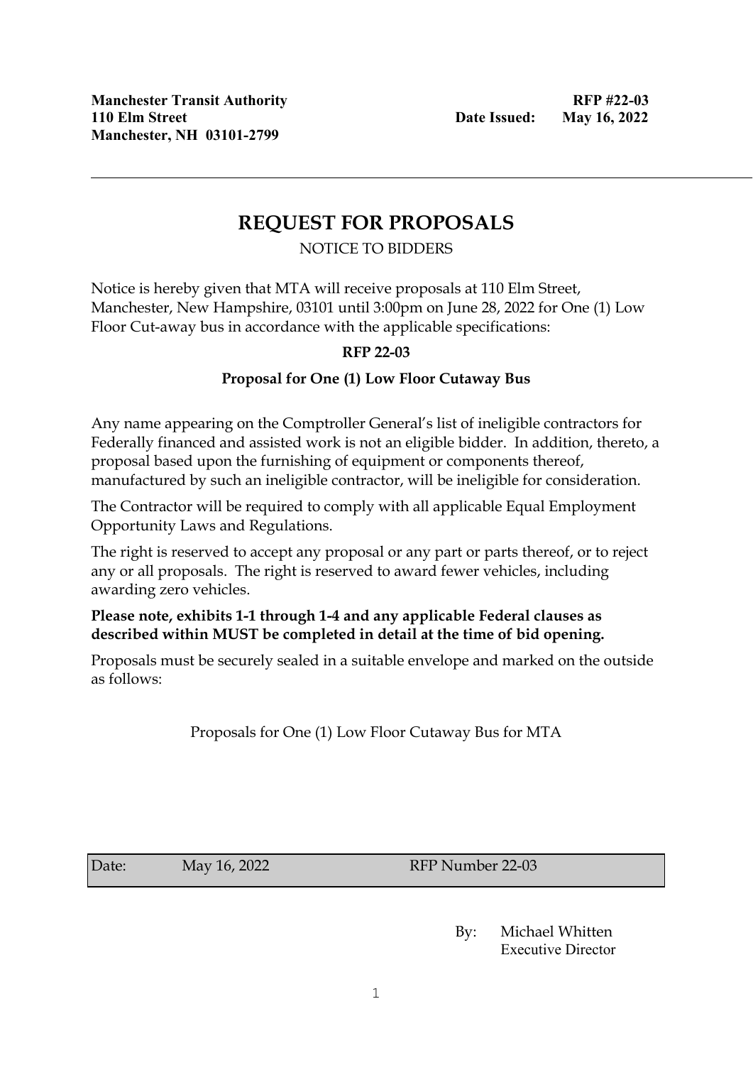**Manchester Transit Authority**
**110 Elm Street**
**Manchester, NH 03101-2799**

**RFP #22-03**
**Date Issued: May 16, 2022**

---

# REQUEST FOR PROPOSALS

NOTICE TO BIDDERS

Notice is hereby given that MTA will receive proposals at 110 Elm Street, Manchester, New Hampshire, 03101 until 3:00pm on June 28, 2022 for One (1) Low Floor Cut-away bus in accordance with the applicable specifications:

**RFP 22-03**

**Proposal for One (1) Low Floor Cutaway Bus**

Any name appearing on the Comptroller General's list of ineligible contractors for Federally financed and assisted work is not an eligible bidder. In addition, thereto, a proposal based upon the furnishing of equipment or components thereof, manufactured by such an ineligible contractor, will be ineligible for consideration.

The Contractor will be required to comply with all applicable Equal Employment Opportunity Laws and Regulations.

The right is reserved to accept any proposal or any part or parts thereof, or to reject any or all proposals. The right is reserved to award fewer vehicles, including awarding zero vehicles.

**Please note, exhibits 1-1 through 1-4 and any applicable Federal clauses as described within MUST be completed in detail at the time of bid opening.**

Proposals must be securely sealed in a suitable envelope and marked on the outside as follows:

Proposals for One (1) Low Floor Cutaway Bus for MTA

| Date: | May 16, 2022 | RFP Number 22-03 |
|---|---|---|

By: Michael Whitten
Executive Director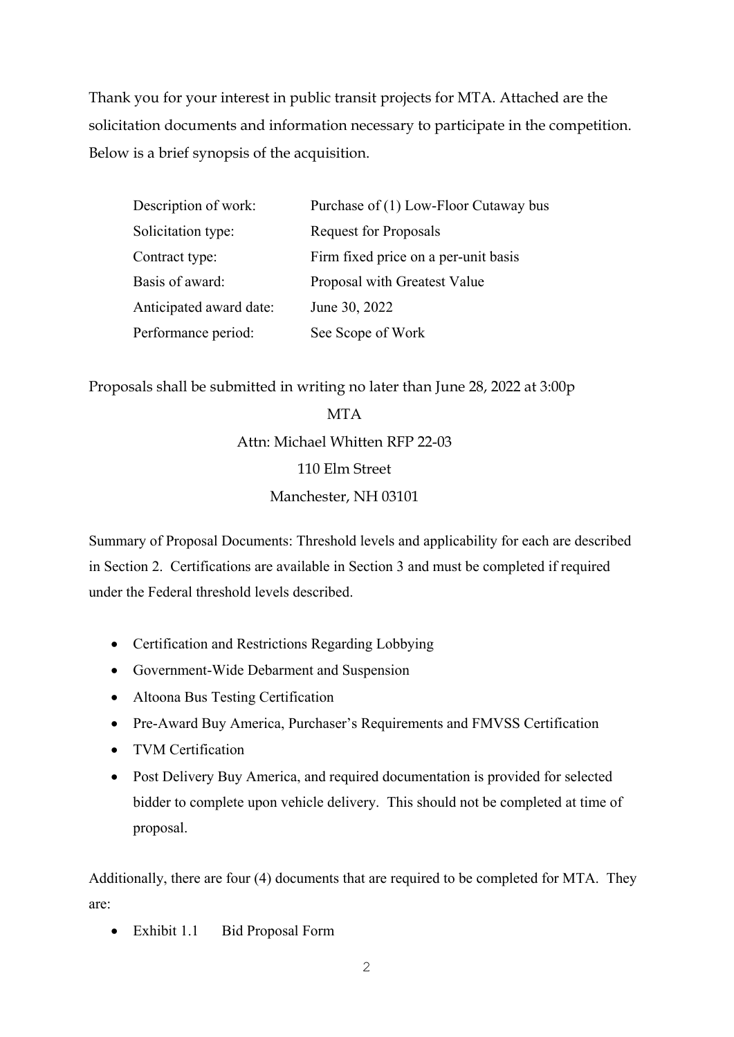Thank you for your interest in public transit projects for MTA. Attached are the solicitation documents and information necessary to participate in the competition. Below is a brief synopsis of the acquisition.

| | |
|---|---|
| Description of work: | Purchase of (1) Low-Floor Cutaway bus |
| Solicitation type: | Request for Proposals |
| Contract type: | Firm fixed price on a per-unit basis |
| Basis of award: | Proposal with Greatest Value |
| Anticipated award date: | June 30, 2022 |
| Performance period: | See Scope of Work |

Proposals shall be submitted in writing no later than June 28, 2022 at 3:00p

MTA
Attn: Michael Whitten RFP 22-03
110 Elm Street
Manchester, NH 03101

Summary of Proposal Documents: Threshold levels and applicability for each are described in Section 2. Certifications are available in Section 3 and must be completed if required under the Federal threshold levels described.

- Certification and Restrictions Regarding Lobbying
- Government-Wide Debarment and Suspension
- Altoona Bus Testing Certification
- Pre-Award Buy America, Purchaser's Requirements and FMVSS Certification
- TVM Certification
- Post Delivery Buy America, and required documentation is provided for selected bidder to complete upon vehicle delivery. This should not be completed at time of proposal.

Additionally, there are four (4) documents that are required to be completed for MTA. They are:

- Exhibit 1.1 Bid Proposal Form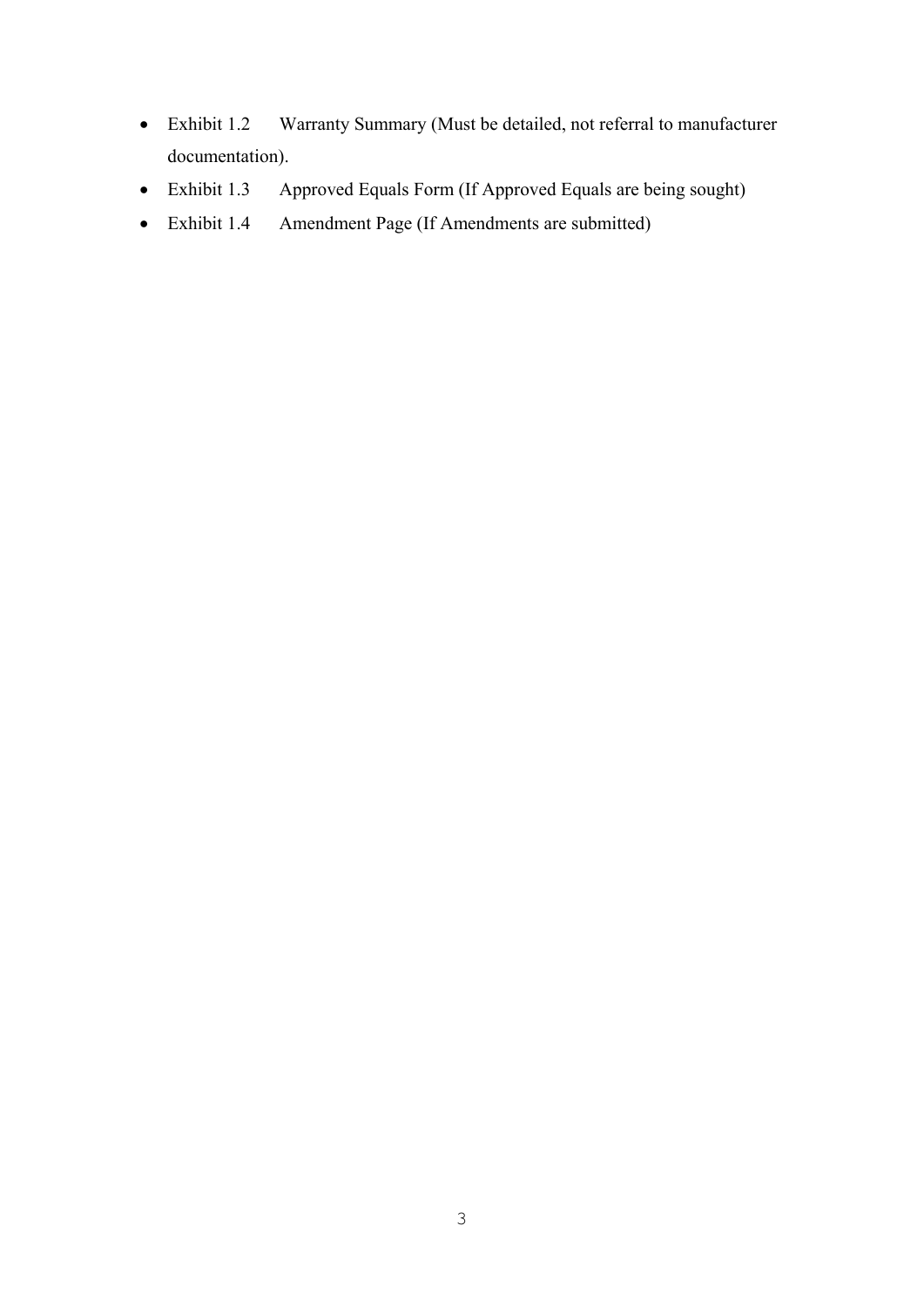- Exhibit 1.2 Warranty Summary (Must be detailed, not referral to manufacturer documentation).
- Exhibit 1.3 Approved Equals Form (If Approved Equals are being sought)
- Exhibit 1.4 Amendment Page (If Amendments are submitted)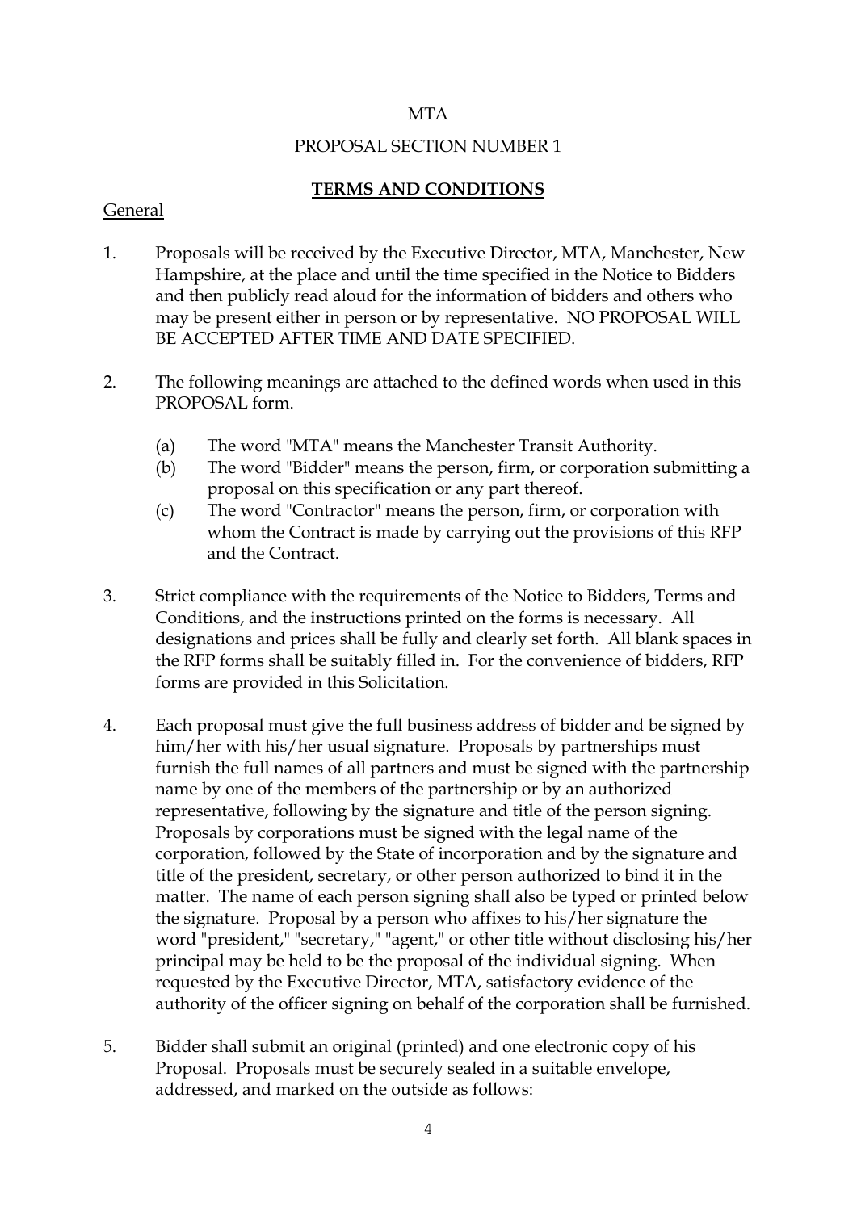MTA

PROPOSAL SECTION NUMBER 1

## TERMS AND CONDITIONS

General

1. Proposals will be received by the Executive Director, MTA, Manchester, New Hampshire, at the place and until the time specified in the Notice to Bidders and then publicly read aloud for the information of bidders and others who may be present either in person or by representative. NO PROPOSAL WILL BE ACCEPTED AFTER TIME AND DATE SPECIFIED.

2. The following meanings are attached to the defined words when used in this PROPOSAL form.

   (a) The word "MTA" means the Manchester Transit Authority.

   (b) The word "Bidder" means the person, firm, or corporation submitting a proposal on this specification or any part thereof.

   (c) The word "Contractor" means the person, firm, or corporation with whom the Contract is made by carrying out the provisions of this RFP and the Contract.

3. Strict compliance with the requirements of the Notice to Bidders, Terms and Conditions, and the instructions printed on the forms is necessary. All designations and prices shall be fully and clearly set forth. All blank spaces in the RFP forms shall be suitably filled in. For the convenience of bidders, RFP forms are provided in this Solicitation.

4. Each proposal must give the full business address of bidder and be signed by him/her with his/her usual signature. Proposals by partnerships must furnish the full names of all partners and must be signed with the partnership name by one of the members of the partnership or by an authorized representative, following by the signature and title of the person signing. Proposals by corporations must be signed with the legal name of the corporation, followed by the State of incorporation and by the signature and title of the president, secretary, or other person authorized to bind it in the matter. The name of each person signing shall also be typed or printed below the signature. Proposal by a person who affixes to his/her signature the word "president," "secretary," "agent," or other title without disclosing his/her principal may be held to be the proposal of the individual signing. When requested by the Executive Director, MTA, satisfactory evidence of the authority of the officer signing on behalf of the corporation shall be furnished.

5. Bidder shall submit an original (printed) and one electronic copy of his Proposal. Proposals must be securely sealed in a suitable envelope, addressed, and marked on the outside as follows: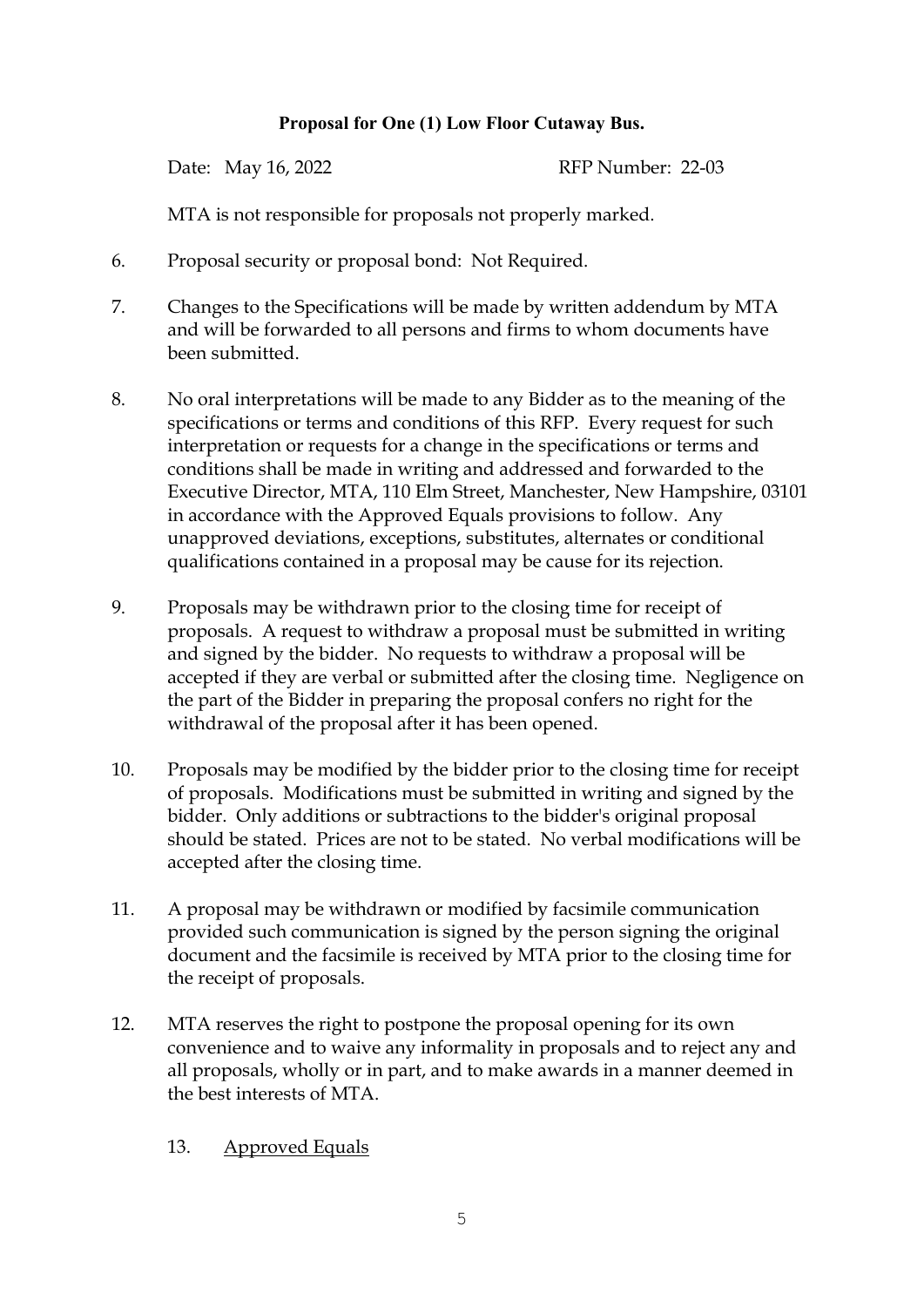**Proposal for One (1) Low Floor Cutaway Bus.**

Date: May 16, 2022 RFP Number: 22-03

MTA is not responsible for proposals not properly marked.

6. Proposal security or proposal bond: Not Required.

7. Changes to the Specifications will be made by written addendum by MTA and will be forwarded to all persons and firms to whom documents have been submitted.

8. No oral interpretations will be made to any Bidder as to the meaning of the specifications or terms and conditions of this RFP. Every request for such interpretation or requests for a change in the specifications or terms and conditions shall be made in writing and addressed and forwarded to the Executive Director, MTA, 110 Elm Street, Manchester, New Hampshire, 03101 in accordance with the Approved Equals provisions to follow. Any unapproved deviations, exceptions, substitutes, alternates or conditional qualifications contained in a proposal may be cause for its rejection.

9. Proposals may be withdrawn prior to the closing time for receipt of proposals. A request to withdraw a proposal must be submitted in writing and signed by the bidder. No requests to withdraw a proposal will be accepted if they are verbal or submitted after the closing time. Negligence on the part of the Bidder in preparing the proposal confers no right for the withdrawal of the proposal after it has been opened.

10. Proposals may be modified by the bidder prior to the closing time for receipt of proposals. Modifications must be submitted in writing and signed by the bidder. Only additions or subtractions to the bidder's original proposal should be stated. Prices are not to be stated. No verbal modifications will be accepted after the closing time.

11. A proposal may be withdrawn or modified by facsimile communication provided such communication is signed by the person signing the original document and the facsimile is received by MTA prior to the closing time for the receipt of proposals.

12. MTA reserves the right to postpone the proposal opening for its own convenience and to waive any informality in proposals and to reject any and all proposals, wholly or in part, and to make awards in a manner deemed in the best interests of MTA.

13. <u>Approved Equals</u>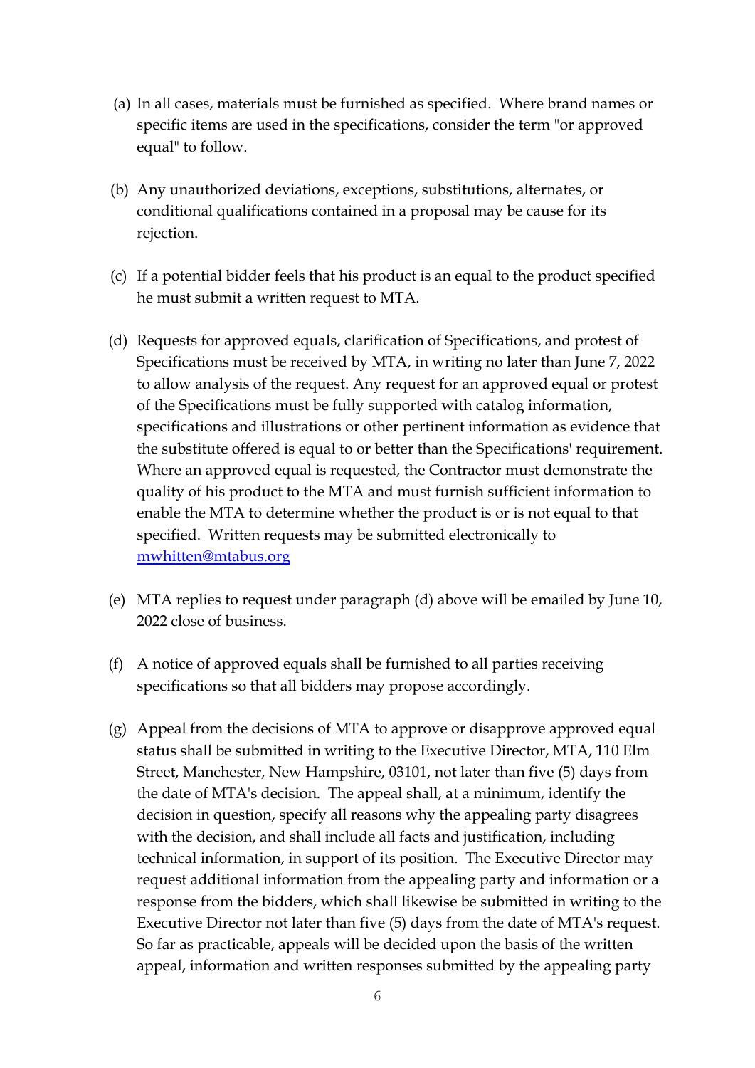(a) In all cases, materials must be furnished as specified. Where brand names or specific items are used in the specifications, consider the term "or approved equal" to follow.

(b) Any unauthorized deviations, exceptions, substitutions, alternates, or conditional qualifications contained in a proposal may be cause for its rejection.

(c) If a potential bidder feels that his product is an equal to the product specified he must submit a written request to MTA.

(d) Requests for approved equals, clarification of Specifications, and protest of Specifications must be received by MTA, in writing no later than June 7, 2022 to allow analysis of the request. Any request for an approved equal or protest of the Specifications must be fully supported with catalog information, specifications and illustrations or other pertinent information as evidence that the substitute offered is equal to or better than the Specifications' requirement. Where an approved equal is requested, the Contractor must demonstrate the quality of his product to the MTA and must furnish sufficient information to enable the MTA to determine whether the product is or is not equal to that specified. Written requests may be submitted electronically to [mwhitten@mtabus.org](mailto:mwhitten@mtabus.org)

(e) MTA replies to request under paragraph (d) above will be emailed by June 10, 2022 close of business.

(f) A notice of approved equals shall be furnished to all parties receiving specifications so that all bidders may propose accordingly.

(g) Appeal from the decisions of MTA to approve or disapprove approved equal status shall be submitted in writing to the Executive Director, MTA, 110 Elm Street, Manchester, New Hampshire, 03101, not later than five (5) days from the date of MTA's decision. The appeal shall, at a minimum, identify the decision in question, specify all reasons why the appealing party disagrees with the decision, and shall include all facts and justification, including technical information, in support of its position. The Executive Director may request additional information from the appealing party and information or a response from the bidders, which shall likewise be submitted in writing to the Executive Director not later than five (5) days from the date of MTA's request. So far as practicable, appeals will be decided upon the basis of the written appeal, information and written responses submitted by the appealing party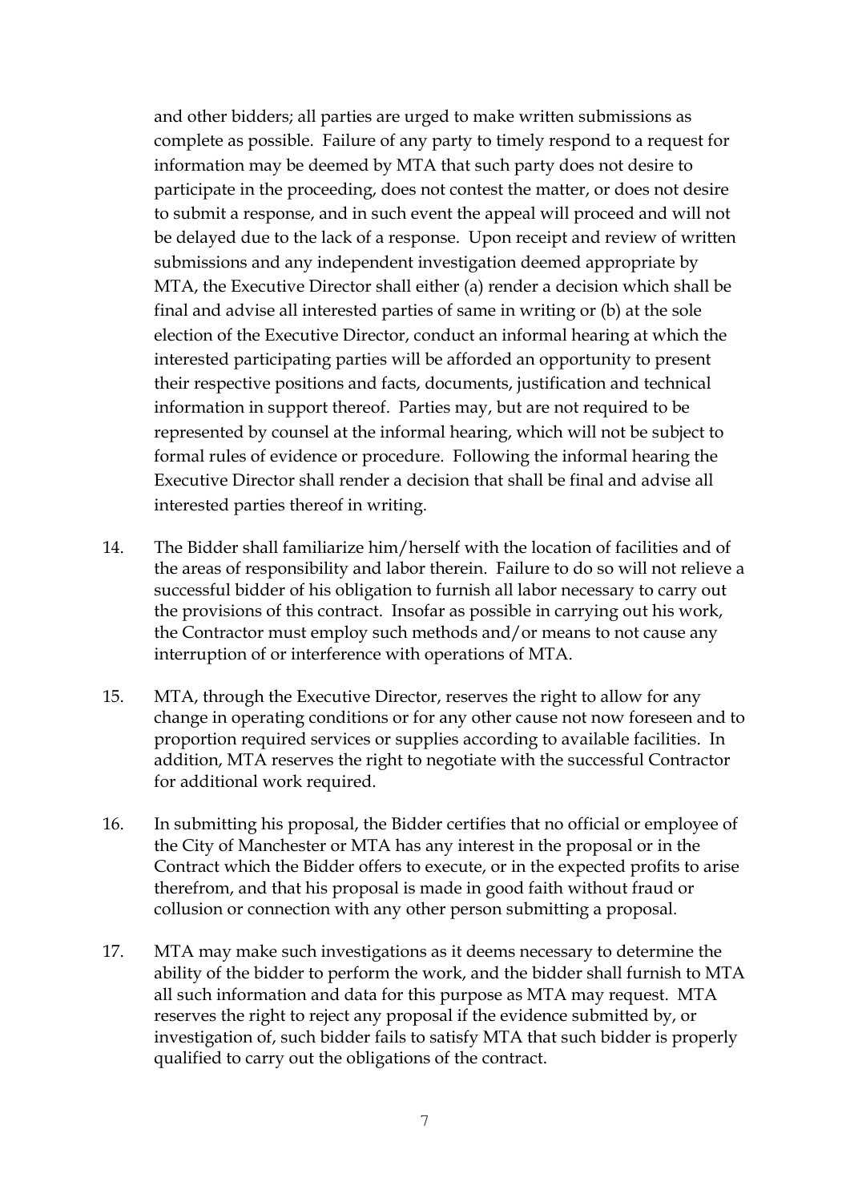and other bidders; all parties are urged to make written submissions as complete as possible. Failure of any party to timely respond to a request for information may be deemed by MTA that such party does not desire to participate in the proceeding, does not contest the matter, or does not desire to submit a response, and in such event the appeal will proceed and will not be delayed due to the lack of a response. Upon receipt and review of written submissions and any independent investigation deemed appropriate by MTA, the Executive Director shall either (a) render a decision which shall be final and advise all interested parties of same in writing or (b) at the sole election of the Executive Director, conduct an informal hearing at which the interested participating parties will be afforded an opportunity to present their respective positions and facts, documents, justification and technical information in support thereof. Parties may, but are not required to be represented by counsel at the informal hearing, which will not be subject to formal rules of evidence or procedure. Following the informal hearing the Executive Director shall render a decision that shall be final and advise all interested parties thereof in writing.

14. The Bidder shall familiarize him/herself with the location of facilities and of the areas of responsibility and labor therein. Failure to do so will not relieve a successful bidder of his obligation to furnish all labor necessary to carry out the provisions of this contract. Insofar as possible in carrying out his work, the Contractor must employ such methods and/or means to not cause any interruption of or interference with operations of MTA.

15. MTA, through the Executive Director, reserves the right to allow for any change in operating conditions or for any other cause not now foreseen and to proportion required services or supplies according to available facilities. In addition, MTA reserves the right to negotiate with the successful Contractor for additional work required.

16. In submitting his proposal, the Bidder certifies that no official or employee of the City of Manchester or MTA has any interest in the proposal or in the Contract which the Bidder offers to execute, or in the expected profits to arise therefrom, and that his proposal is made in good faith without fraud or collusion or connection with any other person submitting a proposal.

17. MTA may make such investigations as it deems necessary to determine the ability of the bidder to perform the work, and the bidder shall furnish to MTA all such information and data for this purpose as MTA may request. MTA reserves the right to reject any proposal if the evidence submitted by, or investigation of, such bidder fails to satisfy MTA that such bidder is properly qualified to carry out the obligations of the contract.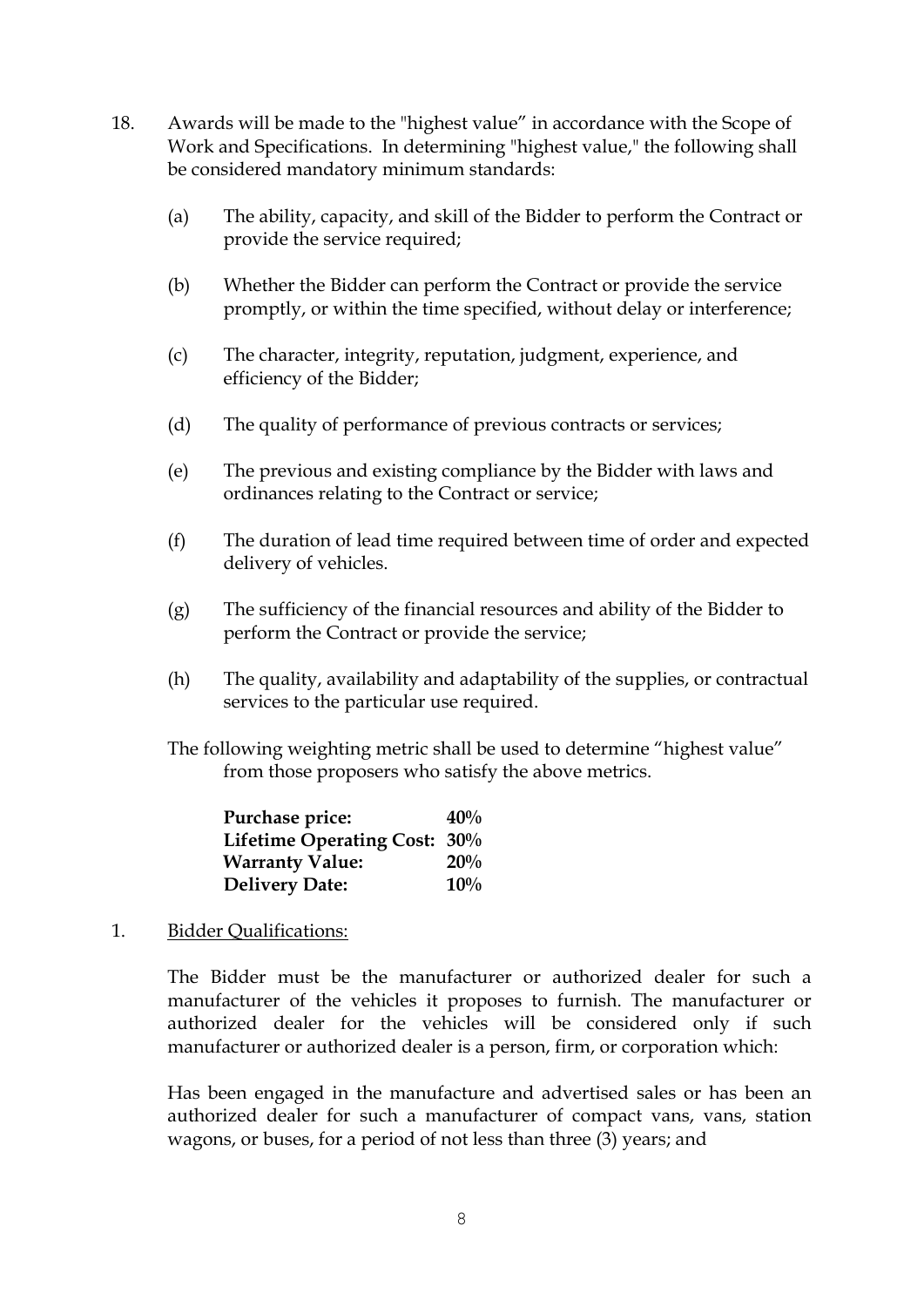18. Awards will be made to the "highest value” in accordance with the Scope of Work and Specifications. In determining "highest value," the following shall be considered mandatory minimum standards:

    (a) The ability, capacity, and skill of the Bidder to perform the Contract or provide the service required;

    (b) Whether the Bidder can perform the Contract or provide the service promptly, or within the time specified, without delay or interference;

    (c) The character, integrity, reputation, judgment, experience, and efficiency of the Bidder;

    (d) The quality of performance of previous contracts or services;

    (e) The previous and existing compliance by the Bidder with laws and ordinances relating to the Contract or service;

    (f) The duration of lead time required between time of order and expected delivery of vehicles.

    (g) The sufficiency of the financial resources and ability of the Bidder to perform the Contract or provide the service;

    (h) The quality, availability and adaptability of the supplies, or contractual services to the particular use required.

    The following weighting metric shall be used to determine “highest value” from those proposers who satisfy the above metrics.

    | | |
    |---|---|
    | **Purchase price:** | **40%** |
    | **Lifetime Operating Cost:** | **30%** |
    | **Warranty Value:** | **20%** |
    | **Delivery Date:** | **10%** |

1. <u>Bidder Qualifications:</u>

    The Bidder must be the manufacturer or authorized dealer for such a manufacturer of the vehicles it proposes to furnish. The manufacturer or authorized dealer for the vehicles will be considered only if such manufacturer or authorized dealer is a person, firm, or corporation which:

    Has been engaged in the manufacture and advertised sales or has been an authorized dealer for such a manufacturer of compact vans, vans, station wagons, or buses, for a period of not less than three (3) years; and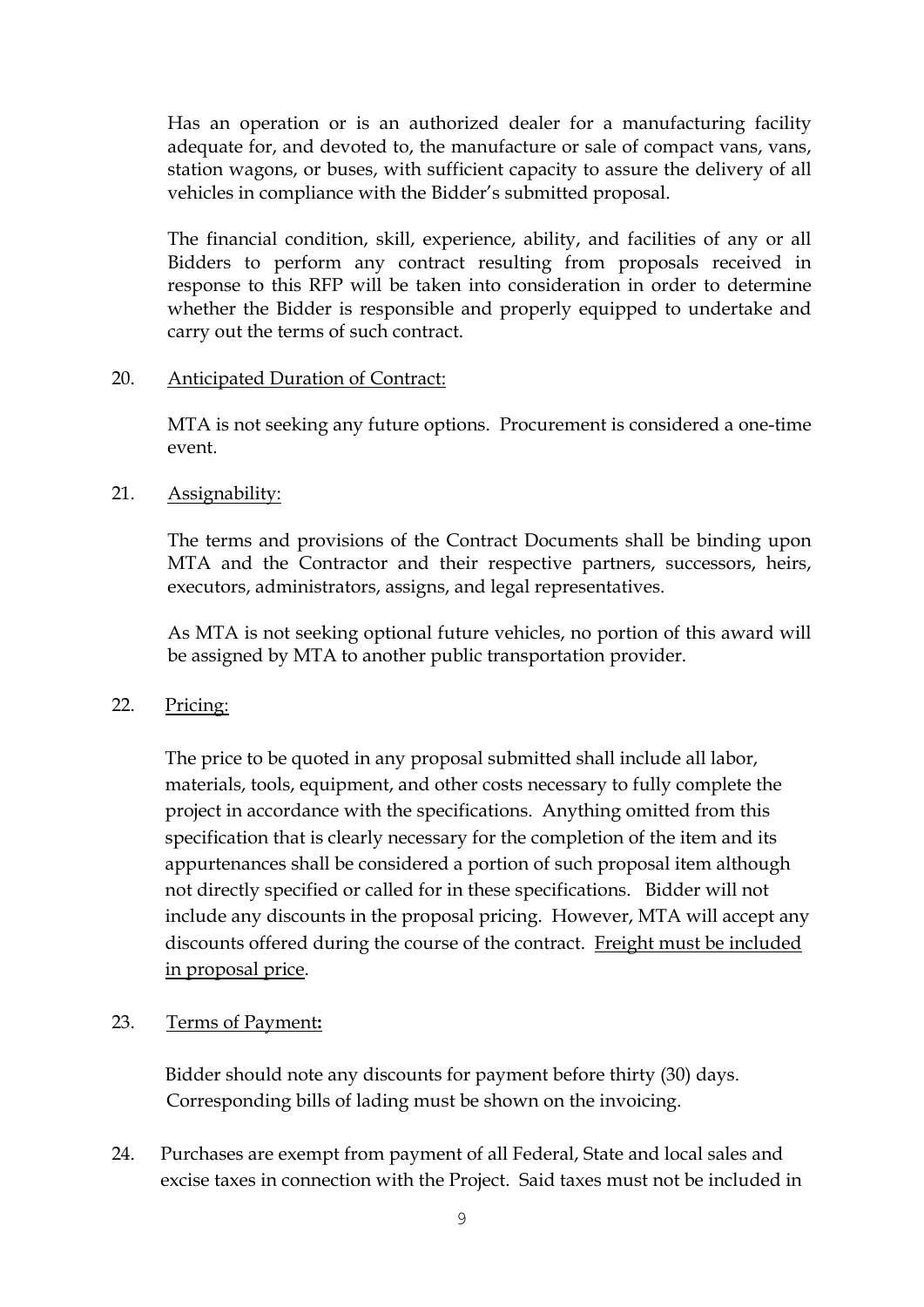Has an operation or is an authorized dealer for a manufacturing facility adequate for, and devoted to, the manufacture or sale of compact vans, vans, station wagons, or buses, with sufficient capacity to assure the delivery of all vehicles in compliance with the Bidder's submitted proposal.

The financial condition, skill, experience, ability, and facilities of any or all Bidders to perform any contract resulting from proposals received in response to this RFP will be taken into consideration in order to determine whether the Bidder is responsible and properly equipped to undertake and carry out the terms of such contract.

20. Anticipated Duration of Contract:

MTA is not seeking any future options. Procurement is considered a one-time event.

21. Assignability:

The terms and provisions of the Contract Documents shall be binding upon MTA and the Contractor and their respective partners, successors, heirs, executors, administrators, assigns, and legal representatives.

As MTA is not seeking optional future vehicles, no portion of this award will be assigned by MTA to another public transportation provider.

22. Pricing:

The price to be quoted in any proposal submitted shall include all labor, materials, tools, equipment, and other costs necessary to fully complete the project in accordance with the specifications. Anything omitted from this specification that is clearly necessary for the completion of the item and its appurtenances shall be considered a portion of such proposal item although not directly specified or called for in these specifications. Bidder will not include any discounts in the proposal pricing. However, MTA will accept any discounts offered during the course of the contract. Freight must be included in proposal price.

23. Terms of Payment**:**

Bidder should note any discounts for payment before thirty (30) days. Corresponding bills of lading must be shown on the invoicing.

24. Purchases are exempt from payment of all Federal, State and local sales and excise taxes in connection with the Project. Said taxes must not be included in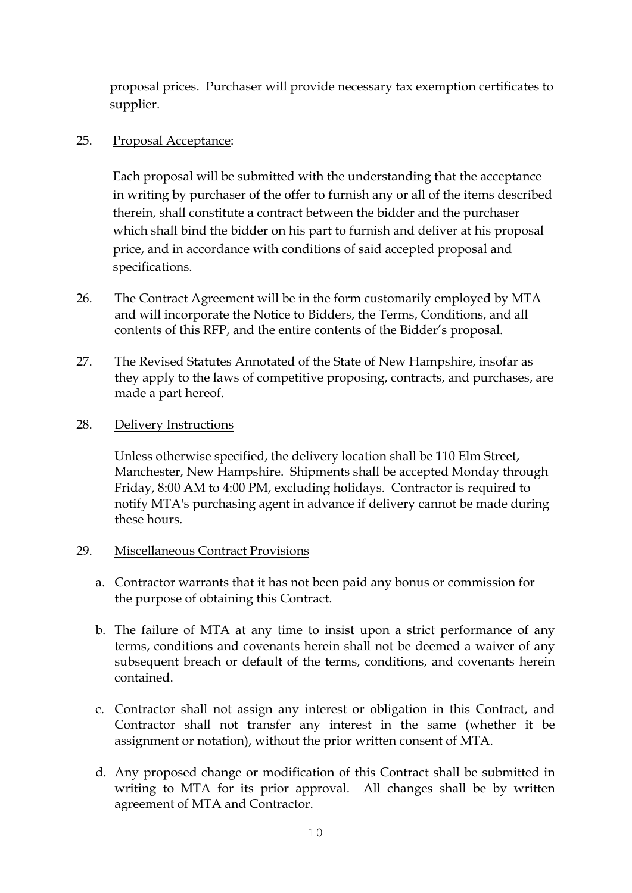proposal prices. Purchaser will provide necessary tax exemption certificates to supplier.

25. <u>Proposal Acceptance</u>:

 Each proposal will be submitted with the understanding that the acceptance in writing by purchaser of the offer to furnish any or all of the items described therein, shall constitute a contract between the bidder and the purchaser which shall bind the bidder on his part to furnish and deliver at his proposal price, and in accordance with conditions of said accepted proposal and specifications.

26. The Contract Agreement will be in the form customarily employed by MTA and will incorporate the Notice to Bidders, the Terms, Conditions, and all contents of this RFP, and the entire contents of the Bidder's proposal.

27. The Revised Statutes Annotated of the State of New Hampshire, insofar as they apply to the laws of competitive proposing, contracts, and purchases, are made a part hereof.

28. <u>Delivery Instructions</u>

 Unless otherwise specified, the delivery location shall be 110 Elm Street, Manchester, New Hampshire. Shipments shall be accepted Monday through Friday, 8:00 AM to 4:00 PM, excluding holidays. Contractor is required to notify MTA's purchasing agent in advance if delivery cannot be made during these hours.

29. <u>Miscellaneous Contract Provisions</u>

 a. Contractor warrants that it has not been paid any bonus or commission for the purpose of obtaining this Contract.

 b. The failure of MTA at any time to insist upon a strict performance of any terms, conditions and covenants herein shall not be deemed a waiver of any subsequent breach or default of the terms, conditions, and covenants herein contained.

 c. Contractor shall not assign any interest or obligation in this Contract, and Contractor shall not transfer any interest in the same (whether it be assignment or notation), without the prior written consent of MTA.

 d. Any proposed change or modification of this Contract shall be submitted in writing to MTA for its prior approval. All changes shall be by written agreement of MTA and Contractor.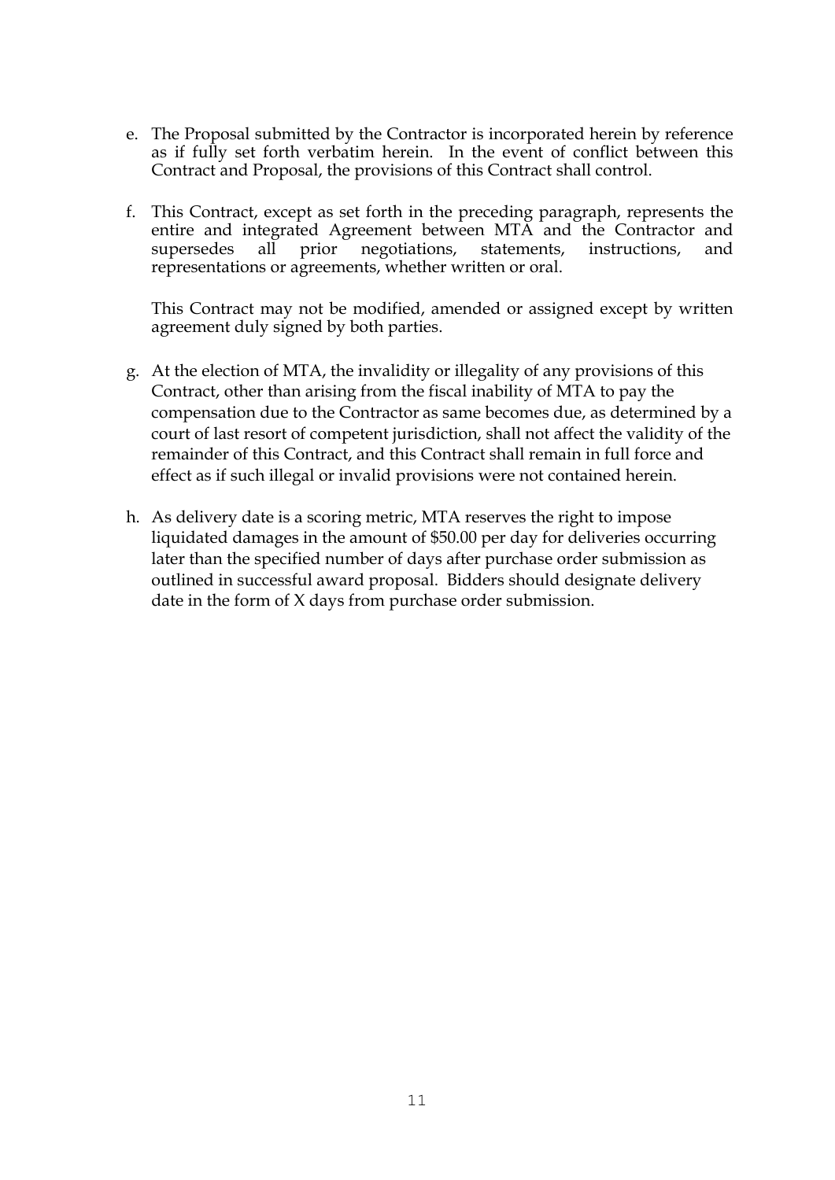e. The Proposal submitted by the Contractor is incorporated herein by reference as if fully set forth verbatim herein. In the event of conflict between this Contract and Proposal, the provisions of this Contract shall control.

f. This Contract, except as set forth in the preceding paragraph, represents the entire and integrated Agreement between MTA and the Contractor and supersedes all prior negotiations, statements, instructions, and representations or agreements, whether written or oral.

   This Contract may not be modified, amended or assigned except by written agreement duly signed by both parties.

g. At the election of MTA, the invalidity or illegality of any provisions of this Contract, other than arising from the fiscal inability of MTA to pay the compensation due to the Contractor as same becomes due, as determined by a court of last resort of competent jurisdiction, shall not affect the validity of the remainder of this Contract, and this Contract shall remain in full force and effect as if such illegal or invalid provisions were not contained herein.

h. As delivery date is a scoring metric, MTA reserves the right to impose liquidated damages in the amount of $50.00 per day for deliveries occurring later than the specified number of days after purchase order submission as outlined in successful award proposal. Bidders should designate delivery date in the form of X days from purchase order submission.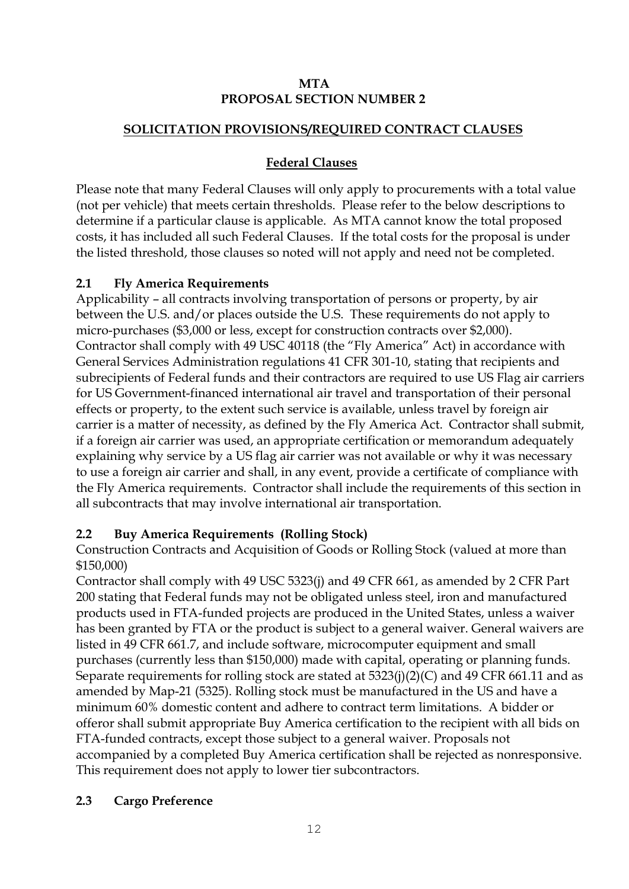**MTA**
**PROPOSAL SECTION NUMBER 2**

## SOLICITATION PROVISIONS/REQUIRED CONTRACT CLAUSES

### Federal Clauses

Please note that many Federal Clauses will only apply to procurements with a total value (not per vehicle) that meets certain thresholds. Please refer to the below descriptions to determine if a particular clause is applicable. As MTA cannot know the total proposed costs, it has included all such Federal Clauses. If the total costs for the proposal is under the listed threshold, those clauses so noted will not apply and need not be completed.

### 2.1 Fly America Requirements

Applicability – all contracts involving transportation of persons or property, by air between the U.S. and/or places outside the U.S. These requirements do not apply to micro-purchases ($3,000 or less, except for construction contracts over $2,000). Contractor shall comply with 49 USC 40118 (the "Fly America" Act) in accordance with General Services Administration regulations 41 CFR 301-10, stating that recipients and subrecipients of Federal funds and their contractors are required to use US Flag air carriers for US Government-financed international air travel and transportation of their personal effects or property, to the extent such service is available, unless travel by foreign air carrier is a matter of necessity, as defined by the Fly America Act. Contractor shall submit, if a foreign air carrier was used, an appropriate certification or memorandum adequately explaining why service by a US flag air carrier was not available or why it was necessary to use a foreign air carrier and shall, in any event, provide a certificate of compliance with the Fly America requirements. Contractor shall include the requirements of this section in all subcontracts that may involve international air transportation.

### 2.2 Buy America Requirements (Rolling Stock)

Construction Contracts and Acquisition of Goods or Rolling Stock (valued at more than $150,000)

Contractor shall comply with 49 USC 5323(j) and 49 CFR 661, as amended by 2 CFR Part 200 stating that Federal funds may not be obligated unless steel, iron and manufactured products used in FTA-funded projects are produced in the United States, unless a waiver has been granted by FTA or the product is subject to a general waiver. General waivers are listed in 49 CFR 661.7, and include software, microcomputer equipment and small purchases (currently less than $150,000) made with capital, operating or planning funds. Separate requirements for rolling stock are stated at 5323(j)(2)(C) and 49 CFR 661.11 and as amended by Map-21 (5325). Rolling stock must be manufactured in the US and have a minimum 60% domestic content and adhere to contract term limitations. A bidder or offeror shall submit appropriate Buy America certification to the recipient with all bids on FTA-funded contracts, except those subject to a general waiver. Proposals not accompanied by a completed Buy America certification shall be rejected as nonresponsive. This requirement does not apply to lower tier subcontractors.

### 2.3 Cargo Preference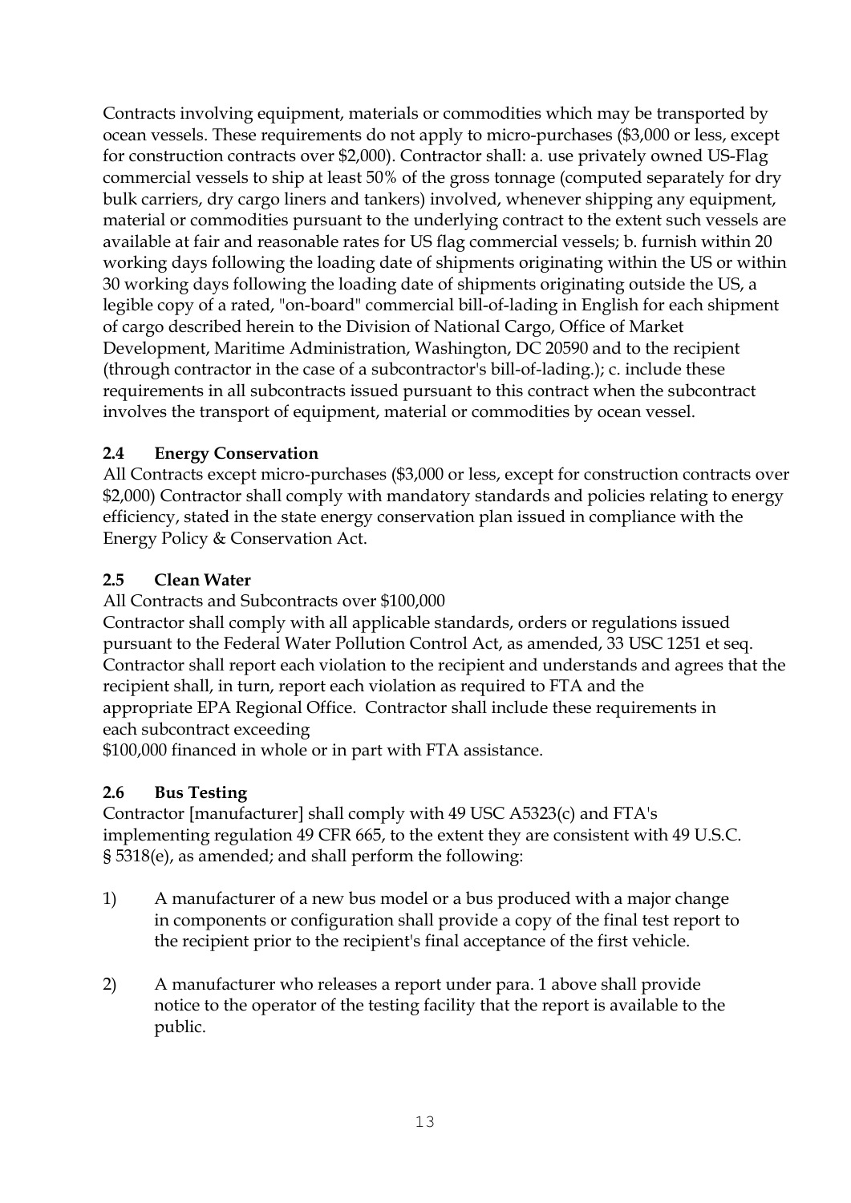Contracts involving equipment, materials or commodities which may be transported by ocean vessels. These requirements do not apply to micro-purchases ($3,000 or less, except for construction contracts over $2,000). Contractor shall: a. use privately owned US-Flag commercial vessels to ship at least 50% of the gross tonnage (computed separately for dry bulk carriers, dry cargo liners and tankers) involved, whenever shipping any equipment, material or commodities pursuant to the underlying contract to the extent such vessels are available at fair and reasonable rates for US flag commercial vessels; b. furnish within 20 working days following the loading date of shipments originating within the US or within 30 working days following the loading date of shipments originating outside the US, a legible copy of a rated, "on-board" commercial bill-of-lading in English for each shipment of cargo described herein to the Division of National Cargo, Office of Market Development, Maritime Administration, Washington, DC 20590 and to the recipient (through contractor in the case of a subcontractor's bill-of-lading.); c. include these requirements in all subcontracts issued pursuant to this contract when the subcontract involves the transport of equipment, material or commodities by ocean vessel.

### 2.4 Energy Conservation

All Contracts except micro-purchases ($3,000 or less, except for construction contracts over $2,000) Contractor shall comply with mandatory standards and policies relating to energy efficiency, stated in the state energy conservation plan issued in compliance with the Energy Policy & Conservation Act.

### 2.5 Clean Water

All Contracts and Subcontracts over $100,000

Contractor shall comply with all applicable standards, orders or regulations issued pursuant to the Federal Water Pollution Control Act, as amended, 33 USC 1251 et seq. Contractor shall report each violation to the recipient and understands and agrees that the recipient shall, in turn, report each violation as required to FTA and the appropriate EPA Regional Office. Contractor shall include these requirements in each subcontract exceeding $100,000 financed in whole or in part with FTA assistance.

### 2.6 Bus Testing

Contractor [manufacturer] shall comply with 49 USC A5323(c) and FTA's implementing regulation 49 CFR 665, to the extent they are consistent with 49 U.S.C. § 5318(e), as amended; and shall perform the following:

1) A manufacturer of a new bus model or a bus produced with a major change in components or configuration shall provide a copy of the final test report to the recipient prior to the recipient's final acceptance of the first vehicle.

2) A manufacturer who releases a report under para. 1 above shall provide notice to the operator of the testing facility that the report is available to the public.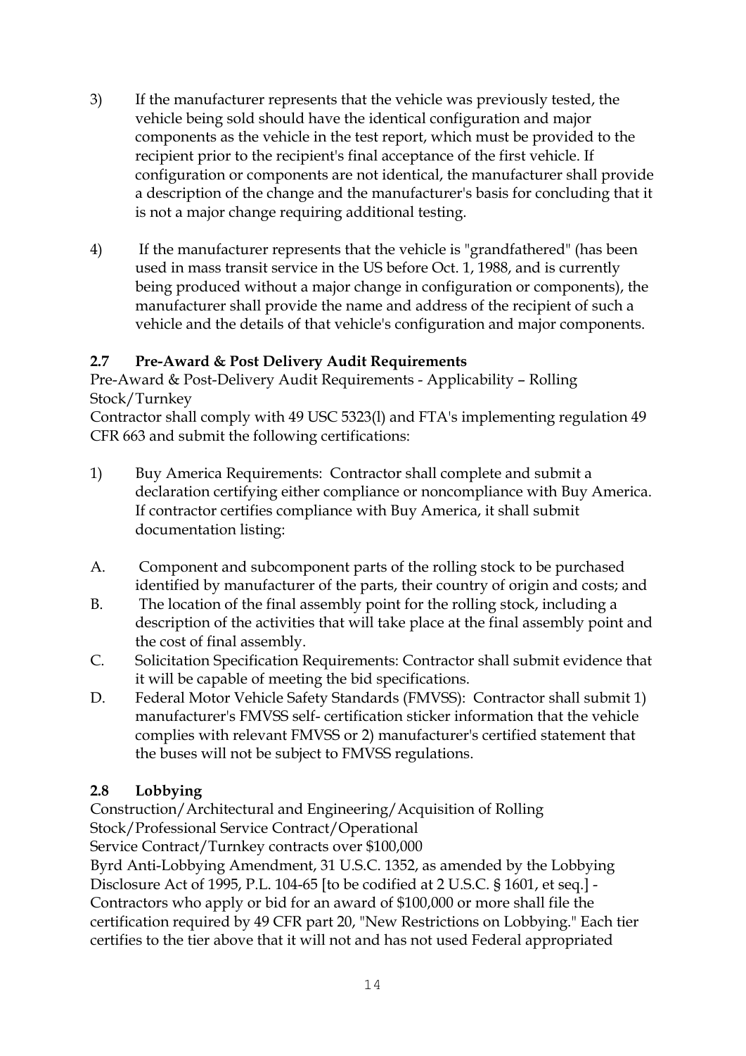3) If the manufacturer represents that the vehicle was previously tested, the vehicle being sold should have the identical configuration and major components as the vehicle in the test report, which must be provided to the recipient prior to the recipient's final acceptance of the first vehicle. If configuration or components are not identical, the manufacturer shall provide a description of the change and the manufacturer's basis for concluding that it is not a major change requiring additional testing.

4) If the manufacturer represents that the vehicle is "grandfathered" (has been used in mass transit service in the US before Oct. 1, 1988, and is currently being produced without a major change in configuration or components), the manufacturer shall provide the name and address of the recipient of such a vehicle and the details of that vehicle's configuration and major components.

### 2.7 Pre-Award & Post Delivery Audit Requirements

Pre-Award & Post-Delivery Audit Requirements - Applicability – Rolling Stock/Turnkey

Contractor shall comply with 49 USC 5323(l) and FTA's implementing regulation 49 CFR 663 and submit the following certifications:

1) Buy America Requirements: Contractor shall complete and submit a declaration certifying either compliance or noncompliance with Buy America. If contractor certifies compliance with Buy America, it shall submit documentation listing:

A. Component and subcomponent parts of the rolling stock to be purchased identified by manufacturer of the parts, their country of origin and costs; and

B. The location of the final assembly point for the rolling stock, including a description of the activities that will take place at the final assembly point and the cost of final assembly.

C. Solicitation Specification Requirements: Contractor shall submit evidence that it will be capable of meeting the bid specifications.

D. Federal Motor Vehicle Safety Standards (FMVSS): Contractor shall submit 1) manufacturer's FMVSS self- certification sticker information that the vehicle complies with relevant FMVSS or 2) manufacturer's certified statement that the buses will not be subject to FMVSS regulations.

### 2.8 Lobbying

Construction/Architectural and Engineering/Acquisition of Rolling Stock/Professional Service Contract/Operational Service Contract/Turnkey contracts over $100,000

Byrd Anti-Lobbying Amendment, 31 U.S.C. 1352, as amended by the Lobbying Disclosure Act of 1995, P.L. 104-65 [to be codified at 2 U.S.C. § 1601, et seq.] - Contractors who apply or bid for an award of $100,000 or more shall file the certification required by 49 CFR part 20, "New Restrictions on Lobbying." Each tier certifies to the tier above that it will not and has not used Federal appropriated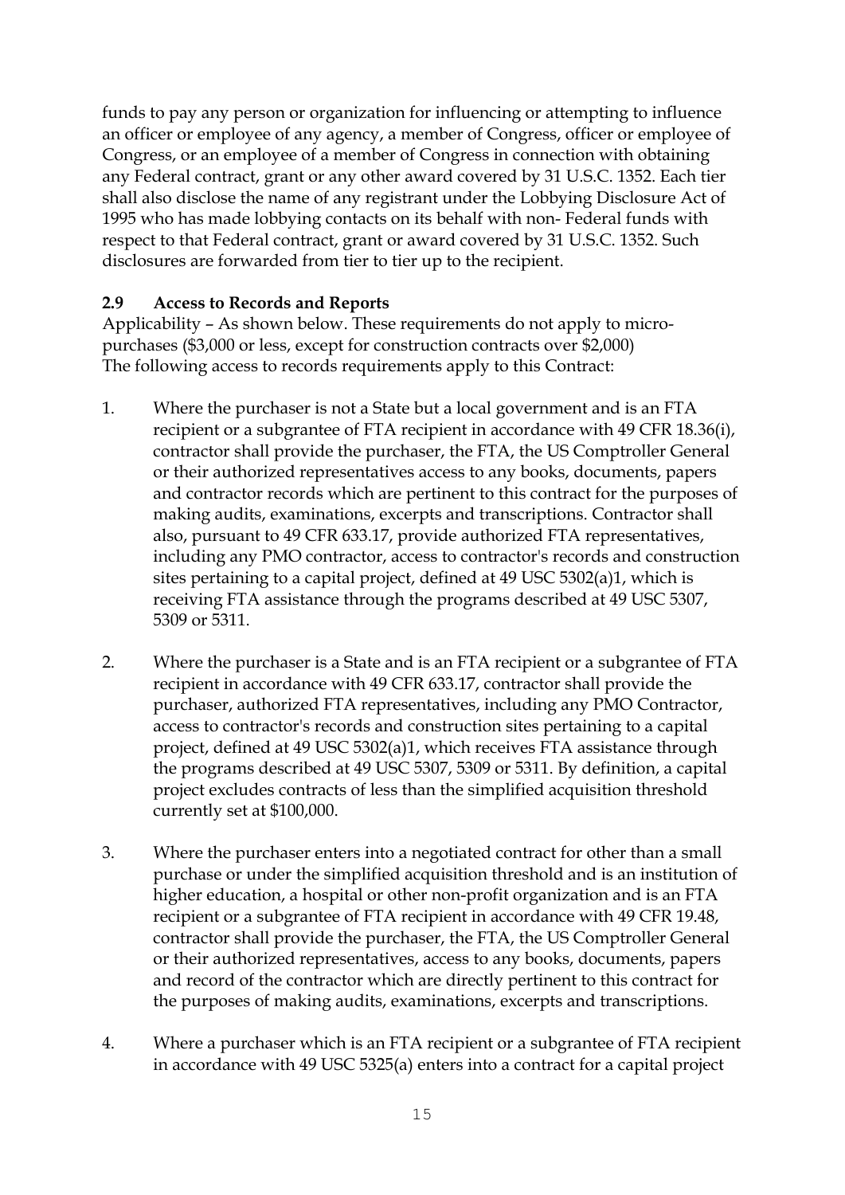funds to pay any person or organization for influencing or attempting to influence an officer or employee of any agency, a member of Congress, officer or employee of Congress, or an employee of a member of Congress in connection with obtaining any Federal contract, grant or any other award covered by 31 U.S.C. 1352. Each tier shall also disclose the name of any registrant under the Lobbying Disclosure Act of 1995 who has made lobbying contacts on its behalf with non- Federal funds with respect to that Federal contract, grant or award covered by 31 U.S.C. 1352. Such disclosures are forwarded from tier to tier up to the recipient.

### 2.9 Access to Records and Reports

Applicability – As shown below. These requirements do not apply to micro-purchases ($3,000 or less, except for construction contracts over $2,000)
The following access to records requirements apply to this Contract:

1. Where the purchaser is not a State but a local government and is an FTA recipient or a subgrantee of FTA recipient in accordance with 49 CFR 18.36(i), contractor shall provide the purchaser, the FTA, the US Comptroller General or their authorized representatives access to any books, documents, papers and contractor records which are pertinent to this contract for the purposes of making audits, examinations, excerpts and transcriptions. Contractor shall also, pursuant to 49 CFR 633.17, provide authorized FTA representatives, including any PMO contractor, access to contractor's records and construction sites pertaining to a capital project, defined at 49 USC 5302(a)1, which is receiving FTA assistance through the programs described at 49 USC 5307, 5309 or 5311.

2. Where the purchaser is a State and is an FTA recipient or a subgrantee of FTA recipient in accordance with 49 CFR 633.17, contractor shall provide the purchaser, authorized FTA representatives, including any PMO Contractor, access to contractor's records and construction sites pertaining to a capital project, defined at 49 USC 5302(a)1, which receives FTA assistance through the programs described at 49 USC 5307, 5309 or 5311. By definition, a capital project excludes contracts of less than the simplified acquisition threshold currently set at $100,000.

3. Where the purchaser enters into a negotiated contract for other than a small purchase or under the simplified acquisition threshold and is an institution of higher education, a hospital or other non-profit organization and is an FTA recipient or a subgrantee of FTA recipient in accordance with 49 CFR 19.48, contractor shall provide the purchaser, the FTA, the US Comptroller General or their authorized representatives, access to any books, documents, papers and record of the contractor which are directly pertinent to this contract for the purposes of making audits, examinations, excerpts and transcriptions.

4. Where a purchaser which is an FTA recipient or a subgrantee of FTA recipient in accordance with 49 USC 5325(a) enters into a contract for a capital project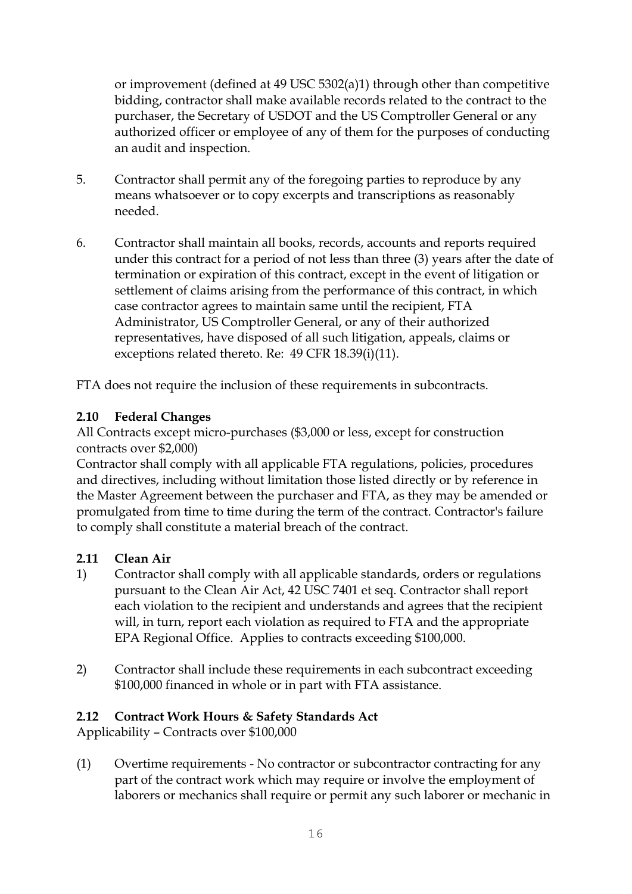or improvement (defined at 49 USC 5302(a)1) through other than competitive bidding, contractor shall make available records related to the contract to the purchaser, the Secretary of USDOT and the US Comptroller General or any authorized officer or employee of any of them for the purposes of conducting an audit and inspection.

5. Contractor shall permit any of the foregoing parties to reproduce by any means whatsoever or to copy excerpts and transcriptions as reasonably needed.

6. Contractor shall maintain all books, records, accounts and reports required under this contract for a period of not less than three (3) years after the date of termination or expiration of this contract, except in the event of litigation or settlement of claims arising from the performance of this contract, in which case contractor agrees to maintain same until the recipient, FTA Administrator, US Comptroller General, or any of their authorized representatives, have disposed of all such litigation, appeals, claims or exceptions related thereto. Re: 49 CFR 18.39(i)(11).

FTA does not require the inclusion of these requirements in subcontracts.

### 2.10 Federal Changes

All Contracts except micro-purchases ($3,000 or less, except for construction contracts over $2,000)

Contractor shall comply with all applicable FTA regulations, policies, procedures and directives, including without limitation those listed directly or by reference in the Master Agreement between the purchaser and FTA, as they may be amended or promulgated from time to time during the term of the contract. Contractor's failure to comply shall constitute a material breach of the contract.

### 2.11 Clean Air

1) Contractor shall comply with all applicable standards, orders or regulations pursuant to the Clean Air Act, 42 USC 7401 et seq. Contractor shall report each violation to the recipient and understands and agrees that the recipient will, in turn, report each violation as required to FTA and the appropriate EPA Regional Office. Applies to contracts exceeding $100,000.

2) Contractor shall include these requirements in each subcontract exceeding $100,000 financed in whole or in part with FTA assistance.

### 2.12 Contract Work Hours & Safety Standards Act

Applicability – Contracts over $100,000

(1) Overtime requirements - No contractor or subcontractor contracting for any part of the contract work which may require or involve the employment of laborers or mechanics shall require or permit any such laborer or mechanic in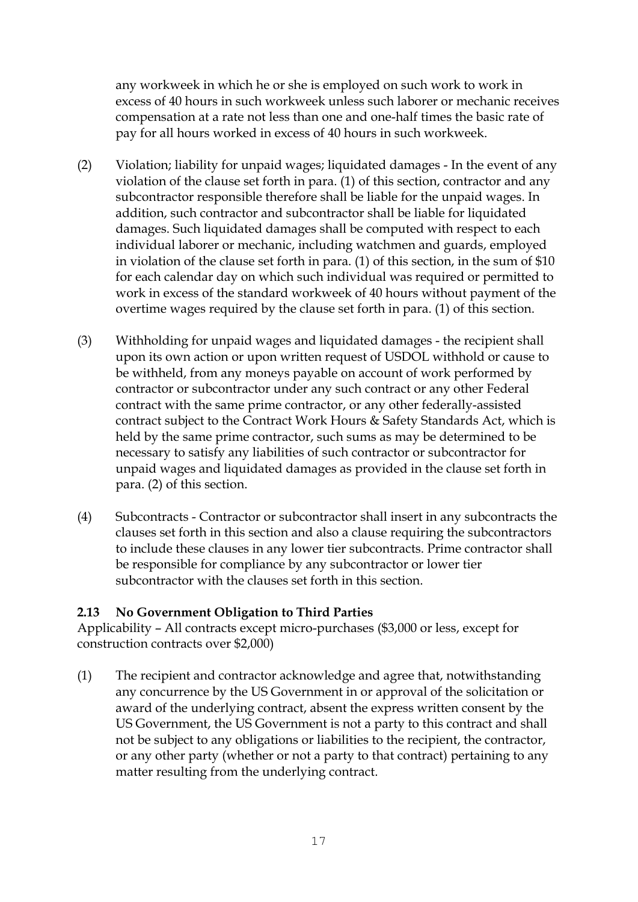any workweek in which he or she is employed on such work to work in excess of 40 hours in such workweek unless such laborer or mechanic receives compensation at a rate not less than one and one-half times the basic rate of pay for all hours worked in excess of 40 hours in such workweek.

(2) Violation; liability for unpaid wages; liquidated damages - In the event of any violation of the clause set forth in para. (1) of this section, contractor and any subcontractor responsible therefore shall be liable for the unpaid wages. In addition, such contractor and subcontractor shall be liable for liquidated damages. Such liquidated damages shall be computed with respect to each individual laborer or mechanic, including watchmen and guards, employed in violation of the clause set forth in para. (1) of this section, in the sum of $10 for each calendar day on which such individual was required or permitted to work in excess of the standard workweek of 40 hours without payment of the overtime wages required by the clause set forth in para. (1) of this section.

(3) Withholding for unpaid wages and liquidated damages - the recipient shall upon its own action or upon written request of USDOL withhold or cause to be withheld, from any moneys payable on account of work performed by contractor or subcontractor under any such contract or any other Federal contract with the same prime contractor, or any other federally-assisted contract subject to the Contract Work Hours & Safety Standards Act, which is held by the same prime contractor, such sums as may be determined to be necessary to satisfy any liabilities of such contractor or subcontractor for unpaid wages and liquidated damages as provided in the clause set forth in para. (2) of this section.

(4) Subcontracts - Contractor or subcontractor shall insert in any subcontracts the clauses set forth in this section and also a clause requiring the subcontractors to include these clauses in any lower tier subcontracts. Prime contractor shall be responsible for compliance by any subcontractor or lower tier subcontractor with the clauses set forth in this section.

### 2.13 No Government Obligation to Third Parties

Applicability – All contracts except micro-purchases ($3,000 or less, except for construction contracts over $2,000)

(1) The recipient and contractor acknowledge and agree that, notwithstanding any concurrence by the US Government in or approval of the solicitation or award of the underlying contract, absent the express written consent by the US Government, the US Government is not a party to this contract and shall not be subject to any obligations or liabilities to the recipient, the contractor, or any other party (whether or not a party to that contract) pertaining to any matter resulting from the underlying contract.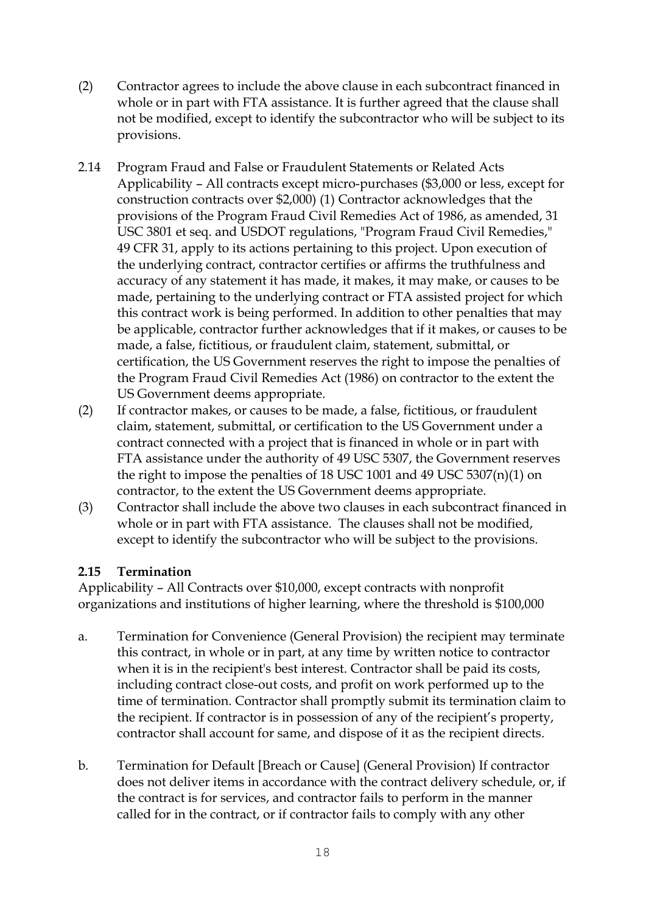(2) Contractor agrees to include the above clause in each subcontract financed in whole or in part with FTA assistance. It is further agreed that the clause shall not be modified, except to identify the subcontractor who will be subject to its provisions.

2.14 Program Fraud and False or Fraudulent Statements or Related Acts Applicability – All contracts except micro-purchases ($3,000 or less, except for construction contracts over $2,000) (1) Contractor acknowledges that the provisions of the Program Fraud Civil Remedies Act of 1986, as amended, 31 USC 3801 et seq. and USDOT regulations, "Program Fraud Civil Remedies," 49 CFR 31, apply to its actions pertaining to this project. Upon execution of the underlying contract, contractor certifies or affirms the truthfulness and accuracy of any statement it has made, it makes, it may make, or causes to be made, pertaining to the underlying contract or FTA assisted project for which this contract work is being performed. In addition to other penalties that may be applicable, contractor further acknowledges that if it makes, or causes to be made, a false, fictitious, or fraudulent claim, statement, submittal, or certification, the US Government reserves the right to impose the penalties of the Program Fraud Civil Remedies Act (1986) on contractor to the extent the US Government deems appropriate.

(2) If contractor makes, or causes to be made, a false, fictitious, or fraudulent claim, statement, submittal, or certification to the US Government under a contract connected with a project that is financed in whole or in part with FTA assistance under the authority of 49 USC 5307, the Government reserves the right to impose the penalties of 18 USC 1001 and 49 USC 5307(n)(1) on contractor, to the extent the US Government deems appropriate.

(3) Contractor shall include the above two clauses in each subcontract financed in whole or in part with FTA assistance. The clauses shall not be modified, except to identify the subcontractor who will be subject to the provisions.

**2.15 Termination**

Applicability – All Contracts over $10,000, except contracts with nonprofit organizations and institutions of higher learning, where the threshold is $100,000

a. Termination for Convenience (General Provision) the recipient may terminate this contract, in whole or in part, at any time by written notice to contractor when it is in the recipient's best interest. Contractor shall be paid its costs, including contract close-out costs, and profit on work performed up to the time of termination. Contractor shall promptly submit its termination claim to the recipient. If contractor is in possession of any of the recipient's property, contractor shall account for same, and dispose of it as the recipient directs.

b. Termination for Default [Breach or Cause] (General Provision) If contractor does not deliver items in accordance with the contract delivery schedule, or, if the contract is for services, and contractor fails to perform in the manner called for in the contract, or if contractor fails to comply with any other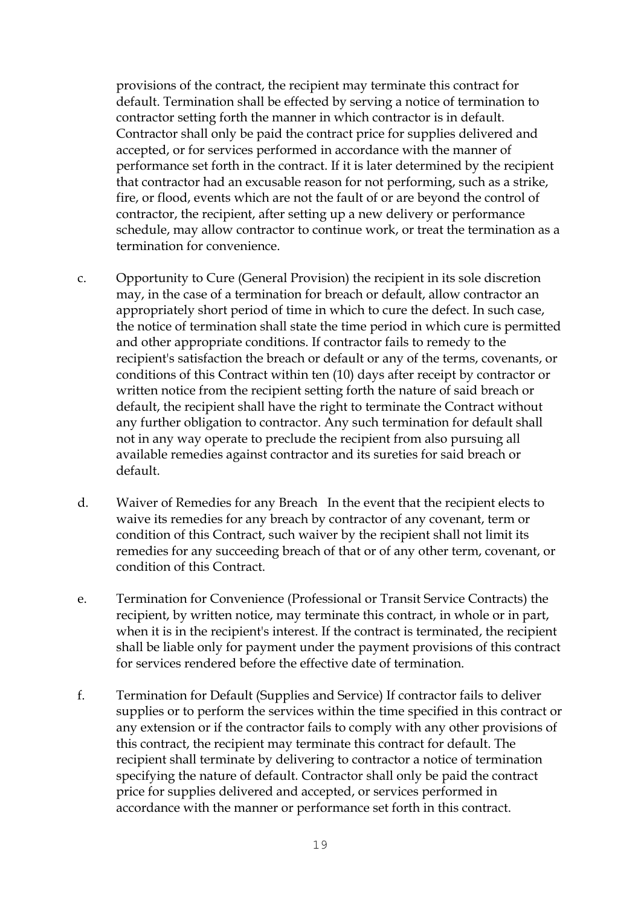provisions of the contract, the recipient may terminate this contract for default. Termination shall be effected by serving a notice of termination to contractor setting forth the manner in which contractor is in default. Contractor shall only be paid the contract price for supplies delivered and accepted, or for services performed in accordance with the manner of performance set forth in the contract. If it is later determined by the recipient that contractor had an excusable reason for not performing, such as a strike, fire, or flood, events which are not the fault of or are beyond the control of contractor, the recipient, after setting up a new delivery or performance schedule, may allow contractor to continue work, or treat the termination as a termination for convenience.

c. Opportunity to Cure (General Provision) the recipient in its sole discretion may, in the case of a termination for breach or default, allow contractor an appropriately short period of time in which to cure the defect. In such case, the notice of termination shall state the time period in which cure is permitted and other appropriate conditions. If contractor fails to remedy to the recipient's satisfaction the breach or default or any of the terms, covenants, or conditions of this Contract within ten (10) days after receipt by contractor or written notice from the recipient setting forth the nature of said breach or default, the recipient shall have the right to terminate the Contract without any further obligation to contractor. Any such termination for default shall not in any way operate to preclude the recipient from also pursuing all available remedies against contractor and its sureties for said breach or default.

d. Waiver of Remedies for any Breach In the event that the recipient elects to waive its remedies for any breach by contractor of any covenant, term or condition of this Contract, such waiver by the recipient shall not limit its remedies for any succeeding breach of that or of any other term, covenant, or condition of this Contract.

e. Termination for Convenience (Professional or Transit Service Contracts) the recipient, by written notice, may terminate this contract, in whole or in part, when it is in the recipient's interest. If the contract is terminated, the recipient shall be liable only for payment under the payment provisions of this contract for services rendered before the effective date of termination.

f. Termination for Default (Supplies and Service) If contractor fails to deliver supplies or to perform the services within the time specified in this contract or any extension or if the contractor fails to comply with any other provisions of this contract, the recipient may terminate this contract for default. The recipient shall terminate by delivering to contractor a notice of termination specifying the nature of default. Contractor shall only be paid the contract price for supplies delivered and accepted, or services performed in accordance with the manner or performance set forth in this contract.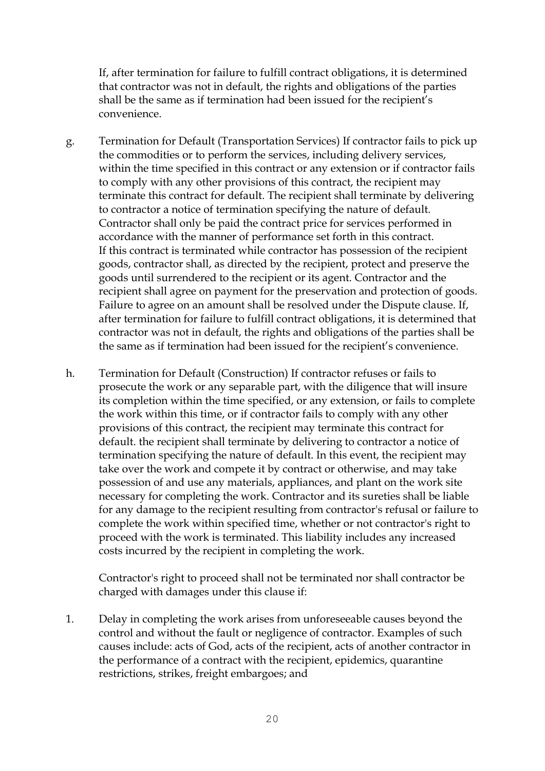If, after termination for failure to fulfill contract obligations, it is determined that contractor was not in default, the rights and obligations of the parties shall be the same as if termination had been issued for the recipient's convenience.

g. Termination for Default (Transportation Services) If contractor fails to pick up the commodities or to perform the services, including delivery services, within the time specified in this contract or any extension or if contractor fails to comply with any other provisions of this contract, the recipient may terminate this contract for default. The recipient shall terminate by delivering to contractor a notice of termination specifying the nature of default. Contractor shall only be paid the contract price for services performed in accordance with the manner of performance set forth in this contract. If this contract is terminated while contractor has possession of the recipient goods, contractor shall, as directed by the recipient, protect and preserve the goods until surrendered to the recipient or its agent. Contractor and the recipient shall agree on payment for the preservation and protection of goods. Failure to agree on an amount shall be resolved under the Dispute clause. If, after termination for failure to fulfill contract obligations, it is determined that contractor was not in default, the rights and obligations of the parties shall be the same as if termination had been issued for the recipient's convenience.

h. Termination for Default (Construction) If contractor refuses or fails to prosecute the work or any separable part, with the diligence that will insure its completion within the time specified, or any extension, or fails to complete the work within this time, or if contractor fails to comply with any other provisions of this contract, the recipient may terminate this contract for default. the recipient shall terminate by delivering to contractor a notice of termination specifying the nature of default. In this event, the recipient may take over the work and compete it by contract or otherwise, and may take possession of and use any materials, appliances, and plant on the work site necessary for completing the work. Contractor and its sureties shall be liable for any damage to the recipient resulting from contractor's refusal or failure to complete the work within specified time, whether or not contractor's right to proceed with the work is terminated. This liability includes any increased costs incurred by the recipient in completing the work.

Contractor's right to proceed shall not be terminated nor shall contractor be charged with damages under this clause if:

1. Delay in completing the work arises from unforeseeable causes beyond the control and without the fault or negligence of contractor. Examples of such causes include: acts of God, acts of the recipient, acts of another contractor in the performance of a contract with the recipient, epidemics, quarantine restrictions, strikes, freight embargoes; and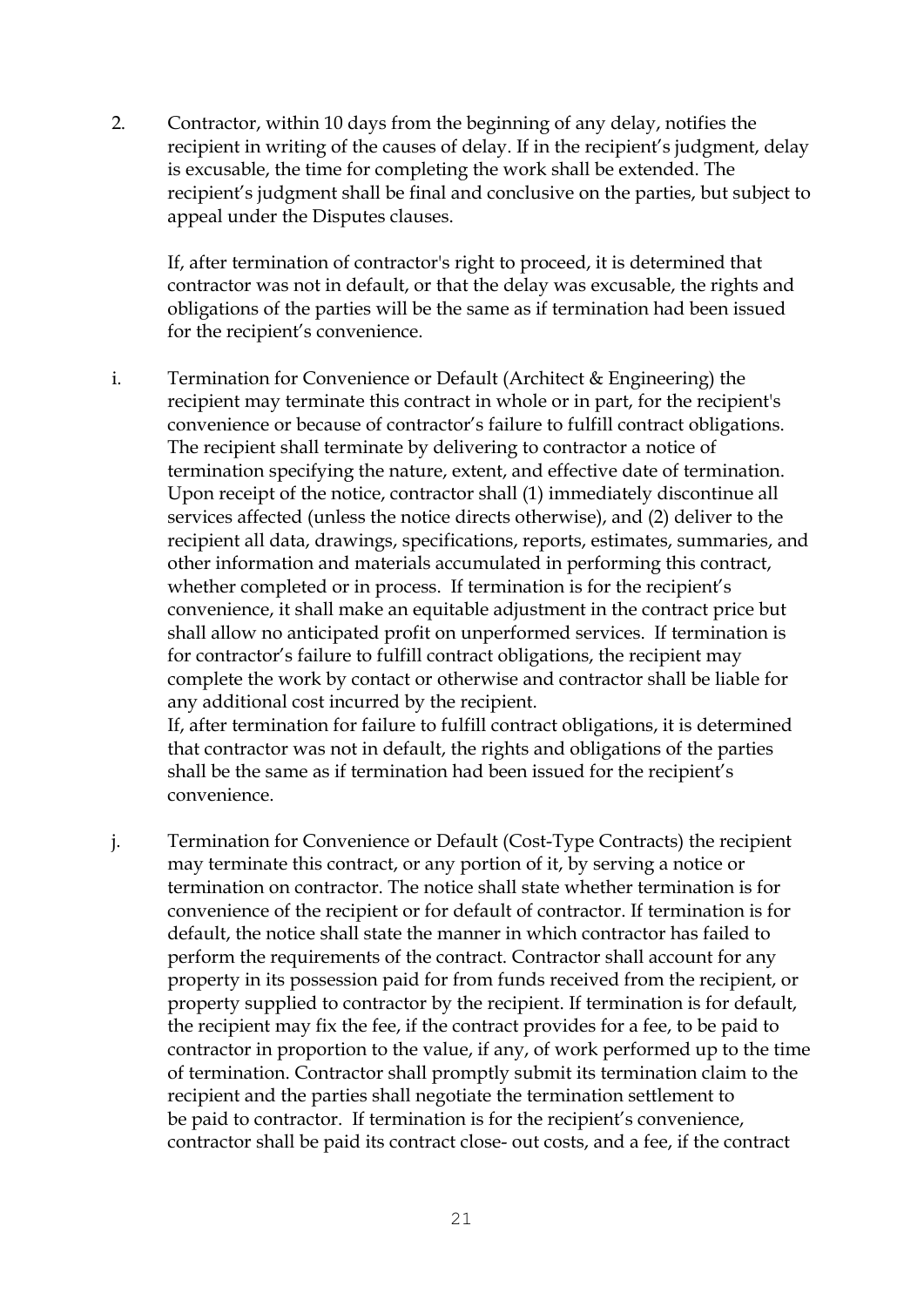2. Contractor, within 10 days from the beginning of any delay, notifies the recipient in writing of the causes of delay. If in the recipient's judgment, delay is excusable, the time for completing the work shall be extended. The recipient's judgment shall be final and conclusive on the parties, but subject to appeal under the Disputes clauses.

   If, after termination of contractor's right to proceed, it is determined that contractor was not in default, or that the delay was excusable, the rights and obligations of the parties will be the same as if termination had been issued for the recipient's convenience.

i. Termination for Convenience or Default (Architect & Engineering) the recipient may terminate this contract in whole or in part, for the recipient's convenience or because of contractor's failure to fulfill contract obligations. The recipient shall terminate by delivering to contractor a notice of termination specifying the nature, extent, and effective date of termination. Upon receipt of the notice, contractor shall (1) immediately discontinue all services affected (unless the notice directs otherwise), and (2) deliver to the recipient all data, drawings, specifications, reports, estimates, summaries, and other information and materials accumulated in performing this contract, whether completed or in process. If termination is for the recipient's convenience, it shall make an equitable adjustment in the contract price but shall allow no anticipated profit on unperformed services. If termination is for contractor's failure to fulfill contract obligations, the recipient may complete the work by contact or otherwise and contractor shall be liable for any additional cost incurred by the recipient.
   If, after termination for failure to fulfill contract obligations, it is determined that contractor was not in default, the rights and obligations of the parties shall be the same as if termination had been issued for the recipient's convenience.

j. Termination for Convenience or Default (Cost-Type Contracts) the recipient may terminate this contract, or any portion of it, by serving a notice or termination on contractor. The notice shall state whether termination is for convenience of the recipient or for default of contractor. If termination is for default, the notice shall state the manner in which contractor has failed to perform the requirements of the contract. Contractor shall account for any property in its possession paid for from funds received from the recipient, or property supplied to contractor by the recipient. If termination is for default, the recipient may fix the fee, if the contract provides for a fee, to be paid to contractor in proportion to the value, if any, of work performed up to the time of termination. Contractor shall promptly submit its termination claim to the recipient and the parties shall negotiate the termination settlement to be paid to contractor. If termination is for the recipient's convenience, contractor shall be paid its contract close- out costs, and a fee, if the contract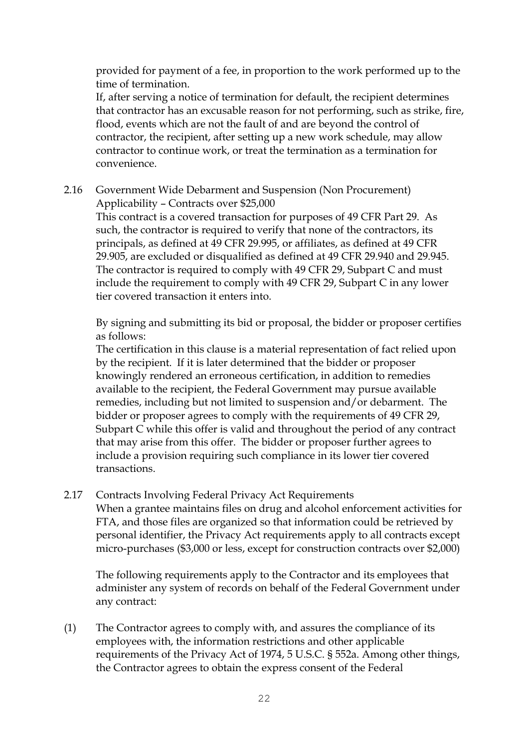provided for payment of a fee, in proportion to the work performed up to the time of termination.

If, after serving a notice of termination for default, the recipient determines that contractor has an excusable reason for not performing, such as strike, fire, flood, events which are not the fault of and are beyond the control of contractor, the recipient, after setting up a new work schedule, may allow contractor to continue work, or treat the termination as a termination for convenience.

2.16 Government Wide Debarment and Suspension (Non Procurement)
Applicability – Contracts over $25,000

This contract is a covered transaction for purposes of 49 CFR Part 29. As such, the contractor is required to verify that none of the contractors, its principals, as defined at 49 CFR 29.995, or affiliates, as defined at 49 CFR 29.905, are excluded or disqualified as defined at 49 CFR 29.940 and 29.945. The contractor is required to comply with 49 CFR 29, Subpart C and must include the requirement to comply with 49 CFR 29, Subpart C in any lower tier covered transaction it enters into.

By signing and submitting its bid or proposal, the bidder or proposer certifies as follows:

The certification in this clause is a material representation of fact relied upon by the recipient. If it is later determined that the bidder or proposer knowingly rendered an erroneous certification, in addition to remedies available to the recipient, the Federal Government may pursue available remedies, including but not limited to suspension and/or debarment. The bidder or proposer agrees to comply with the requirements of 49 CFR 29, Subpart C while this offer is valid and throughout the period of any contract that may arise from this offer. The bidder or proposer further agrees to include a provision requiring such compliance in its lower tier covered transactions.

2.17 Contracts Involving Federal Privacy Act Requirements

When a grantee maintains files on drug and alcohol enforcement activities for FTA, and those files are organized so that information could be retrieved by personal identifier, the Privacy Act requirements apply to all contracts except micro-purchases ($3,000 or less, except for construction contracts over $2,000)

The following requirements apply to the Contractor and its employees that administer any system of records on behalf of the Federal Government under any contract:

(1) The Contractor agrees to comply with, and assures the compliance of its employees with, the information restrictions and other applicable requirements of the Privacy Act of 1974, 5 U.S.C. § 552a. Among other things, the Contractor agrees to obtain the express consent of the Federal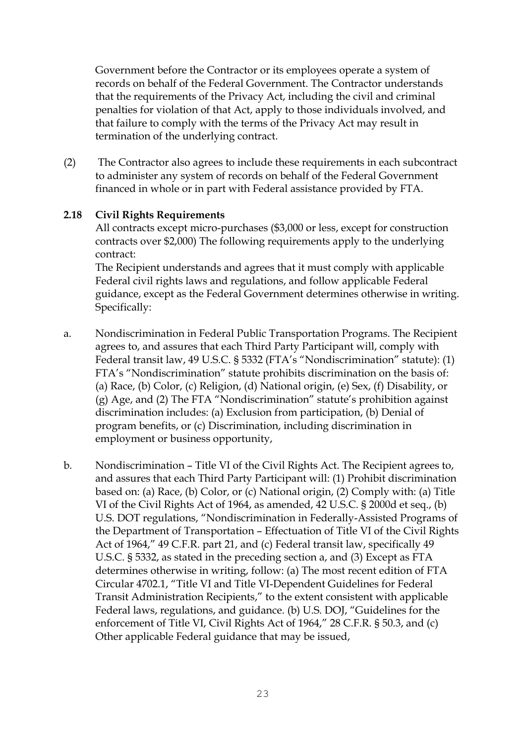Government before the Contractor or its employees operate a system of records on behalf of the Federal Government. The Contractor understands that the requirements of the Privacy Act, including the civil and criminal penalties for violation of that Act, apply to those individuals involved, and that failure to comply with the terms of the Privacy Act may result in termination of the underlying contract.

(2) The Contractor also agrees to include these requirements in each subcontract to administer any system of records on behalf of the Federal Government financed in whole or in part with Federal assistance provided by FTA.

### 2.18 Civil Rights Requirements

All contracts except micro-purchases ($3,000 or less, except for construction contracts over $2,000) The following requirements apply to the underlying contract:

The Recipient understands and agrees that it must comply with applicable Federal civil rights laws and regulations, and follow applicable Federal guidance, except as the Federal Government determines otherwise in writing. Specifically:

a. Nondiscrimination in Federal Public Transportation Programs. The Recipient agrees to, and assures that each Third Party Participant will, comply with Federal transit law, 49 U.S.C. § 5332 (FTA's "Nondiscrimination" statute): (1) FTA's "Nondiscrimination" statute prohibits discrimination on the basis of: (a) Race, (b) Color, (c) Religion, (d) National origin, (e) Sex, (f) Disability, or (g) Age, and (2) The FTA "Nondiscrimination" statute's prohibition against discrimination includes: (a) Exclusion from participation, (b) Denial of program benefits, or (c) Discrimination, including discrimination in employment or business opportunity,

b. Nondiscrimination – Title VI of the Civil Rights Act. The Recipient agrees to, and assures that each Third Party Participant will: (1) Prohibit discrimination based on: (a) Race, (b) Color, or (c) National origin, (2) Comply with: (a) Title VI of the Civil Rights Act of 1964, as amended, 42 U.S.C. § 2000d et seq., (b) U.S. DOT regulations, "Nondiscrimination in Federally-Assisted Programs of the Department of Transportation – Effectuation of Title VI of the Civil Rights Act of 1964," 49 C.F.R. part 21, and (c) Federal transit law, specifically 49 U.S.C. § 5332, as stated in the preceding section a, and (3) Except as FTA determines otherwise in writing, follow: (a) The most recent edition of FTA Circular 4702.1, "Title VI and Title VI-Dependent Guidelines for Federal Transit Administration Recipients," to the extent consistent with applicable Federal laws, regulations, and guidance. (b) U.S. DOJ, "Guidelines for the enforcement of Title VI, Civil Rights Act of 1964," 28 C.F.R. § 50.3, and (c) Other applicable Federal guidance that may be issued,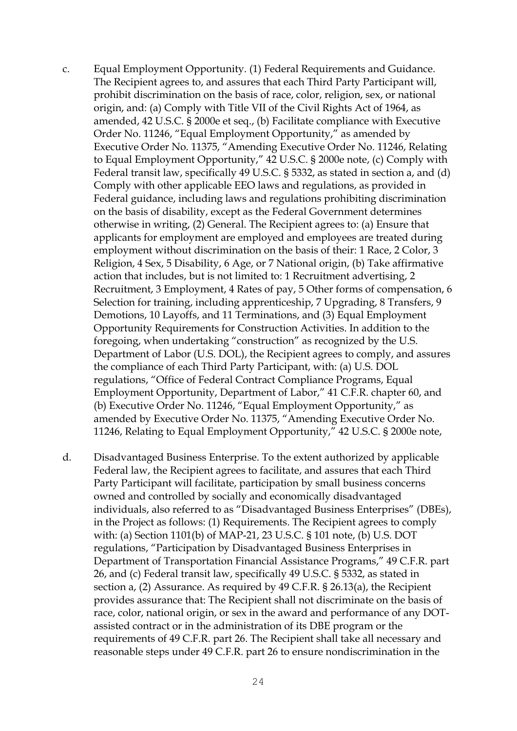c. Equal Employment Opportunity. (1) Federal Requirements and Guidance. The Recipient agrees to, and assures that each Third Party Participant will, prohibit discrimination on the basis of race, color, religion, sex, or national origin, and: (a) Comply with Title VII of the Civil Rights Act of 1964, as amended, 42 U.S.C. § 2000e et seq., (b) Facilitate compliance with Executive Order No. 11246, "Equal Employment Opportunity," as amended by Executive Order No. 11375, "Amending Executive Order No. 11246, Relating to Equal Employment Opportunity," 42 U.S.C. § 2000e note, (c) Comply with Federal transit law, specifically 49 U.S.C. § 5332, as stated in section a, and (d) Comply with other applicable EEO laws and regulations, as provided in Federal guidance, including laws and regulations prohibiting discrimination on the basis of disability, except as the Federal Government determines otherwise in writing, (2) General. The Recipient agrees to: (a) Ensure that applicants for employment are employed and employees are treated during employment without discrimination on the basis of their: 1 Race, 2 Color, 3 Religion, 4 Sex, 5 Disability, 6 Age, or 7 National origin, (b) Take affirmative action that includes, but is not limited to: 1 Recruitment advertising, 2 Recruitment, 3 Employment, 4 Rates of pay, 5 Other forms of compensation, 6 Selection for training, including apprenticeship, 7 Upgrading, 8 Transfers, 9 Demotions, 10 Layoffs, and 11 Terminations, and (3) Equal Employment Opportunity Requirements for Construction Activities. In addition to the foregoing, when undertaking "construction" as recognized by the U.S. Department of Labor (U.S. DOL), the Recipient agrees to comply, and assures the compliance of each Third Party Participant, with: (a) U.S. DOL regulations, "Office of Federal Contract Compliance Programs, Equal Employment Opportunity, Department of Labor," 41 C.F.R. chapter 60, and (b) Executive Order No. 11246, "Equal Employment Opportunity," as amended by Executive Order No. 11375, "Amending Executive Order No. 11246, Relating to Equal Employment Opportunity," 42 U.S.C. § 2000e note,

d. Disadvantaged Business Enterprise. To the extent authorized by applicable Federal law, the Recipient agrees to facilitate, and assures that each Third Party Participant will facilitate, participation by small business concerns owned and controlled by socially and economically disadvantaged individuals, also referred to as "Disadvantaged Business Enterprises" (DBEs), in the Project as follows: (1) Requirements. The Recipient agrees to comply with: (a) Section 1101(b) of MAP-21, 23 U.S.C. § 101 note, (b) U.S. DOT regulations, "Participation by Disadvantaged Business Enterprises in Department of Transportation Financial Assistance Programs," 49 C.F.R. part 26, and (c) Federal transit law, specifically 49 U.S.C. § 5332, as stated in section a, (2) Assurance. As required by 49 C.F.R. § 26.13(a), the Recipient provides assurance that: The Recipient shall not discriminate on the basis of race, color, national origin, or sex in the award and performance of any DOT-assisted contract or in the administration of its DBE program or the requirements of 49 C.F.R. part 26. The Recipient shall take all necessary and reasonable steps under 49 C.F.R. part 26 to ensure nondiscrimination in the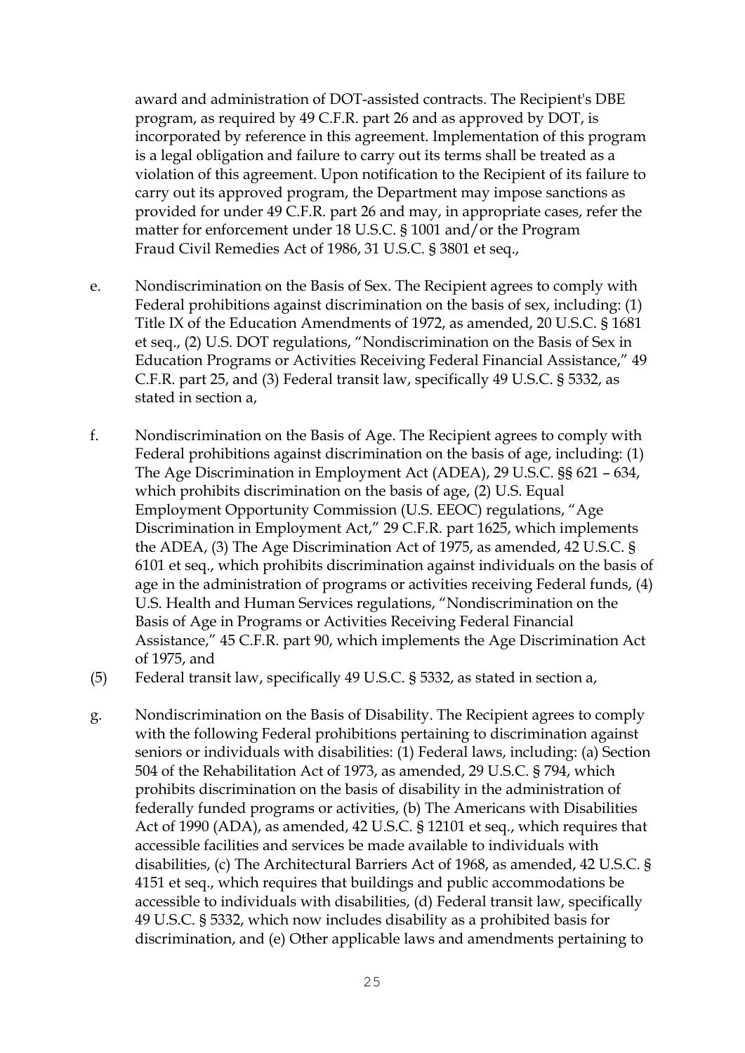award and administration of DOT-assisted contracts. The Recipient's DBE program, as required by 49 C.F.R. part 26 and as approved by DOT, is incorporated by reference in this agreement. Implementation of this program is a legal obligation and failure to carry out its terms shall be treated as a violation of this agreement. Upon notification to the Recipient of its failure to carry out its approved program, the Department may impose sanctions as provided for under 49 C.F.R. part 26 and may, in appropriate cases, refer the matter for enforcement under 18 U.S.C. § 1001 and/or the Program Fraud Civil Remedies Act of 1986, 31 U.S.C. § 3801 et seq.,

e. Nondiscrimination on the Basis of Sex. The Recipient agrees to comply with Federal prohibitions against discrimination on the basis of sex, including: (1) Title IX of the Education Amendments of 1972, as amended, 20 U.S.C. § 1681 et seq., (2) U.S. DOT regulations, "Nondiscrimination on the Basis of Sex in Education Programs or Activities Receiving Federal Financial Assistance," 49 C.F.R. part 25, and (3) Federal transit law, specifically 49 U.S.C. § 5332, as stated in section a,

f. Nondiscrimination on the Basis of Age. The Recipient agrees to comply with Federal prohibitions against discrimination on the basis of age, including: (1) The Age Discrimination in Employment Act (ADEA), 29 U.S.C. §§ 621 – 634, which prohibits discrimination on the basis of age, (2) U.S. Equal Employment Opportunity Commission (U.S. EEOC) regulations, "Age Discrimination in Employment Act," 29 C.F.R. part 1625, which implements the ADEA, (3) The Age Discrimination Act of 1975, as amended, 42 U.S.C. § 6101 et seq., which prohibits discrimination against individuals on the basis of age in the administration of programs or activities receiving Federal funds, (4) U.S. Health and Human Services regulations, "Nondiscrimination on the Basis of Age in Programs or Activities Receiving Federal Financial Assistance," 45 C.F.R. part 90, which implements the Age Discrimination Act of 1975, and

(5) Federal transit law, specifically 49 U.S.C. § 5332, as stated in section a,

g. Nondiscrimination on the Basis of Disability. The Recipient agrees to comply with the following Federal prohibitions pertaining to discrimination against seniors or individuals with disabilities: (1) Federal laws, including: (a) Section 504 of the Rehabilitation Act of 1973, as amended, 29 U.S.C. § 794, which prohibits discrimination on the basis of disability in the administration of federally funded programs or activities, (b) The Americans with Disabilities Act of 1990 (ADA), as amended, 42 U.S.C. § 12101 et seq., which requires that accessible facilities and services be made available to individuals with disabilities, (c) The Architectural Barriers Act of 1968, as amended, 42 U.S.C. § 4151 et seq., which requires that buildings and public accommodations be accessible to individuals with disabilities, (d) Federal transit law, specifically 49 U.S.C. § 5332, which now includes disability as a prohibited basis for discrimination, and (e) Other applicable laws and amendments pertaining to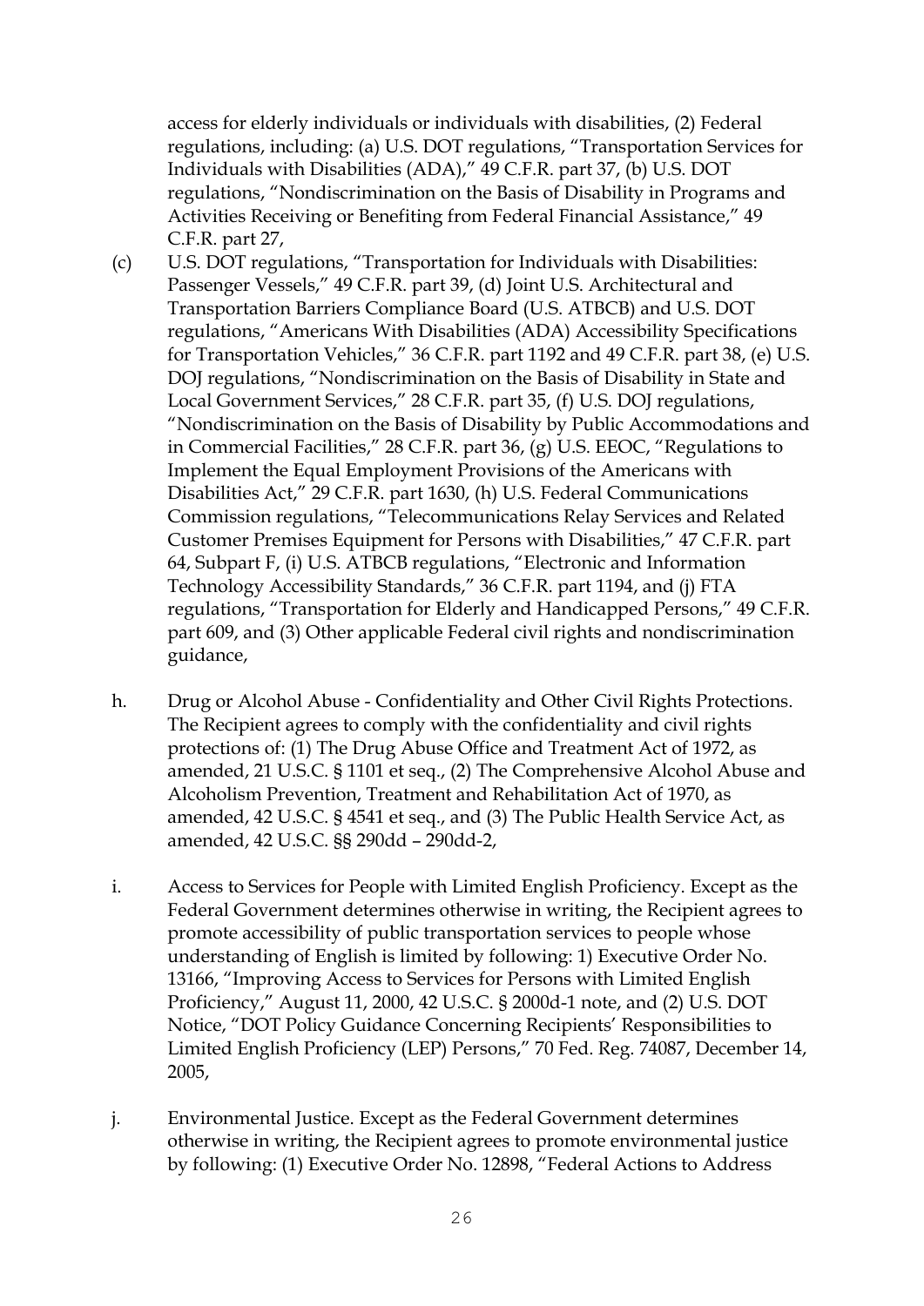access for elderly individuals or individuals with disabilities, (2) Federal regulations, including: (a) U.S. DOT regulations, "Transportation Services for Individuals with Disabilities (ADA)," 49 C.F.R. part 37, (b) U.S. DOT regulations, "Nondiscrimination on the Basis of Disability in Programs and Activities Receiving or Benefiting from Federal Financial Assistance," 49 C.F.R. part 27,

(c) U.S. DOT regulations, "Transportation for Individuals with Disabilities: Passenger Vessels," 49 C.F.R. part 39, (d) Joint U.S. Architectural and Transportation Barriers Compliance Board (U.S. ATBCB) and U.S. DOT regulations, "Americans With Disabilities (ADA) Accessibility Specifications for Transportation Vehicles," 36 C.F.R. part 1192 and 49 C.F.R. part 38, (e) U.S. DOJ regulations, "Nondiscrimination on the Basis of Disability in State and Local Government Services," 28 C.F.R. part 35, (f) U.S. DOJ regulations, "Nondiscrimination on the Basis of Disability by Public Accommodations and in Commercial Facilities," 28 C.F.R. part 36, (g) U.S. EEOC, "Regulations to Implement the Equal Employment Provisions of the Americans with Disabilities Act," 29 C.F.R. part 1630, (h) U.S. Federal Communications Commission regulations, "Telecommunications Relay Services and Related Customer Premises Equipment for Persons with Disabilities," 47 C.F.R. part 64, Subpart F, (i) U.S. ATBCB regulations, "Electronic and Information Technology Accessibility Standards," 36 C.F.R. part 1194, and (j) FTA regulations, "Transportation for Elderly and Handicapped Persons," 49 C.F.R. part 609, and (3) Other applicable Federal civil rights and nondiscrimination guidance,

h. Drug or Alcohol Abuse - Confidentiality and Other Civil Rights Protections. The Recipient agrees to comply with the confidentiality and civil rights protections of: (1) The Drug Abuse Office and Treatment Act of 1972, as amended, 21 U.S.C. § 1101 et seq., (2) The Comprehensive Alcohol Abuse and Alcoholism Prevention, Treatment and Rehabilitation Act of 1970, as amended, 42 U.S.C. § 4541 et seq., and (3) The Public Health Service Act, as amended, 42 U.S.C. §§ 290dd – 290dd-2,

i. Access to Services for People with Limited English Proficiency. Except as the Federal Government determines otherwise in writing, the Recipient agrees to promote accessibility of public transportation services to people whose understanding of English is limited by following: 1) Executive Order No. 13166, "Improving Access to Services for Persons with Limited English Proficiency," August 11, 2000, 42 U.S.C. § 2000d-1 note, and (2) U.S. DOT Notice, "DOT Policy Guidance Concerning Recipients' Responsibilities to Limited English Proficiency (LEP) Persons," 70 Fed. Reg. 74087, December 14, 2005,

j. Environmental Justice. Except as the Federal Government determines otherwise in writing, the Recipient agrees to promote environmental justice by following: (1) Executive Order No. 12898, "Federal Actions to Address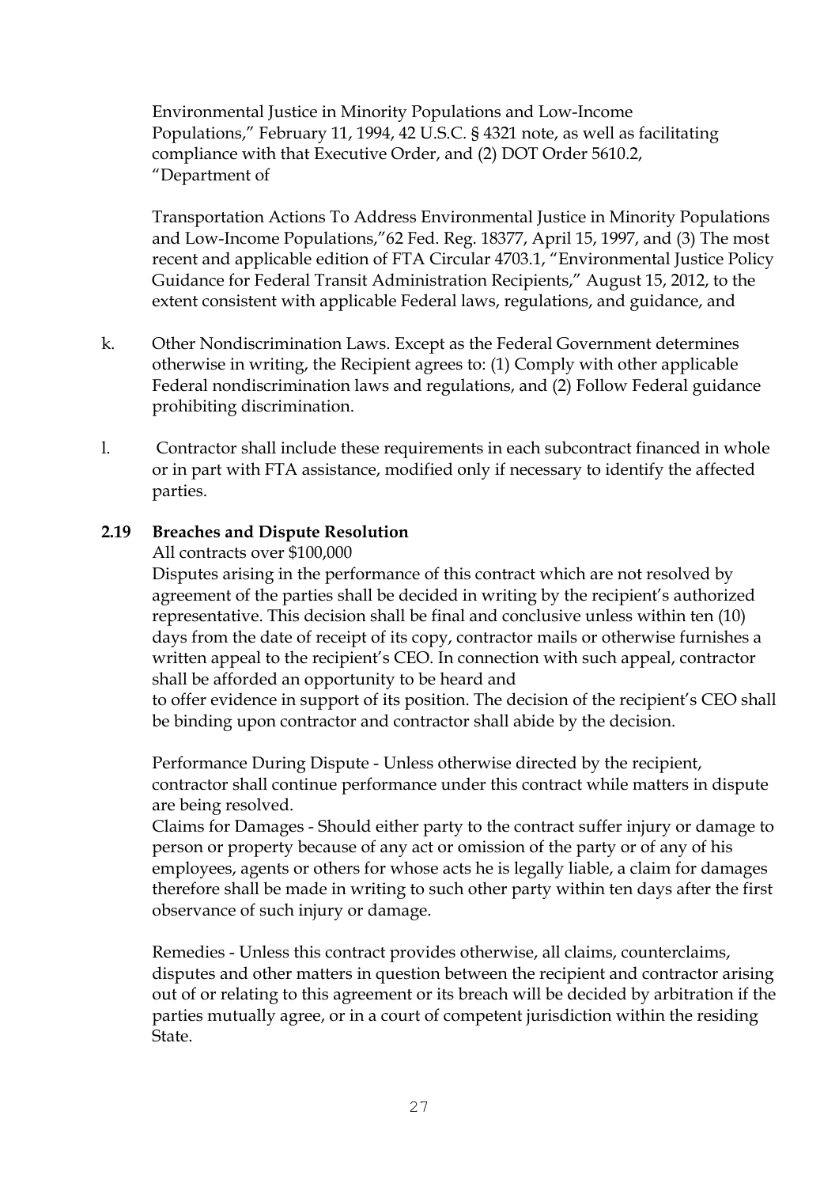Environmental Justice in Minority Populations and Low-Income Populations," February 11, 1994, 42 U.S.C. § 4321 note, as well as facilitating compliance with that Executive Order, and (2) DOT Order 5610.2, "Department of

Transportation Actions To Address Environmental Justice in Minority Populations and Low-Income Populations,"62 Fed. Reg. 18377, April 15, 1997, and (3) The most recent and applicable edition of FTA Circular 4703.1, "Environmental Justice Policy Guidance for Federal Transit Administration Recipients," August 15, 2012, to the extent consistent with applicable Federal laws, regulations, and guidance, and

k. Other Nondiscrimination Laws. Except as the Federal Government determines otherwise in writing, the Recipient agrees to: (1) Comply with other applicable Federal nondiscrimination laws and regulations, and (2) Follow Federal guidance prohibiting discrimination.

l. Contractor shall include these requirements in each subcontract financed in whole or in part with FTA assistance, modified only if necessary to identify the affected parties.

**2.19 Breaches and Dispute Resolution**

All contracts over $100,000

Disputes arising in the performance of this contract which are not resolved by agreement of the parties shall be decided in writing by the recipient's authorized representative. This decision shall be final and conclusive unless within ten (10) days from the date of receipt of its copy, contractor mails or otherwise furnishes a written appeal to the recipient's CEO. In connection with such appeal, contractor shall be afforded an opportunity to be heard and to offer evidence in support of its position. The decision of the recipient's CEO shall be binding upon contractor and contractor shall abide by the decision.

Performance During Dispute - Unless otherwise directed by the recipient, contractor shall continue performance under this contract while matters in dispute are being resolved.

Claims for Damages - Should either party to the contract suffer injury or damage to person or property because of any act or omission of the party or of any of his employees, agents or others for whose acts he is legally liable, a claim for damages therefore shall be made in writing to such other party within ten days after the first observance of such injury or damage.

Remedies - Unless this contract provides otherwise, all claims, counterclaims, disputes and other matters in question between the recipient and contractor arising out of or relating to this agreement or its breach will be decided by arbitration if the parties mutually agree, or in a court of competent jurisdiction within the residing State.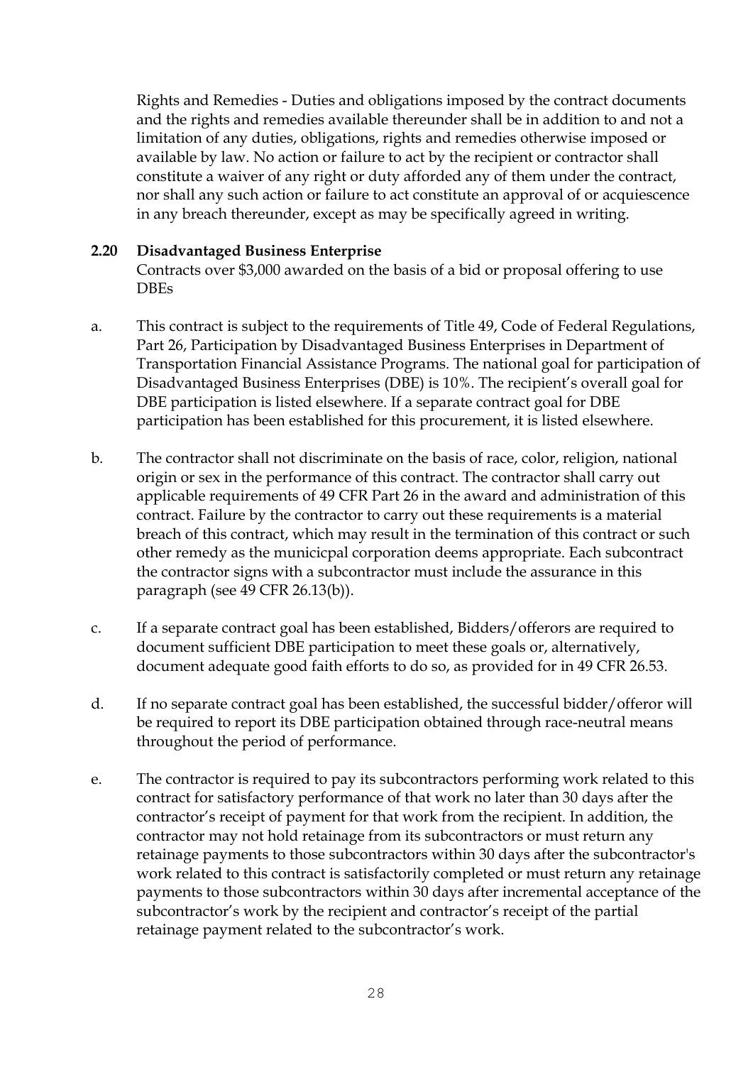Rights and Remedies - Duties and obligations imposed by the contract documents and the rights and remedies available thereunder shall be in addition to and not a limitation of any duties, obligations, rights and remedies otherwise imposed or available by law. No action or failure to act by the recipient or contractor shall constitute a waiver of any right or duty afforded any of them under the contract, nor shall any such action or failure to act constitute an approval of or acquiescence in any breach thereunder, except as may be specifically agreed in writing.

### 2.20 Disadvantaged Business Enterprise

Contracts over $3,000 awarded on the basis of a bid or proposal offering to use DBEs

a. This contract is subject to the requirements of Title 49, Code of Federal Regulations, Part 26, Participation by Disadvantaged Business Enterprises in Department of Transportation Financial Assistance Programs. The national goal for participation of Disadvantaged Business Enterprises (DBE) is 10%. The recipient's overall goal for DBE participation is listed elsewhere. If a separate contract goal for DBE participation has been established for this procurement, it is listed elsewhere.

b. The contractor shall not discriminate on the basis of race, color, religion, national origin or sex in the performance of this contract. The contractor shall carry out applicable requirements of 49 CFR Part 26 in the award and administration of this contract. Failure by the contractor to carry out these requirements is a material breach of this contract, which may result in the termination of this contract or such other remedy as the municicpal corporation deems appropriate. Each subcontract the contractor signs with a subcontractor must include the assurance in this paragraph (see 49 CFR 26.13(b)).

c. If a separate contract goal has been established, Bidders/offerors are required to document sufficient DBE participation to meet these goals or, alternatively, document adequate good faith efforts to do so, as provided for in 49 CFR 26.53.

d. If no separate contract goal has been established, the successful bidder/offeror will be required to report its DBE participation obtained through race-neutral means throughout the period of performance.

e. The contractor is required to pay its subcontractors performing work related to this contract for satisfactory performance of that work no later than 30 days after the contractor's receipt of payment for that work from the recipient. In addition, the contractor may not hold retainage from its subcontractors or must return any retainage payments to those subcontractors within 30 days after the subcontractor's work related to this contract is satisfactorily completed or must return any retainage payments to those subcontractors within 30 days after incremental acceptance of the subcontractor's work by the recipient and contractor's receipt of the partial retainage payment related to the subcontractor's work.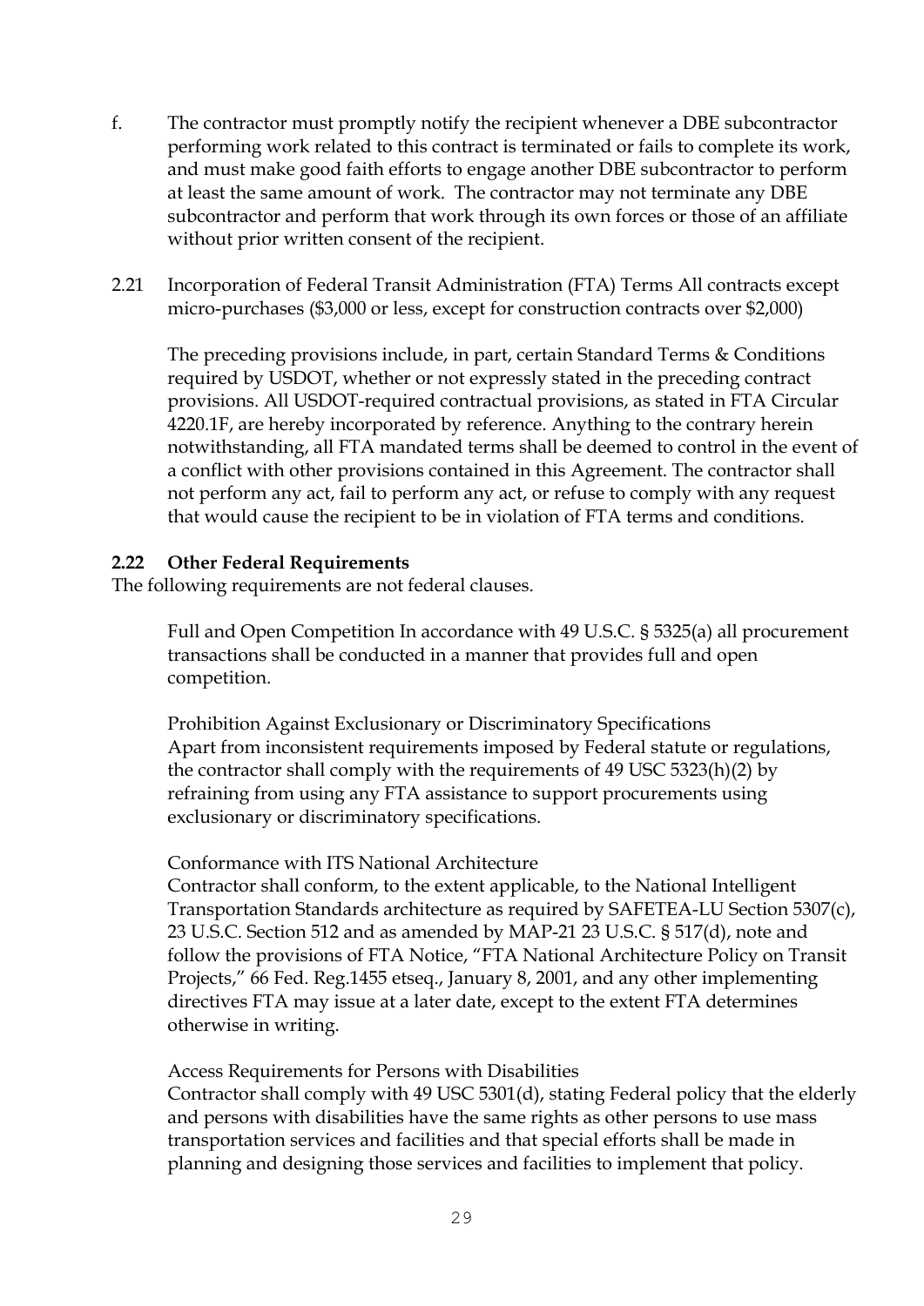f. The contractor must promptly notify the recipient whenever a DBE subcontractor performing work related to this contract is terminated or fails to complete its work, and must make good faith efforts to engage another DBE subcontractor to perform at least the same amount of work. The contractor may not terminate any DBE subcontractor and perform that work through its own forces or those of an affiliate without prior written consent of the recipient.

2.21 Incorporation of Federal Transit Administration (FTA) Terms All contracts except micro-purchases ($3,000 or less, except for construction contracts over $2,000)

The preceding provisions include, in part, certain Standard Terms & Conditions required by USDOT, whether or not expressly stated in the preceding contract provisions. All USDOT-required contractual provisions, as stated in FTA Circular 4220.1F, are hereby incorporated by reference. Anything to the contrary herein notwithstanding, all FTA mandated terms shall be deemed to control in the event of a conflict with other provisions contained in this Agreement. The contractor shall not perform any act, fail to perform any act, or refuse to comply with any request that would cause the recipient to be in violation of FTA terms and conditions.

**2.22 Other Federal Requirements**

The following requirements are not federal clauses.

Full and Open Competition In accordance with 49 U.S.C. § 5325(a) all procurement transactions shall be conducted in a manner that provides full and open competition.

Prohibition Against Exclusionary or Discriminatory Specifications
Apart from inconsistent requirements imposed by Federal statute or regulations, the contractor shall comply with the requirements of 49 USC 5323(h)(2) by refraining from using any FTA assistance to support procurements using exclusionary or discriminatory specifications.

Conformance with ITS National Architecture
Contractor shall conform, to the extent applicable, to the National Intelligent Transportation Standards architecture as required by SAFETEA-LU Section 5307(c), 23 U.S.C. Section 512 and as amended by MAP-21 23 U.S.C. § 517(d), note and follow the provisions of FTA Notice, "FTA National Architecture Policy on Transit Projects," 66 Fed. Reg.1455 etseq., January 8, 2001, and any other implementing directives FTA may issue at a later date, except to the extent FTA determines otherwise in writing.

Access Requirements for Persons with Disabilities
Contractor shall comply with 49 USC 5301(d), stating Federal policy that the elderly and persons with disabilities have the same rights as other persons to use mass transportation services and facilities and that special efforts shall be made in planning and designing those services and facilities to implement that policy.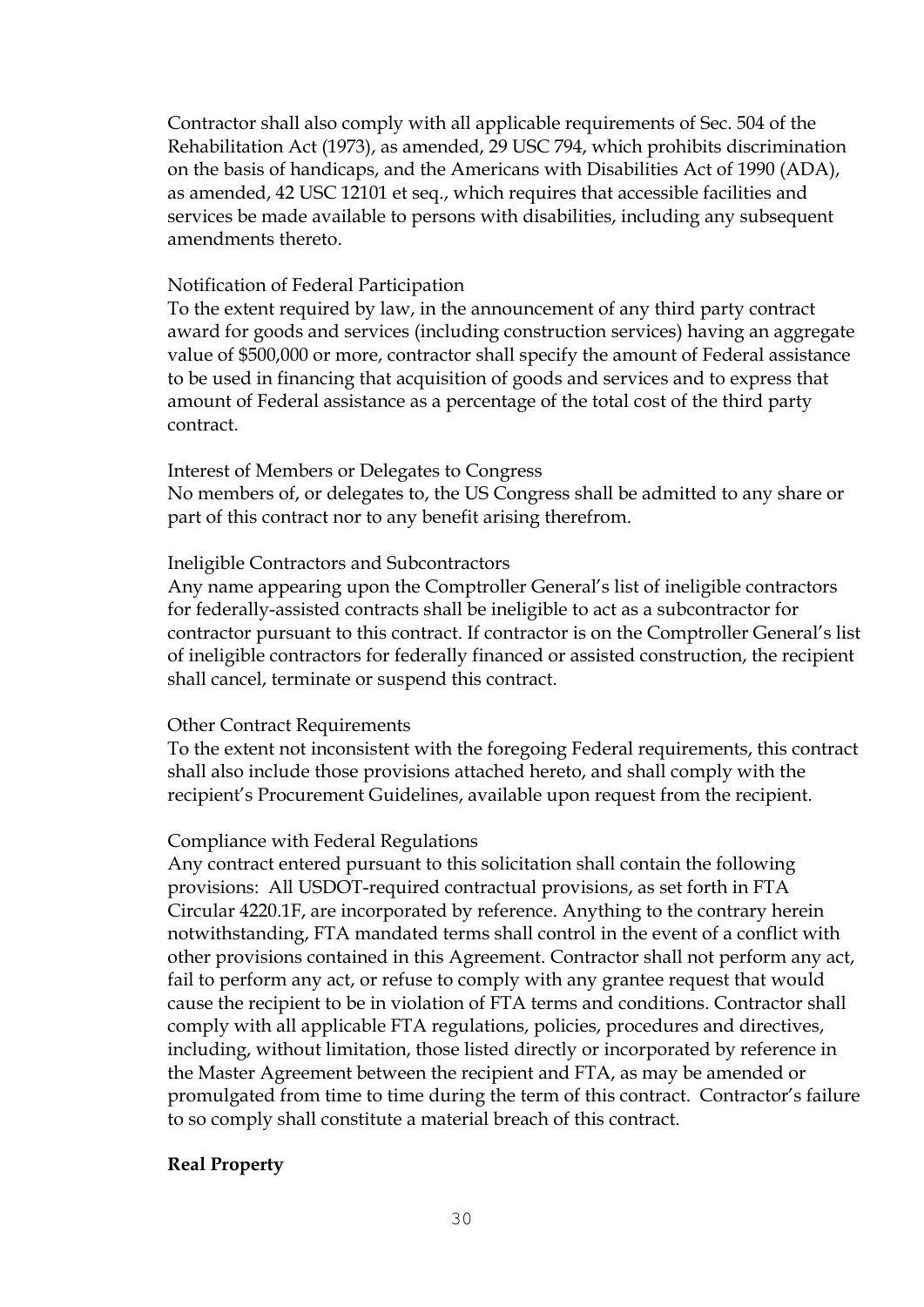Contractor shall also comply with all applicable requirements of Sec. 504 of the Rehabilitation Act (1973), as amended, 29 USC 794, which prohibits discrimination on the basis of handicaps, and the Americans with Disabilities Act of 1990 (ADA), as amended, 42 USC 12101 et seq., which requires that accessible facilities and services be made available to persons with disabilities, including any subsequent amendments thereto.

Notification of Federal Participation
To the extent required by law, in the announcement of any third party contract award for goods and services (including construction services) having an aggregate value of $500,000 or more, contractor shall specify the amount of Federal assistance to be used in financing that acquisition of goods and services and to express that amount of Federal assistance as a percentage of the total cost of the third party contract.

Interest of Members or Delegates to Congress
No members of, or delegates to, the US Congress shall be admitted to any share or part of this contract nor to any benefit arising therefrom.

Ineligible Contractors and Subcontractors
Any name appearing upon the Comptroller General's list of ineligible contractors for federally-assisted contracts shall be ineligible to act as a subcontractor for contractor pursuant to this contract. If contractor is on the Comptroller General's list of ineligible contractors for federally financed or assisted construction, the recipient shall cancel, terminate or suspend this contract.

Other Contract Requirements
To the extent not inconsistent with the foregoing Federal requirements, this contract shall also include those provisions attached hereto, and shall comply with the recipient's Procurement Guidelines, available upon request from the recipient.

Compliance with Federal Regulations
Any contract entered pursuant to this solicitation shall contain the following provisions: All USDOT-required contractual provisions, as set forth in FTA Circular 4220.1F, are incorporated by reference. Anything to the contrary herein notwithstanding, FTA mandated terms shall control in the event of a conflict with other provisions contained in this Agreement. Contractor shall not perform any act, fail to perform any act, or refuse to comply with any grantee request that would cause the recipient to be in violation of FTA terms and conditions. Contractor shall comply with all applicable FTA regulations, policies, procedures and directives, including, without limitation, those listed directly or incorporated by reference in the Master Agreement between the recipient and FTA, as may be amended or promulgated from time to time during the term of this contract. Contractor's failure to so comply shall constitute a material breach of this contract.

**Real Property**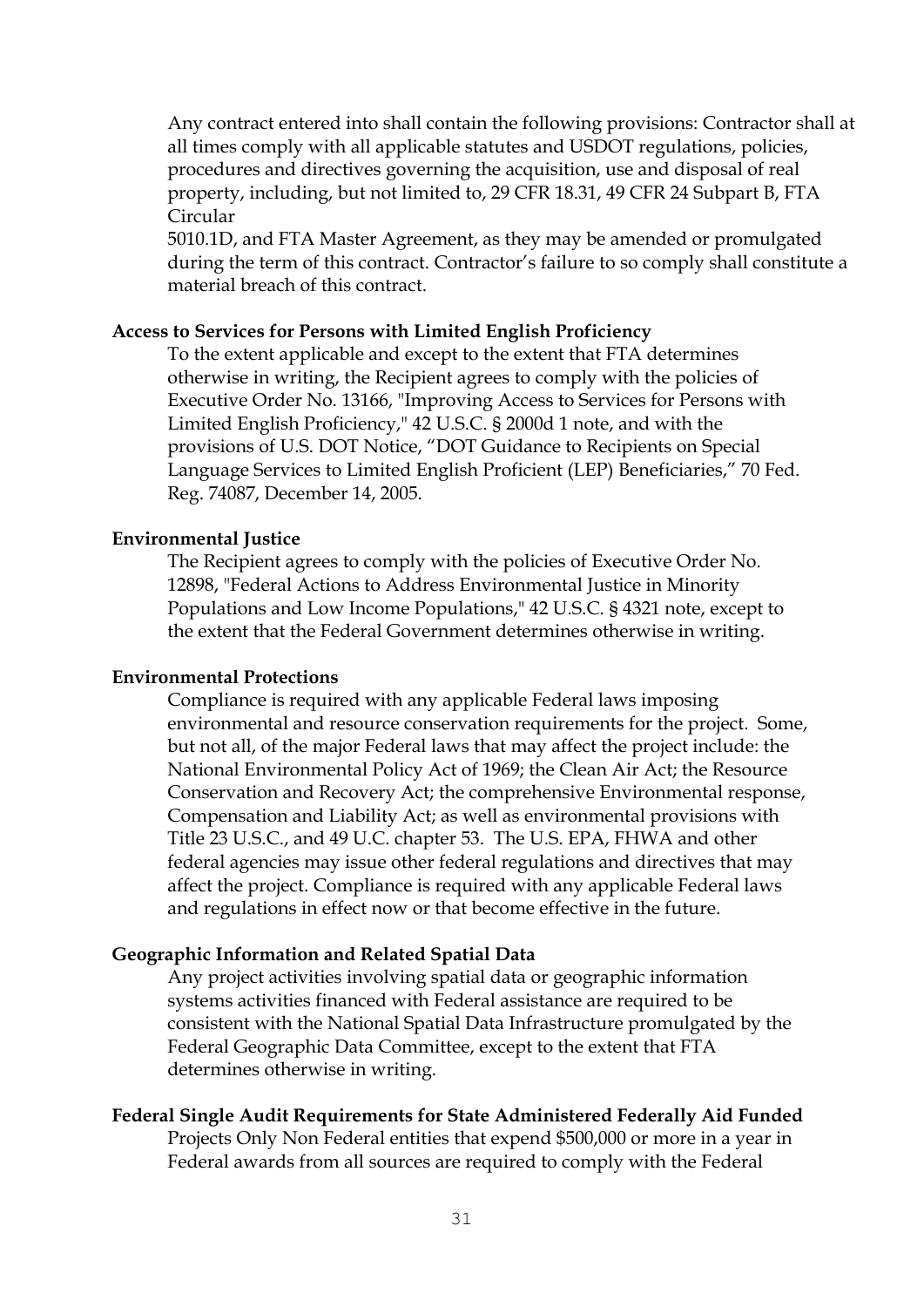Any contract entered into shall contain the following provisions: Contractor shall at all times comply with all applicable statutes and USDOT regulations, policies, procedures and directives governing the acquisition, use and disposal of real property, including, but not limited to, 29 CFR 18.31, 49 CFR 24 Subpart B, FTA Circular 5010.1D, and FTA Master Agreement, as they may be amended or promulgated during the term of this contract. Contractor's failure to so comply shall constitute a material breach of this contract.

**Access to Services for Persons with Limited English Proficiency**

To the extent applicable and except to the extent that FTA determines otherwise in writing, the Recipient agrees to comply with the policies of Executive Order No. 13166, "Improving Access to Services for Persons with Limited English Proficiency," 42 U.S.C. § 2000d 1 note, and with the provisions of U.S. DOT Notice, "DOT Guidance to Recipients on Special Language Services to Limited English Proficient (LEP) Beneficiaries," 70 Fed. Reg. 74087, December 14, 2005.

**Environmental Justice**

The Recipient agrees to comply with the policies of Executive Order No. 12898, "Federal Actions to Address Environmental Justice in Minority Populations and Low Income Populations," 42 U.S.C. § 4321 note, except to the extent that the Federal Government determines otherwise in writing.

**Environmental Protections**

Compliance is required with any applicable Federal laws imposing environmental and resource conservation requirements for the project. Some, but not all, of the major Federal laws that may affect the project include: the National Environmental Policy Act of 1969; the Clean Air Act; the Resource Conservation and Recovery Act; the comprehensive Environmental response, Compensation and Liability Act; as well as environmental provisions with Title 23 U.S.C., and 49 U.C. chapter 53. The U.S. EPA, FHWA and other federal agencies may issue other federal regulations and directives that may affect the project. Compliance is required with any applicable Federal laws and regulations in effect now or that become effective in the future.

**Geographic Information and Related Spatial Data**

Any project activities involving spatial data or geographic information systems activities financed with Federal assistance are required to be consistent with the National Spatial Data Infrastructure promulgated by the Federal Geographic Data Committee, except to the extent that FTA determines otherwise in writing.

**Federal Single Audit Requirements for State Administered Federally Aid Funded**

Projects Only Non Federal entities that expend $500,000 or more in a year in Federal awards from all sources are required to comply with the Federal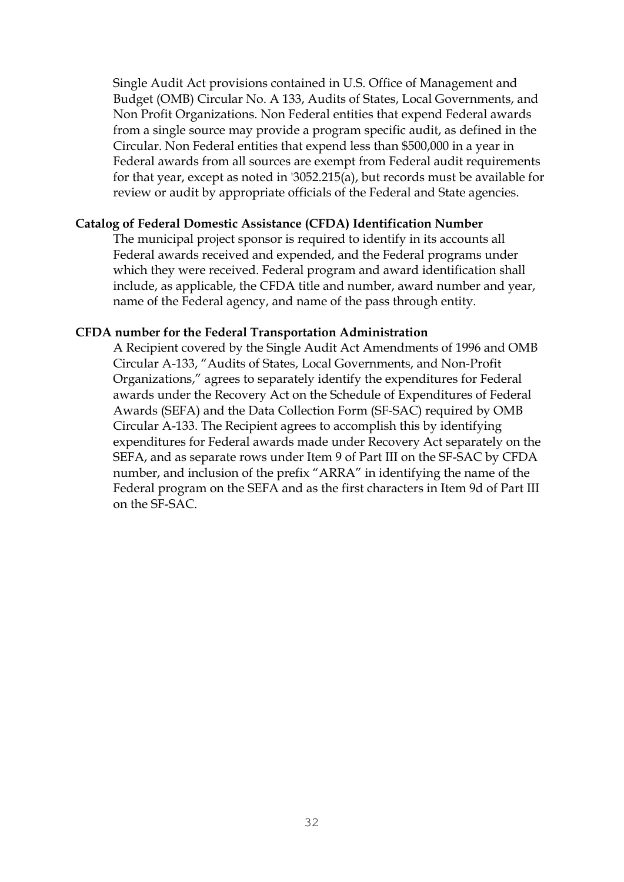Single Audit Act provisions contained in U.S. Office of Management and Budget (OMB) Circular No. A 133, Audits of States, Local Governments, and Non Profit Organizations. Non Federal entities that expend Federal awards from a single source may provide a program specific audit, as defined in the Circular. Non Federal entities that expend less than $500,000 in a year in Federal awards from all sources are exempt from Federal audit requirements for that year, except as noted in '3052.215(a), but records must be available for review or audit by appropriate officials of the Federal and State agencies.

**Catalog of Federal Domestic Assistance (CFDA) Identification Number**

The municipal project sponsor is required to identify in its accounts all Federal awards received and expended, and the Federal programs under which they were received. Federal program and award identification shall include, as applicable, the CFDA title and number, award number and year, name of the Federal agency, and name of the pass through entity.

**CFDA number for the Federal Transportation Administration**

A Recipient covered by the Single Audit Act Amendments of 1996 and OMB Circular A-133, "Audits of States, Local Governments, and Non-Profit Organizations," agrees to separately identify the expenditures for Federal awards under the Recovery Act on the Schedule of Expenditures of Federal Awards (SEFA) and the Data Collection Form (SF-SAC) required by OMB Circular A-133. The Recipient agrees to accomplish this by identifying expenditures for Federal awards made under Recovery Act separately on the SEFA, and as separate rows under Item 9 of Part III on the SF-SAC by CFDA number, and inclusion of the prefix "ARRA" in identifying the name of the Federal program on the SEFA and as the first characters in Item 9d of Part III on the SF-SAC.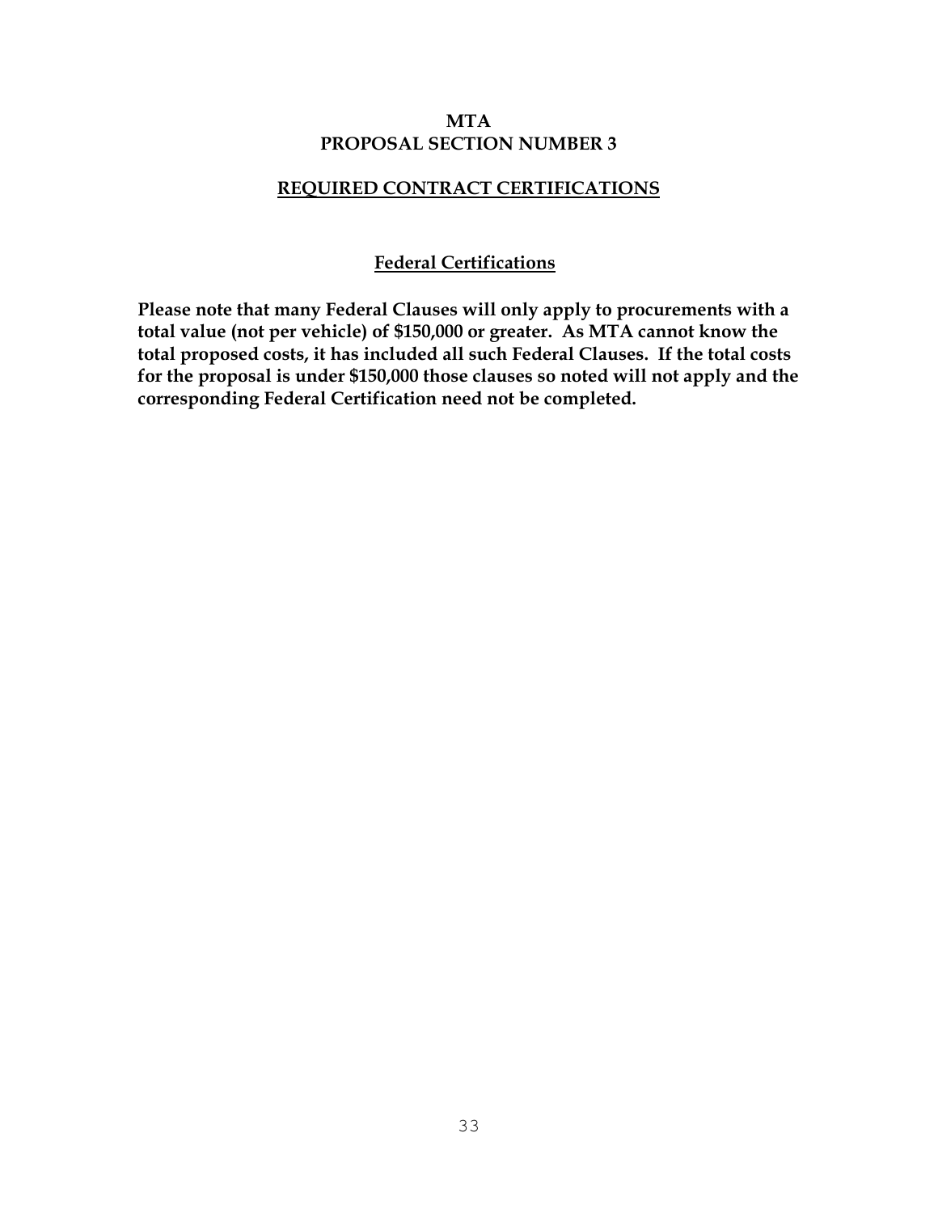# MTA
# PROPOSAL SECTION NUMBER 3

## REQUIRED CONTRACT CERTIFICATIONS

### Federal Certifications

**Please note that many Federal Clauses will only apply to procurements with a total value (not per vehicle) of $150,000 or greater. As MTA cannot know the total proposed costs, it has included all such Federal Clauses. If the total costs for the proposal is under $150,000 those clauses so noted will not apply and the corresponding Federal Certification need not be completed.**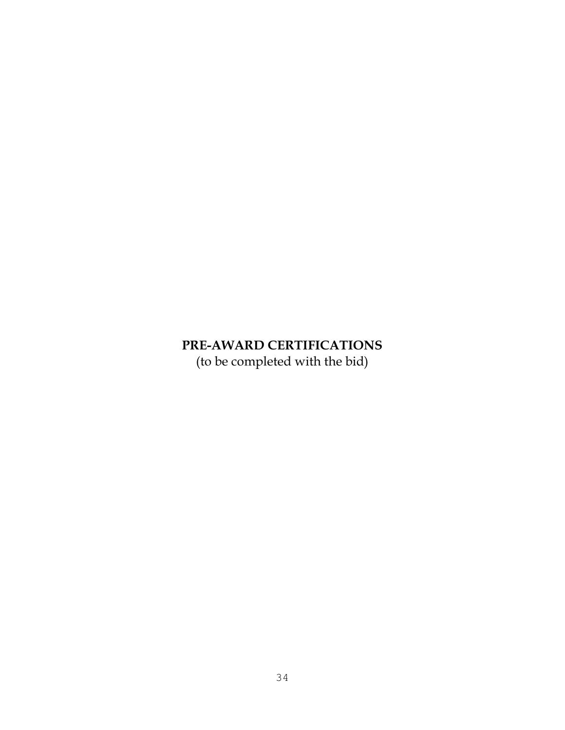# PRE-AWARD CERTIFICATIONS

(to be completed with the bid)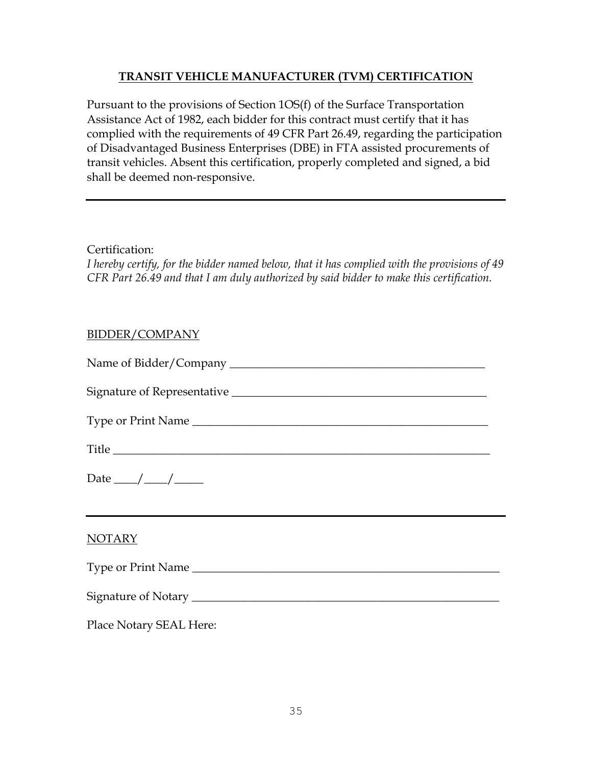## **TRANSIT VEHICLE MANUFACTURER (TVM) CERTIFICATION**

Pursuant to the provisions of Section 1OS(f) of the Surface Transportation Assistance Act of 1982, each bidder for this contract must certify that it has complied with the requirements of 49 CFR Part 26.49, regarding the participation of Disadvantaged Business Enterprises (DBE) in FTA assisted procurements of transit vehicles. Absent this certification, properly completed and signed, a bid shall be deemed non-responsive.

---

Certification:

*I hereby certify, for the bidder named below, that it has complied with the provisions of 49 CFR Part 26.49 and that I am duly authorized by said bidder to make this certification.*

BIDDER/COMPANY

Name of Bidder/Company ____________________________________________

Signature of Representative ____________________________________________

Type or Print Name ________________________________________________

Title ____________________________________________________________

Date ____/____/_____

---

NOTARY

Type or Print Name ________________________________________________

Signature of Notary ________________________________________________

Place Notary SEAL Here: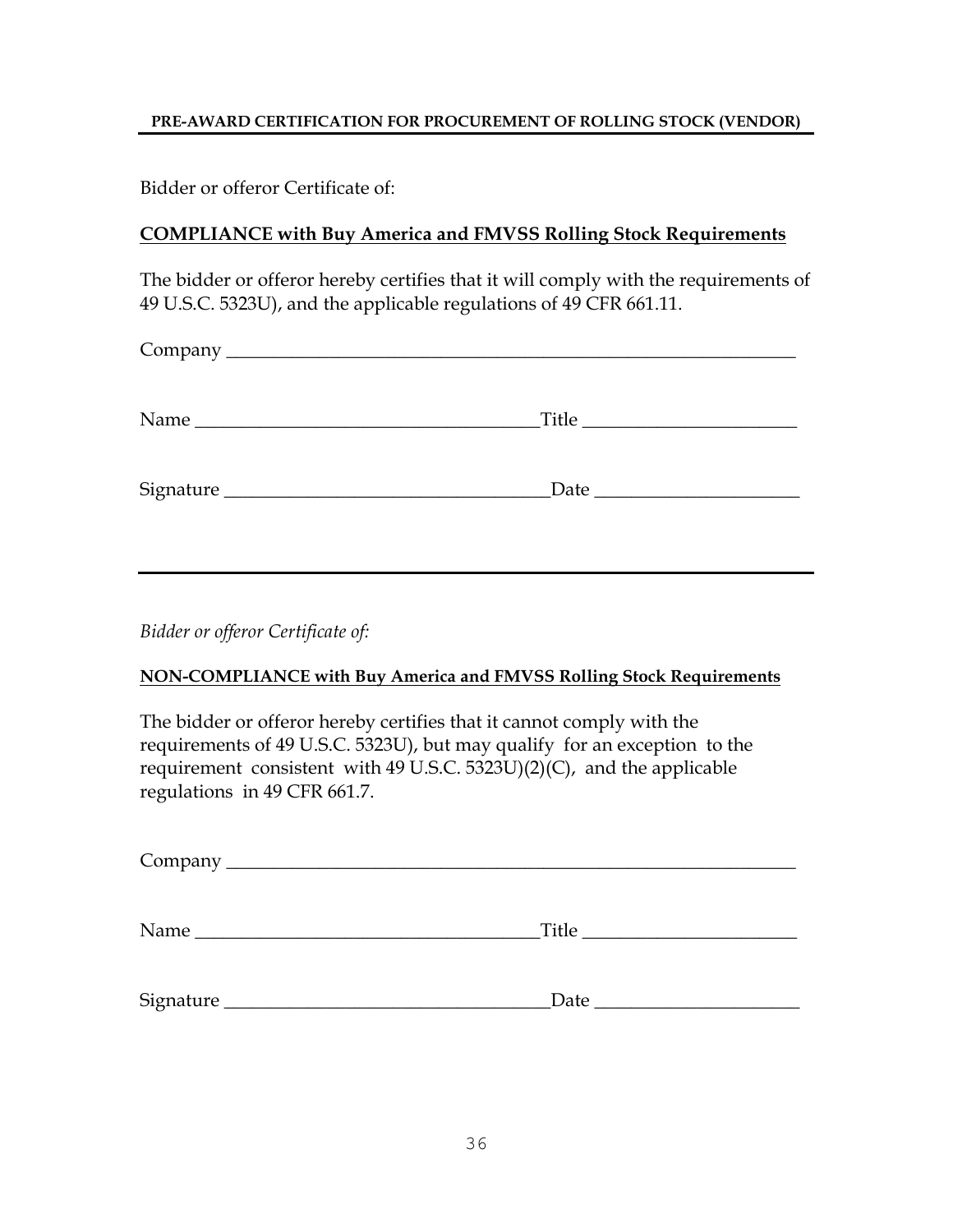**PRE-AWARD CERTIFICATION FOR PROCUREMENT OF ROLLING STOCK (VENDOR)**

Bidder or offeror Certificate of:

**COMPLIANCE with Buy America and FMVSS Rolling Stock Requirements**

The bidder or offeror hereby certifies that it will comply with the requirements of 49 U.S.C. 5323U), and the applicable regulations of 49 CFR 661.11.

Company _______________________________________________

Name ___________________________ Title _________________

Signature _________________________ Date ________________

---

*Bidder or offeror Certificate of:*

**NON-COMPLIANCE with Buy America and FMVSS Rolling Stock Requirements**

The bidder or offeror hereby certifies that it cannot comply with the requirements of 49 U.S.C. 5323U), but may qualify for an exception to the requirement consistent with 49 U.S.C. 5323U)(2)(C), and the applicable regulations in 49 CFR 661.7.

Company _______________________________________________

Name ___________________________ Title _________________

Signature _________________________ Date ________________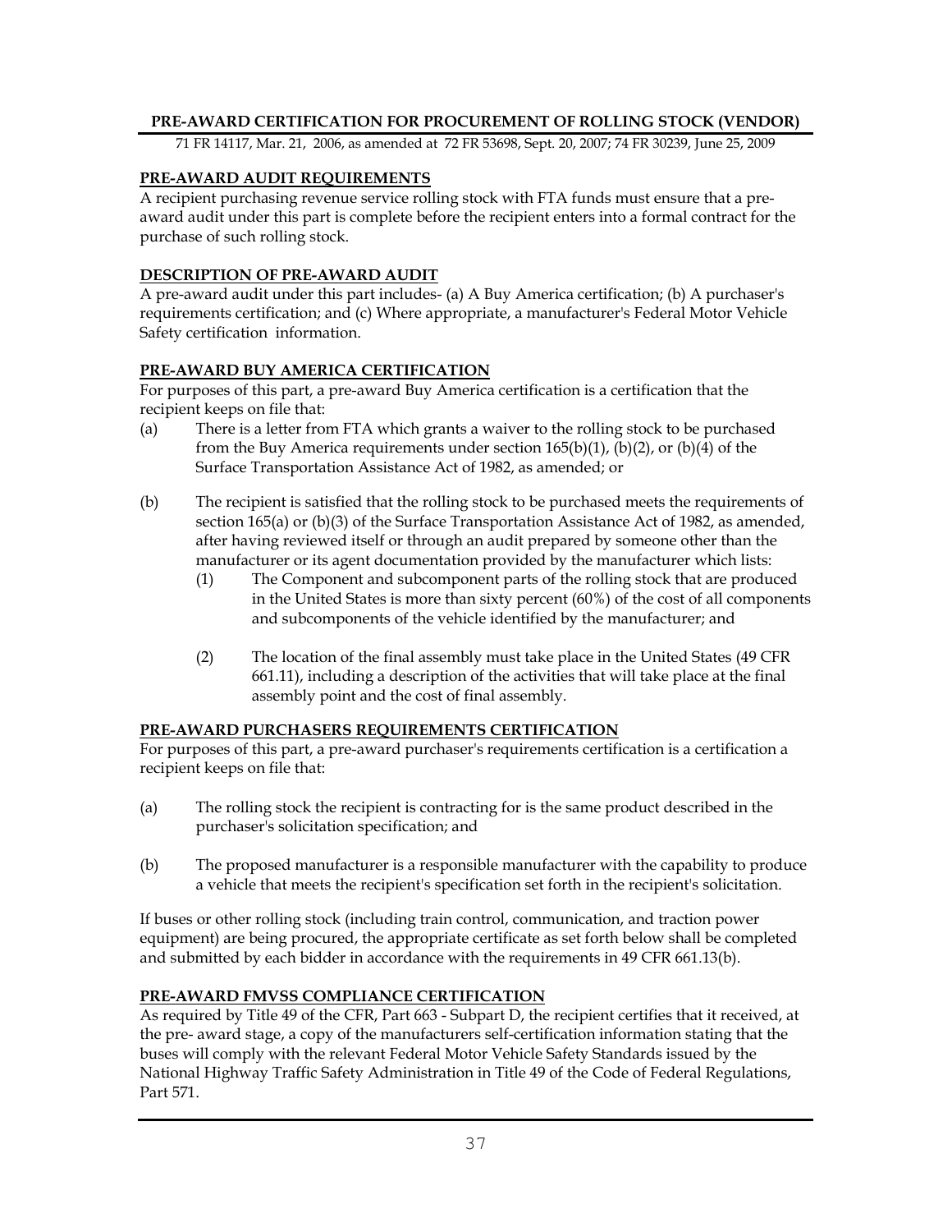## PRE-AWARD CERTIFICATION FOR PROCUREMENT OF ROLLING STOCK (VENDOR)

71 FR 14117, Mar. 21, 2006, as amended at 72 FR 53698, Sept. 20, 2007; 74 FR 30239, June 25, 2009

### PRE-AWARD AUDIT REQUIREMENTS

A recipient purchasing revenue service rolling stock with FTA funds must ensure that a pre-award audit under this part is complete before the recipient enters into a formal contract for the purchase of such rolling stock.

### DESCRIPTION OF PRE-AWARD AUDIT

A pre-award audit under this part includes- (a) A Buy America certification; (b) A purchaser's requirements certification; and (c) Where appropriate, a manufacturer's Federal Motor Vehicle Safety certification information.

### PRE-AWARD BUY AMERICA CERTIFICATION

For purposes of this part, a pre-award Buy America certification is a certification that the recipient keeps on file that:

(a) There is a letter from FTA which grants a waiver to the rolling stock to be purchased from the Buy America requirements under section 165(b)(1), (b)(2), or (b)(4) of the Surface Transportation Assistance Act of 1982, as amended; or

(b) The recipient is satisfied that the rolling stock to be purchased meets the requirements of section 165(a) or (b)(3) of the Surface Transportation Assistance Act of 1982, as amended, after having reviewed itself or through an audit prepared by someone other than the manufacturer or its agent documentation provided by the manufacturer which lists:

   (1) The Component and subcomponent parts of the rolling stock that are produced in the United States is more than sixty percent (60%) of the cost of all components and subcomponents of the vehicle identified by the manufacturer; and

   (2) The location of the final assembly must take place in the United States (49 CFR 661.11), including a description of the activities that will take place at the final assembly point and the cost of final assembly.

### PRE-AWARD PURCHASERS REQUIREMENTS CERTIFICATION

For purposes of this part, a pre-award purchaser's requirements certification is a certification a recipient keeps on file that:

(a) The rolling stock the recipient is contracting for is the same product described in the purchaser's solicitation specification; and

(b) The proposed manufacturer is a responsible manufacturer with the capability to produce a vehicle that meets the recipient's specification set forth in the recipient's solicitation.

If buses or other rolling stock (including train control, communication, and traction power equipment) are being procured, the appropriate certificate as set forth below shall be completed and submitted by each bidder in accordance with the requirements in 49 CFR 661.13(b).

### PRE-AWARD FMVSS COMPLIANCE CERTIFICATION

As required by Title 49 of the CFR, Part 663 - Subpart D, the recipient certifies that it received, at the pre- award stage, a copy of the manufacturers self-certification information stating that the buses will comply with the relevant Federal Motor Vehicle Safety Standards issued by the National Highway Traffic Safety Administration in Title 49 of the Code of Federal Regulations, Part 571.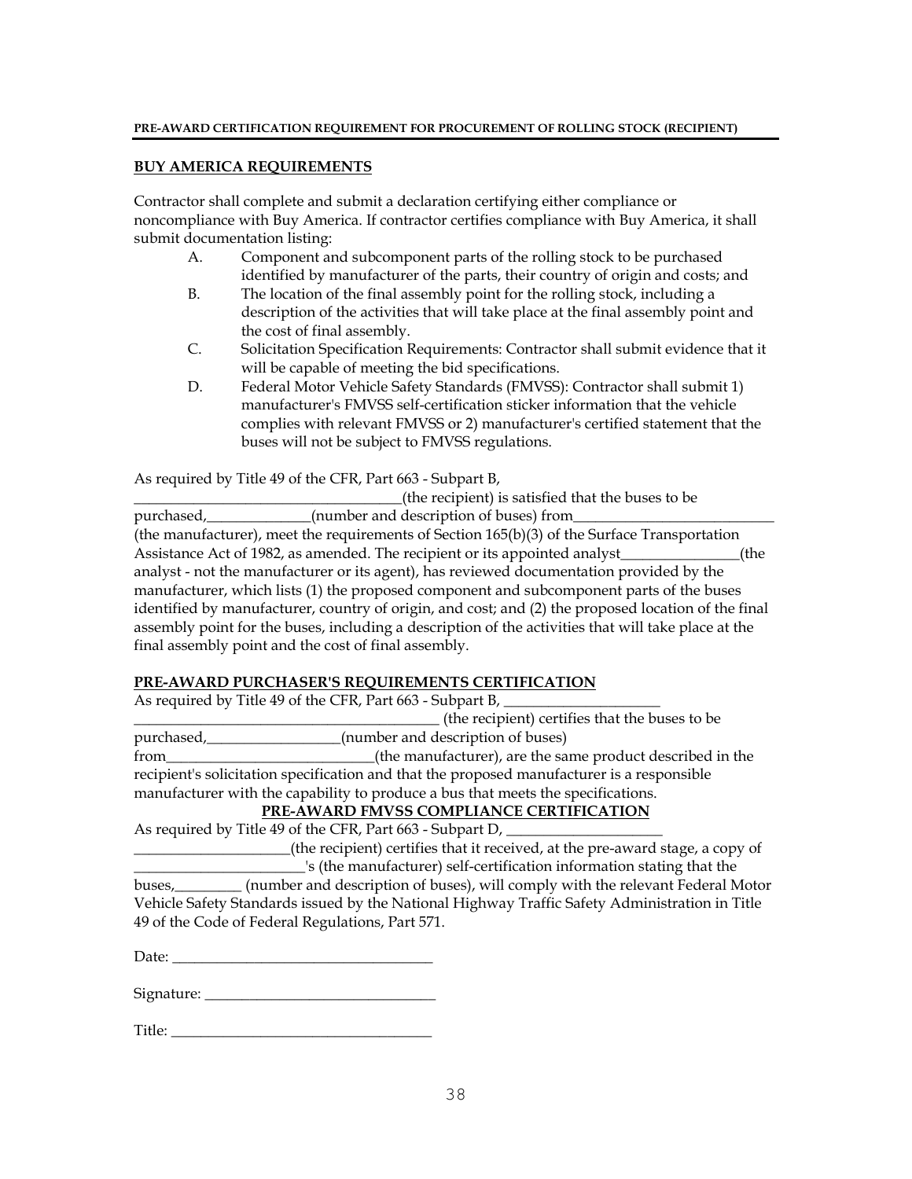**PRE-AWARD CERTIFICATION REQUIREMENT FOR PROCUREMENT OF ROLLING STOCK (RECIPIENT)**

**BUY AMERICA REQUIREMENTS**

Contractor shall complete and submit a declaration certifying either compliance or noncompliance with Buy America. If contractor certifies compliance with Buy America, it shall submit documentation listing:

A. Component and subcomponent parts of the rolling stock to be purchased identified by manufacturer of the parts, their country of origin and costs; and

B. The location of the final assembly point for the rolling stock, including a description of the activities that will take place at the final assembly point and the cost of final assembly.

C. Solicitation Specification Requirements: Contractor shall submit evidence that it will be capable of meeting the bid specifications.

D. Federal Motor Vehicle Safety Standards (FMVSS): Contractor shall submit 1) manufacturer's FMVSS self-certification sticker information that the vehicle complies with relevant FMVSS or 2) manufacturer's certified statement that the buses will not be subject to FMVSS regulations.

As required by Title 49 of the CFR, Part 663 - Subpart B, ____________________________________(the recipient) is satisfied that the buses to be purchased,______________(number and description of buses) from___________________________ (the manufacturer), meet the requirements of Section 165(b)(3) of the Surface Transportation Assistance Act of 1982, as amended. The recipient or its appointed analyst________________(the analyst - not the manufacturer or its agent), has reviewed documentation provided by the manufacturer, which lists (1) the proposed component and subcomponent parts of the buses identified by manufacturer, country of origin, and cost; and (2) the proposed location of the final assembly point for the buses, including a description of the activities that will take place at the final assembly point and the cost of final assembly.

**PRE-AWARD PURCHASER'S REQUIREMENTS CERTIFICATION**

As required by Title 49 of the CFR, Part 663 - Subpart B, _____________________ __________________________________________ (the recipient) certifies that the buses to be purchased,__________________(number and description of buses) from____________________________(the manufacturer), are the same product described in the recipient's solicitation specification and that the proposed manufacturer is a responsible manufacturer with the capability to produce a bus that meets the specifications.

**PRE-AWARD FMVSS COMPLIANCE CERTIFICATION**

As required by Title 49 of the CFR, Part 663 - Subpart D, _____________________ _____________________(the recipient) certifies that it received, at the pre-award stage, a copy of _______________________'s (the manufacturer) self-certification information stating that the buses,_________ (number and description of buses), will comply with the relevant Federal Motor Vehicle Safety Standards issued by the National Highway Traffic Safety Administration in Title 49 of the Code of Federal Regulations, Part 571.

Date: ___________________________________

Signature: _______________________________

Title: ___________________________________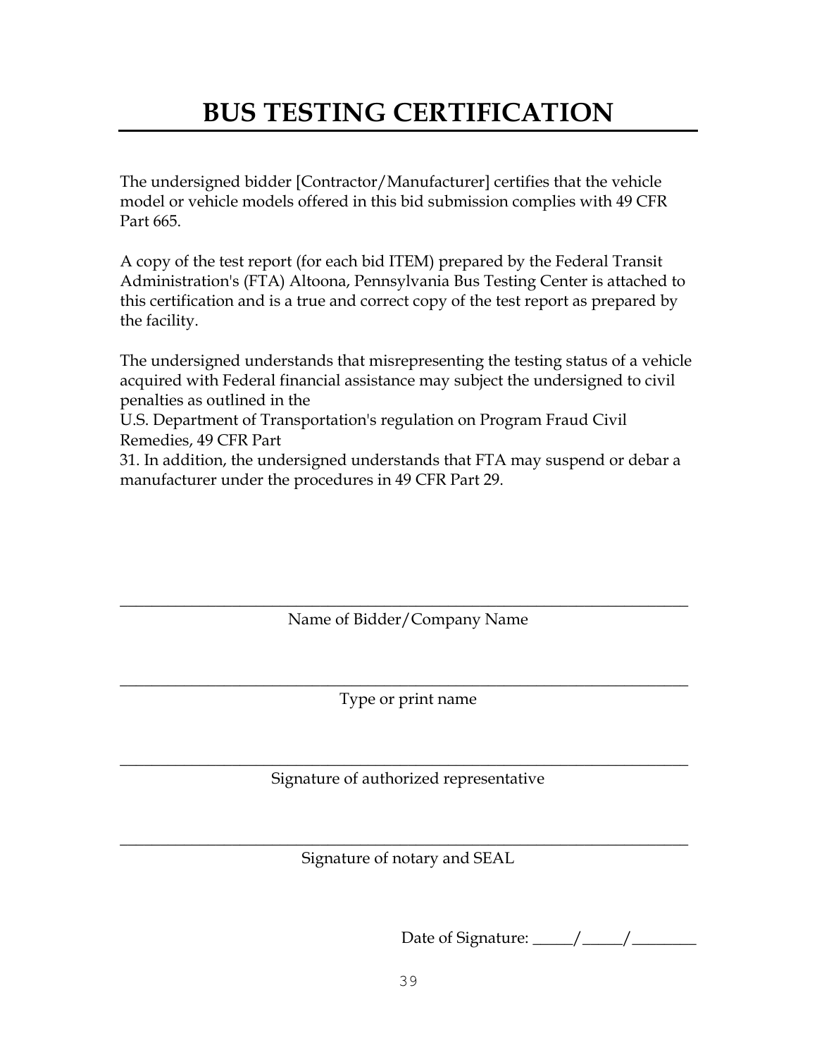# BUS TESTING CERTIFICATION

The undersigned bidder [Contractor/Manufacturer] certifies that the vehicle model or vehicle models offered in this bid submission complies with 49 CFR Part 665.

A copy of the test report (for each bid ITEM) prepared by the Federal Transit Administration's (FTA) Altoona, Pennsylvania Bus Testing Center is attached to this certification and is a true and correct copy of the test report as prepared by the facility.

The undersigned understands that misrepresenting the testing status of a vehicle acquired with Federal financial assistance may subject the undersigned to civil penalties as outlined in the U.S. Department of Transportation's regulation on Program Fraud Civil Remedies, 49 CFR Part 31. In addition, the undersigned understands that FTA may suspend or debar a manufacturer under the procedures in 49 CFR Part 29.

______________________________________________________________________

Name of Bidder/Company Name

______________________________________________________________________

Type or print name

______________________________________________________________________

Signature of authorized representative

______________________________________________________________________

Signature of notary and SEAL

Date of Signature: _____/_____/________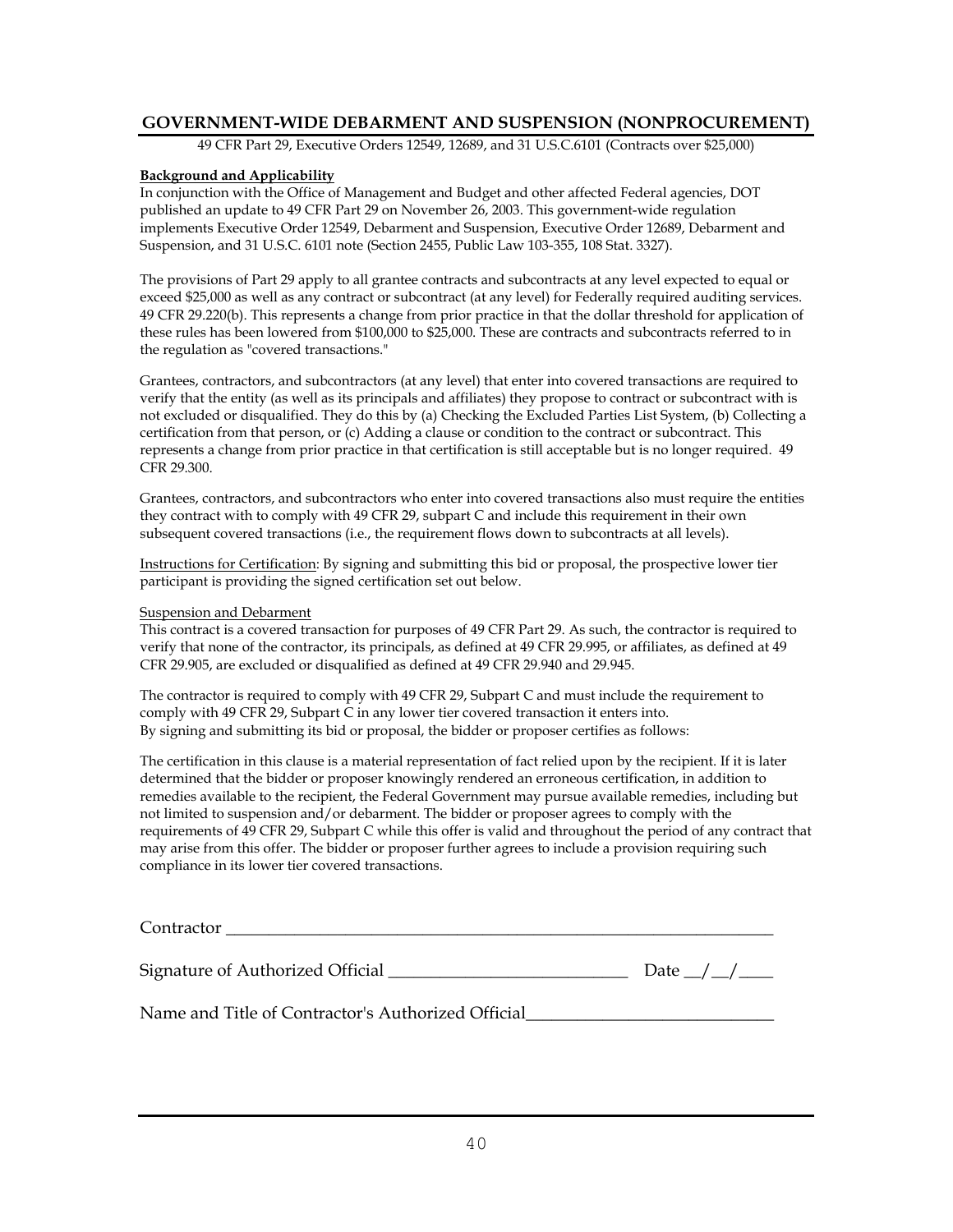## GOVERNMENT-WIDE DEBARMENT AND SUSPENSION (NONPROCUREMENT)

49 CFR Part 29, Executive Orders 12549, 12689, and 31 U.S.C.6101 (Contracts over $25,000)

**Background and Applicability**

In conjunction with the Office of Management and Budget and other affected Federal agencies, DOT published an update to 49 CFR Part 29 on November 26, 2003. This government-wide regulation implements Executive Order 12549, Debarment and Suspension, Executive Order 12689, Debarment and Suspension, and 31 U.S.C. 6101 note (Section 2455, Public Law 103-355, 108 Stat. 3327).

The provisions of Part 29 apply to all grantee contracts and subcontracts at any level expected to equal or exceed $25,000 as well as any contract or subcontract (at any level) for Federally required auditing services. 49 CFR 29.220(b). This represents a change from prior practice in that the dollar threshold for application of these rules has been lowered from $100,000 to $25,000. These are contracts and subcontracts referred to in the regulation as "covered transactions."

Grantees, contractors, and subcontractors (at any level) that enter into covered transactions are required to verify that the entity (as well as its principals and affiliates) they propose to contract or subcontract with is not excluded or disqualified. They do this by (a) Checking the Excluded Parties List System, (b) Collecting a certification from that person, or (c) Adding a clause or condition to the contract or subcontract. This represents a change from prior practice in that certification is still acceptable but is no longer required. 49 CFR 29.300.

Grantees, contractors, and subcontractors who enter into covered transactions also must require the entities they contract with to comply with 49 CFR 29, subpart C and include this requirement in their own subsequent covered transactions (i.e., the requirement flows down to subcontracts at all levels).

Instructions for Certification: By signing and submitting this bid or proposal, the prospective lower tier participant is providing the signed certification set out below.

Suspension and Debarment

This contract is a covered transaction for purposes of 49 CFR Part 29. As such, the contractor is required to verify that none of the contractor, its principals, as defined at 49 CFR 29.995, or affiliates, as defined at 49 CFR 29.905, are excluded or disqualified as defined at 49 CFR 29.940 and 29.945.

The contractor is required to comply with 49 CFR 29, Subpart C and must include the requirement to comply with 49 CFR 29, Subpart C in any lower tier covered transaction it enters into.
By signing and submitting its bid or proposal, the bidder or proposer certifies as follows:

The certification in this clause is a material representation of fact relied upon by the recipient. If it is later determined that the bidder or proposer knowingly rendered an erroneous certification, in addition to remedies available to the recipient, the Federal Government may pursue available remedies, including but not limited to suspension and/or debarment. The bidder or proposer agrees to comply with the requirements of 49 CFR 29, Subpart C while this offer is valid and throughout the period of any contract that may arise from this offer. The bidder or proposer further agrees to include a provision requiring such compliance in its lower tier covered transactions.

Contractor ____________________________________________________________________

Signature of Authorized Official ____________________________ Date __/__/____

Name and Title of Contractor's Authorized Official____________________________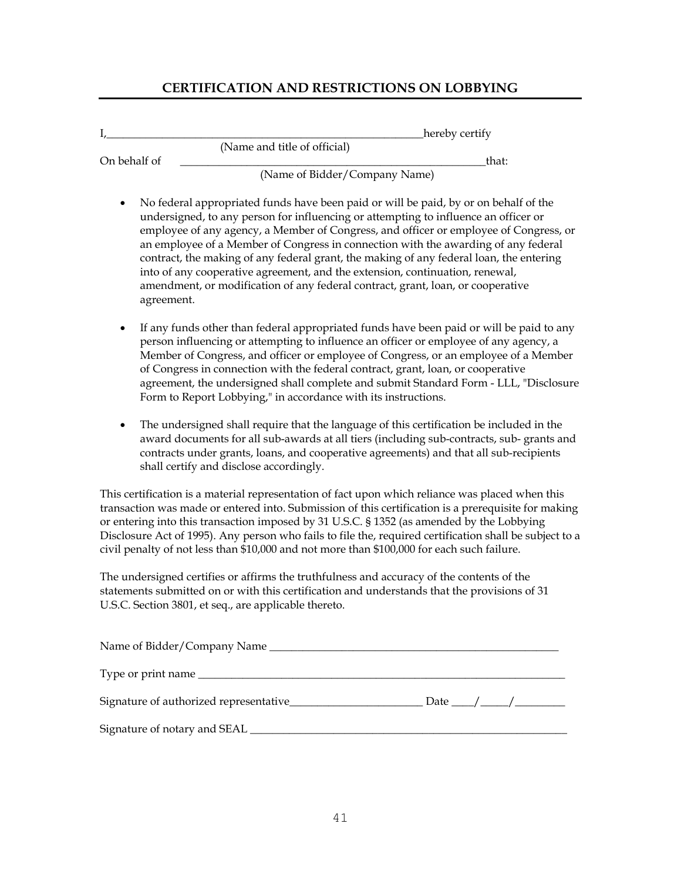## CERTIFICATION AND RESTRICTIONS ON LOBBYING

I,\_\_\_\_\_\_\_\_\_\_\_\_\_\_\_\_\_\_\_\_\_\_\_\_\_\_\_\_\_\_\_\_\_\_\_\_\_\_\_\_\_\_\_\_\_\_\_\_\_\_\_\_\_\_\_\_hereby certify
(Name and title of official)

On behalf of \_\_\_\_\_\_\_\_\_\_\_\_\_\_\_\_\_\_\_\_\_\_\_\_\_\_\_\_\_\_\_\_\_\_\_\_\_\_\_\_\_\_\_\_\_\_\_\_\_\_\_\_\_\_that:
(Name of Bidder/Company Name)

- No federal appropriated funds have been paid or will be paid, by or on behalf of the undersigned, to any person for influencing or attempting to influence an officer or employee of any agency, a Member of Congress, and officer or employee of Congress, or an employee of a Member of Congress in connection with the awarding of any federal contract, the making of any federal grant, the making of any federal loan, the entering into of any cooperative agreement, and the extension, continuation, renewal, amendment, or modification of any federal contract, grant, loan, or cooperative agreement.

- If any funds other than federal appropriated funds have been paid or will be paid to any person influencing or attempting to influence an officer or employee of any agency, a Member of Congress, and officer or employee of Congress, or an employee of a Member of Congress in connection with the federal contract, grant, loan, or cooperative agreement, the undersigned shall complete and submit Standard Form - LLL, "Disclosure Form to Report Lobbying," in accordance with its instructions.

- The undersigned shall require that the language of this certification be included in the award documents for all sub-awards at all tiers (including sub-contracts, sub- grants and contracts under grants, loans, and cooperative agreements) and that all sub-recipients shall certify and disclose accordingly.

This certification is a material representation of fact upon which reliance was placed when this transaction was made or entered into. Submission of this certification is a prerequisite for making or entering into this transaction imposed by 31 U.S.C. § 1352 (as amended by the Lobbying Disclosure Act of 1995). Any person who fails to file the, required certification shall be subject to a civil penalty of not less than $10,000 and not more than $100,000 for each such failure.

The undersigned certifies or affirms the truthfulness and accuracy of the contents of the statements submitted on or with this certification and understands that the provisions of 31 U.S.C. Section 3801, et seq., are applicable thereto.

Name of Bidder/Company Name \_\_\_\_\_\_\_\_\_\_\_\_\_\_\_\_\_\_\_\_\_\_\_\_\_\_\_\_\_\_\_\_\_\_\_\_\_\_\_\_\_\_\_\_\_\_\_\_\_\_\_\_

Type or print name \_\_\_\_\_\_\_\_\_\_\_\_\_\_\_\_\_\_\_\_\_\_\_\_\_\_\_\_\_\_\_\_\_\_\_\_\_\_\_\_\_\_\_\_\_\_\_\_\_\_\_\_\_\_\_\_\_\_\_\_\_\_

Signature of authorized representative\_\_\_\_\_\_\_\_\_\_\_\_\_\_\_\_\_\_\_\_\_\_\_\_ Date \_\_\_\_/\_\_\_\_\_/\_\_\_\_\_\_\_\_\_

Signature of notary and SEAL \_\_\_\_\_\_\_\_\_\_\_\_\_\_\_\_\_\_\_\_\_\_\_\_\_\_\_\_\_\_\_\_\_\_\_\_\_\_\_\_\_\_\_\_\_\_\_\_\_\_\_\_\_\_\_\_\_\_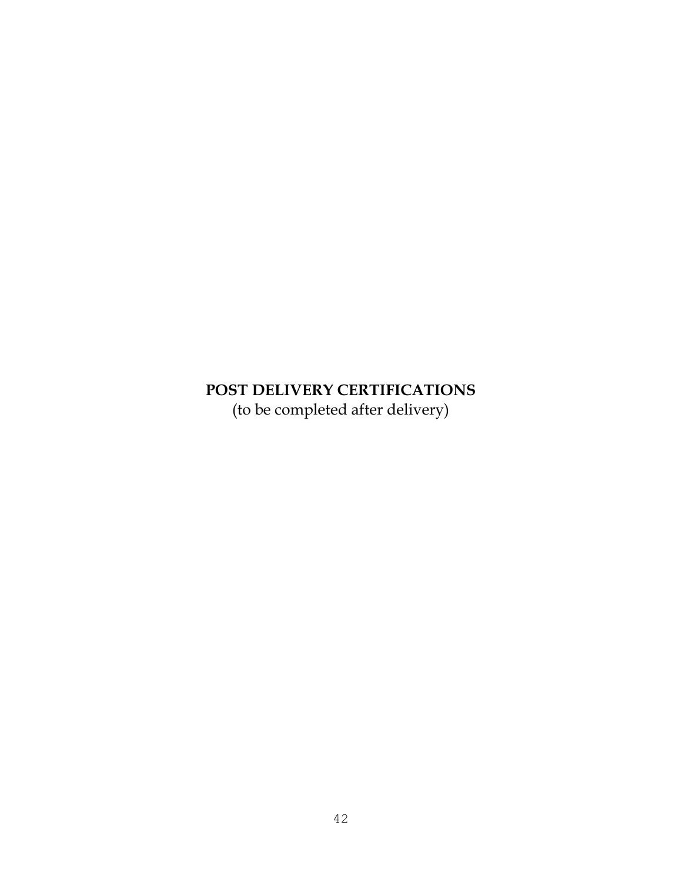# POST DELIVERY CERTIFICATIONS

(to be completed after delivery)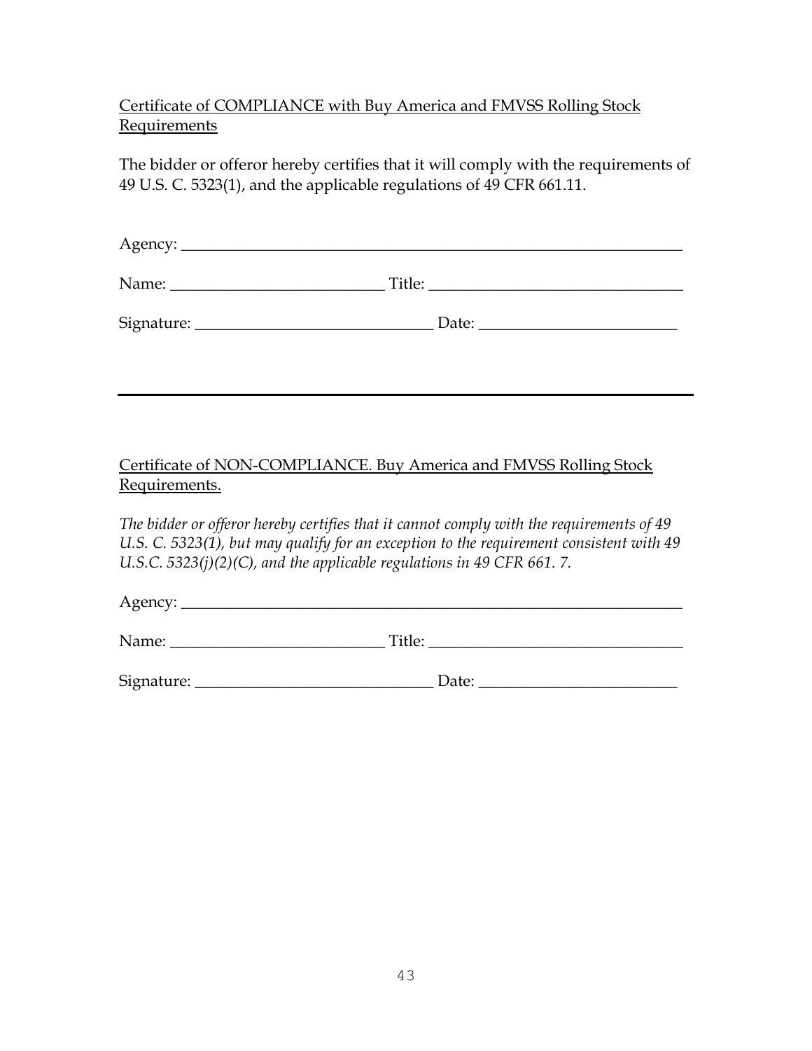<u>Certificate of COMPLIANCE with Buy America and FMVSS Rolling Stock Requirements</u>

The bidder or offeror hereby certifies that it will comply with the requirements of 49 U.S. C. 5323(1), and the applicable regulations of 49 CFR 661.11.

Agency: ________________________________________________________________

Name: ___________________________ Title: ________________________________

Signature: ______________________________ Date: _________________________

---

<u>Certificate of NON-COMPLIANCE. Buy America and FMVSS Rolling Stock Requirements.</u>

*The bidder or offeror hereby certifies that it cannot comply with the requirements of 49 U.S. C. 5323(1), but may qualify for an exception to the requirement consistent with 49 U.S.C. 5323(j)(2)(C), and the applicable regulations in 49 CFR 661. 7.*

Agency: ________________________________________________________________

Name: ___________________________ Title: ________________________________

Signature: ______________________________ Date: _________________________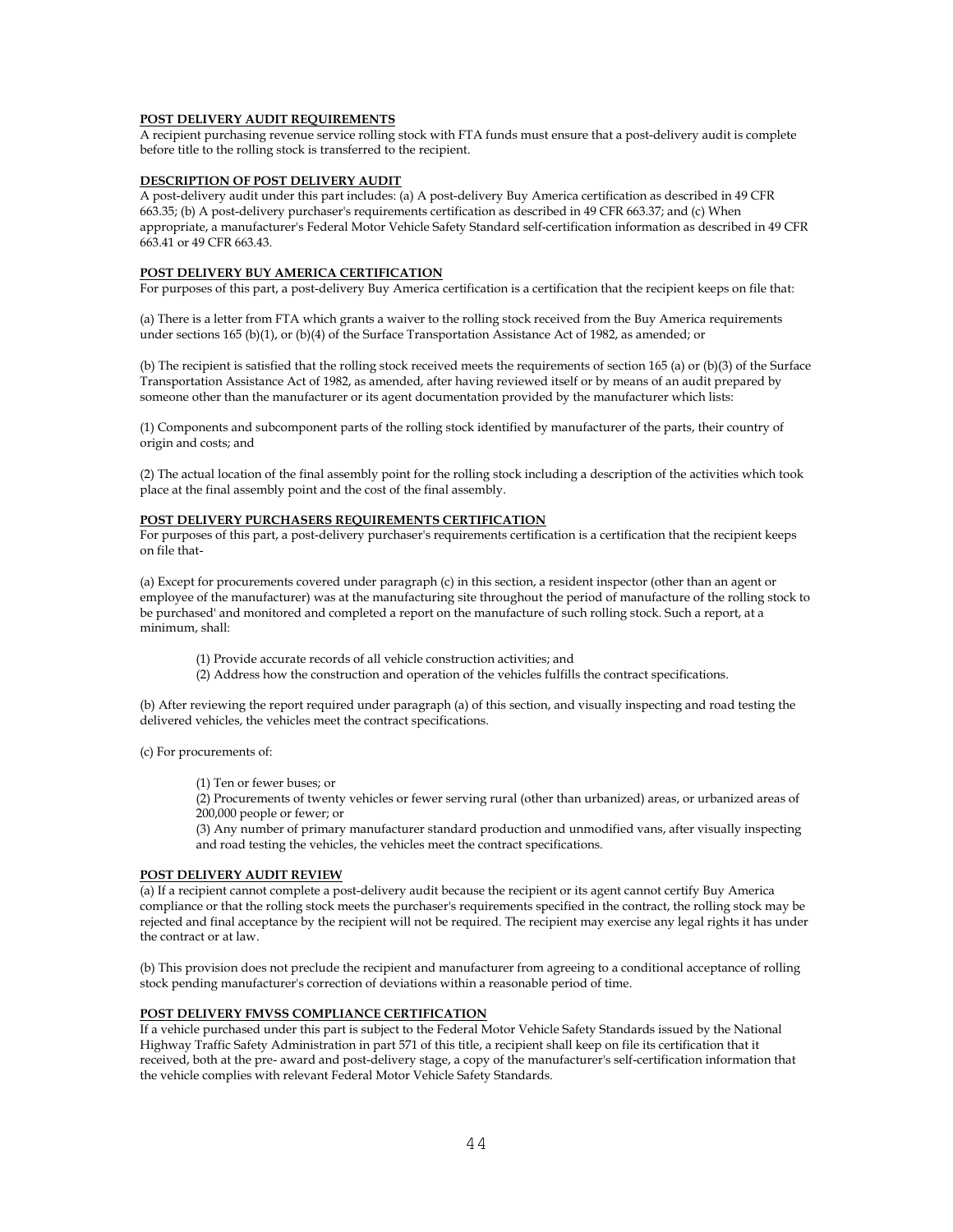**POST DELIVERY AUDIT REQUIREMENTS**

A recipient purchasing revenue service rolling stock with FTA funds must ensure that a post-delivery audit is complete before title to the rolling stock is transferred to the recipient.

**DESCRIPTION OF POST DELIVERY AUDIT**

A post-delivery audit under this part includes: (a) A post-delivery Buy America certification as described in 49 CFR 663.35; (b) A post-delivery purchaser's requirements certification as described in 49 CFR 663.37; and (c) When appropriate, a manufacturer's Federal Motor Vehicle Safety Standard self-certification information as described in 49 CFR 663.41 or 49 CFR 663.43.

**POST DELIVERY BUY AMERICA CERTIFICATION**

For purposes of this part, a post-delivery Buy America certification is a certification that the recipient keeps on file that:

(a) There is a letter from FTA which grants a waiver to the rolling stock received from the Buy America requirements under sections 165 (b)(1), or (b)(4) of the Surface Transportation Assistance Act of 1982, as amended; or

(b) The recipient is satisfied that the rolling stock received meets the requirements of section 165 (a) or (b)(3) of the Surface Transportation Assistance Act of 1982, as amended, after having reviewed itself or by means of an audit prepared by someone other than the manufacturer or its agent documentation provided by the manufacturer which lists:

(1) Components and subcomponent parts of the rolling stock identified by manufacturer of the parts, their country of origin and costs; and

(2) The actual location of the final assembly point for the rolling stock including a description of the activities which took place at the final assembly point and the cost of the final assembly.

**POST DELIVERY PURCHASERS REQUIREMENTS CERTIFICATION**

For purposes of this part, a post-delivery purchaser's requirements certification is a certification that the recipient keeps on file that-

(a) Except for procurements covered under paragraph (c) in this section, a resident inspector (other than an agent or employee of the manufacturer) was at the manufacturing site throughout the period of manufacture of the rolling stock to be purchased' and monitored and completed a report on the manufacture of such rolling stock. Such a report, at a minimum, shall:

> (1) Provide accurate records of all vehicle construction activities; and
> (2) Address how the construction and operation of the vehicles fulfills the contract specifications.

(b) After reviewing the report required under paragraph (a) of this section, and visually inspecting and road testing the delivered vehicles, the vehicles meet the contract specifications.

(c) For procurements of:

> (1) Ten or fewer buses; or
> (2) Procurements of twenty vehicles or fewer serving rural (other than urbanized) areas, or urbanized areas of 200,000 people or fewer; or
> (3) Any number of primary manufacturer standard production and unmodified vans, after visually inspecting and road testing the vehicles, the vehicles meet the contract specifications.

**POST DELIVERY AUDIT REVIEW**

(a) If a recipient cannot complete a post-delivery audit because the recipient or its agent cannot certify Buy America compliance or that the rolling stock meets the purchaser's requirements specified in the contract, the rolling stock may be rejected and final acceptance by the recipient will not be required. The recipient may exercise any legal rights it has under the contract or at law.

(b) This provision does not preclude the recipient and manufacturer from agreeing to a conditional acceptance of rolling stock pending manufacturer's correction of deviations within a reasonable period of time.

**POST DELIVERY FMVSS COMPLIANCE CERTIFICATION**

If a vehicle purchased under this part is subject to the Federal Motor Vehicle Safety Standards issued by the National Highway Traffic Safety Administration in part 571 of this title, a recipient shall keep on file its certification that it received, both at the pre- award and post-delivery stage, a copy of the manufacturer's self-certification information that the vehicle complies with relevant Federal Motor Vehicle Safety Standards.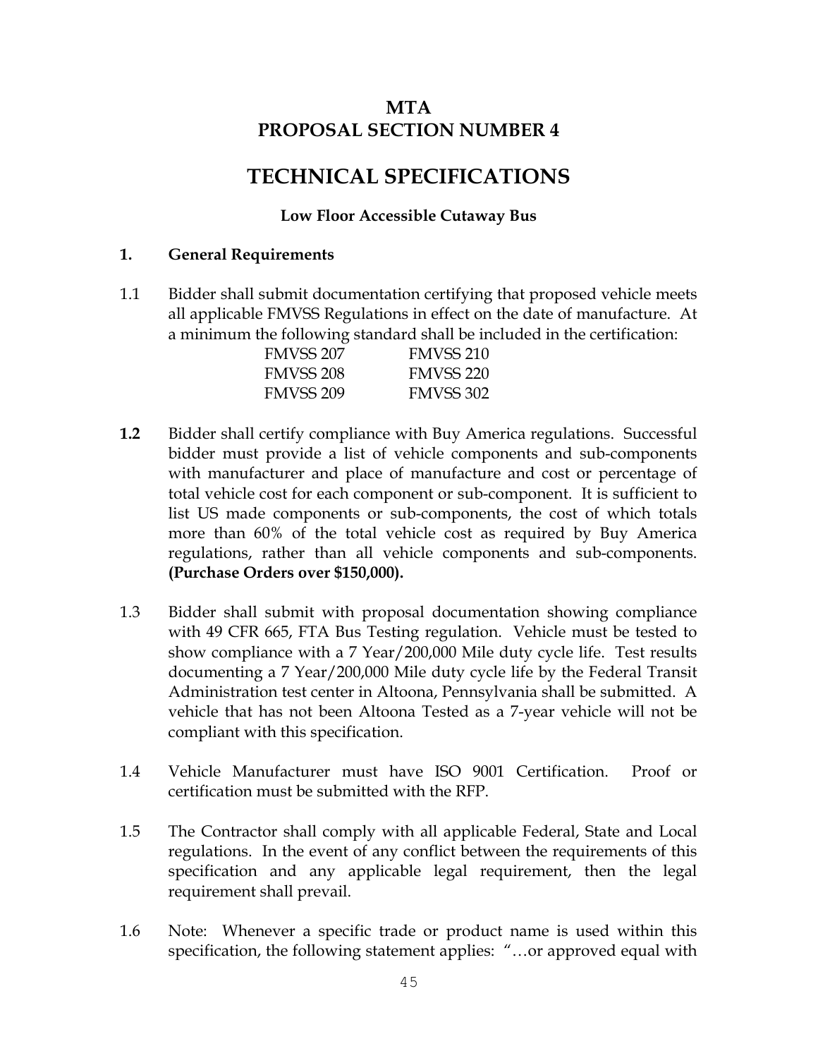# MTA
# PROPOSAL SECTION NUMBER 4

# TECHNICAL SPECIFICATIONS

**Low Floor Accessible Cutaway Bus**

## 1. General Requirements

1.1 Bidder shall submit documentation certifying that proposed vehicle meets all applicable FMVSS Regulations in effect on the date of manufacture. At a minimum the following standard shall be included in the certification:

| | |
|---|---|
| FMVSS 207 | FMVSS 210 |
| FMVSS 208 | FMVSS 220 |
| FMVSS 209 | FMVSS 302 |

**1.2** Bidder shall certify compliance with Buy America regulations. Successful bidder must provide a list of vehicle components and sub-components with manufacturer and place of manufacture and cost or percentage of total vehicle cost for each component or sub-component. It is sufficient to list US made components or sub-components, the cost of which totals more than 60% of the total vehicle cost as required by Buy America regulations, rather than all vehicle components and sub-components. **(Purchase Orders over $150,000).**

1.3 Bidder shall submit with proposal documentation showing compliance with 49 CFR 665, FTA Bus Testing regulation. Vehicle must be tested to show compliance with a 7 Year/200,000 Mile duty cycle life. Test results documenting a 7 Year/200,000 Mile duty cycle life by the Federal Transit Administration test center in Altoona, Pennsylvania shall be submitted. A vehicle that has not been Altoona Tested as a 7-year vehicle will not be compliant with this specification.

1.4 Vehicle Manufacturer must have ISO 9001 Certification. Proof or certification must be submitted with the RFP.

1.5 The Contractor shall comply with all applicable Federal, State and Local regulations. In the event of any conflict between the requirements of this specification and any applicable legal requirement, then the legal requirement shall prevail.

1.6 Note: Whenever a specific trade or product name is used within this specification, the following statement applies: "…or approved equal with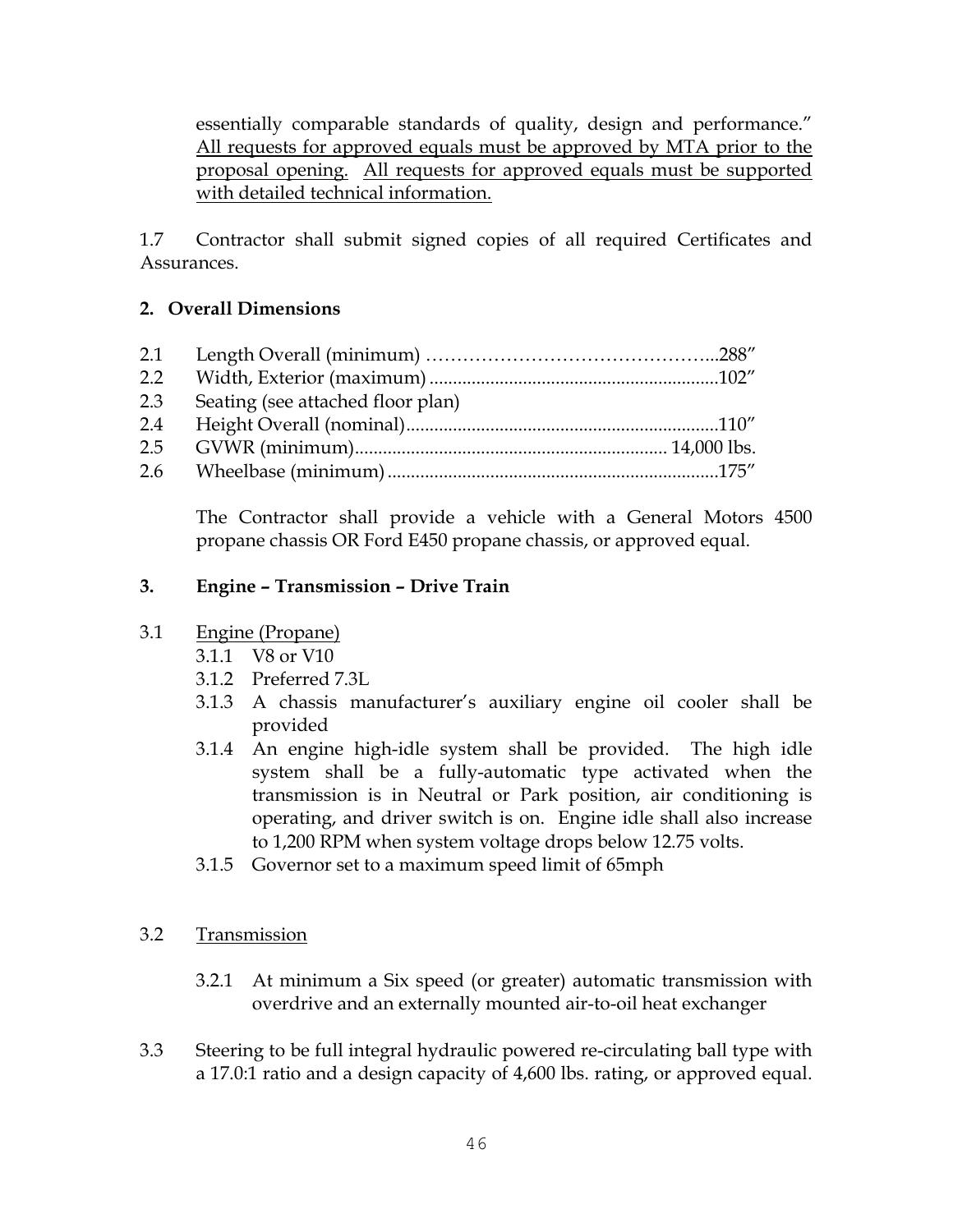essentially comparable standards of quality, design and performance." All requests for approved equals must be approved by MTA prior to the proposal opening. All requests for approved equals must be supported with detailed technical information.

1.7 Contractor shall submit signed copies of all required Certificates and Assurances.

## 2. Overall Dimensions

2.1 Length Overall (minimum) ……………………………………...288"

2.2 Width, Exterior (maximum) ..............................................................102"

2.3 Seating (see attached floor plan)

2.4 Height Overall (nominal)....................................................................110"

2.5 GVWR (minimum)................................................................... 14,000 lbs.

2.6 Wheelbase (minimum) .......................................................................175"

The Contractor shall provide a vehicle with a General Motors 4500 propane chassis OR Ford E450 propane chassis, or approved equal.

## 3. Engine – Transmission – Drive Train

3.1 Engine (Propane)

- 3.1.1 V8 or V10
- 3.1.2 Preferred 7.3L
- 3.1.3 A chassis manufacturer's auxiliary engine oil cooler shall be provided
- 3.1.4 An engine high-idle system shall be provided. The high idle system shall be a fully-automatic type activated when the transmission is in Neutral or Park position, air conditioning is operating, and driver switch is on. Engine idle shall also increase to 1,200 RPM when system voltage drops below 12.75 volts.
- 3.1.5 Governor set to a maximum speed limit of 65mph

3.2 Transmission

- 3.2.1 At minimum a Six speed (or greater) automatic transmission with overdrive and an externally mounted air-to-oil heat exchanger

3.3 Steering to be full integral hydraulic powered re-circulating ball type with a 17.0:1 ratio and a design capacity of 4,600 lbs. rating, or approved equal.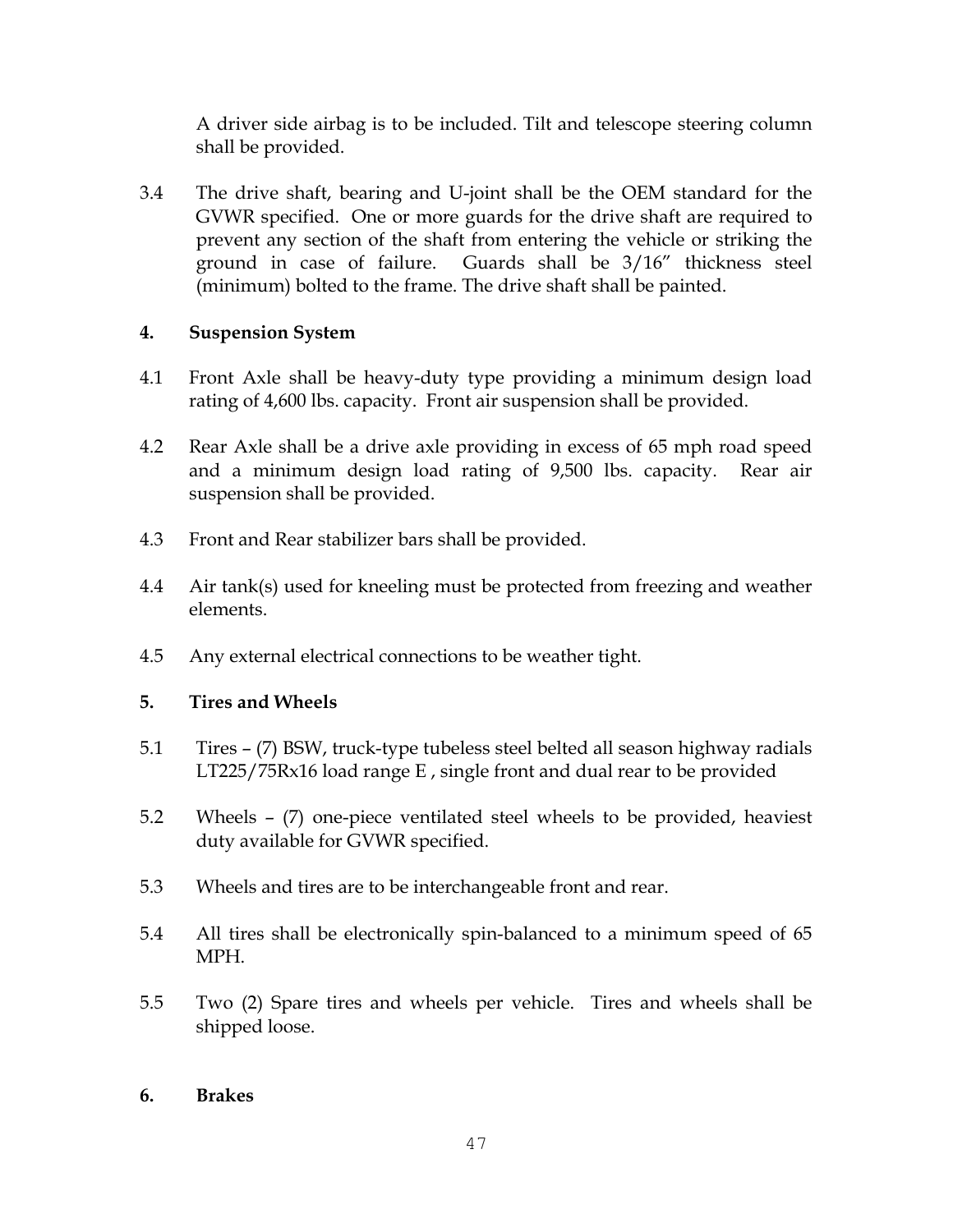A driver side airbag is to be included. Tilt and telescope steering column shall be provided.

3.4 The drive shaft, bearing and U-joint shall be the OEM standard for the GVWR specified. One or more guards for the drive shaft are required to prevent any section of the shaft from entering the vehicle or striking the ground in case of failure. Guards shall be 3/16" thickness steel (minimum) bolted to the frame. The drive shaft shall be painted.

## 4. Suspension System

4.1 Front Axle shall be heavy-duty type providing a minimum design load rating of 4,600 lbs. capacity. Front air suspension shall be provided.

4.2 Rear Axle shall be a drive axle providing in excess of 65 mph road speed and a minimum design load rating of 9,500 lbs. capacity. Rear air suspension shall be provided.

4.3 Front and Rear stabilizer bars shall be provided.

4.4 Air tank(s) used for kneeling must be protected from freezing and weather elements.

4.5 Any external electrical connections to be weather tight.

## 5. Tires and Wheels

5.1 Tires – (7) BSW, truck-type tubeless steel belted all season highway radials LT225/75Rx16 load range E , single front and dual rear to be provided

5.2 Wheels – (7) one-piece ventilated steel wheels to be provided, heaviest duty available for GVWR specified.

5.3 Wheels and tires are to be interchangeable front and rear.

5.4 All tires shall be electronically spin-balanced to a minimum speed of 65 MPH.

5.5 Two (2) Spare tires and wheels per vehicle. Tires and wheels shall be shipped loose.

## 6. Brakes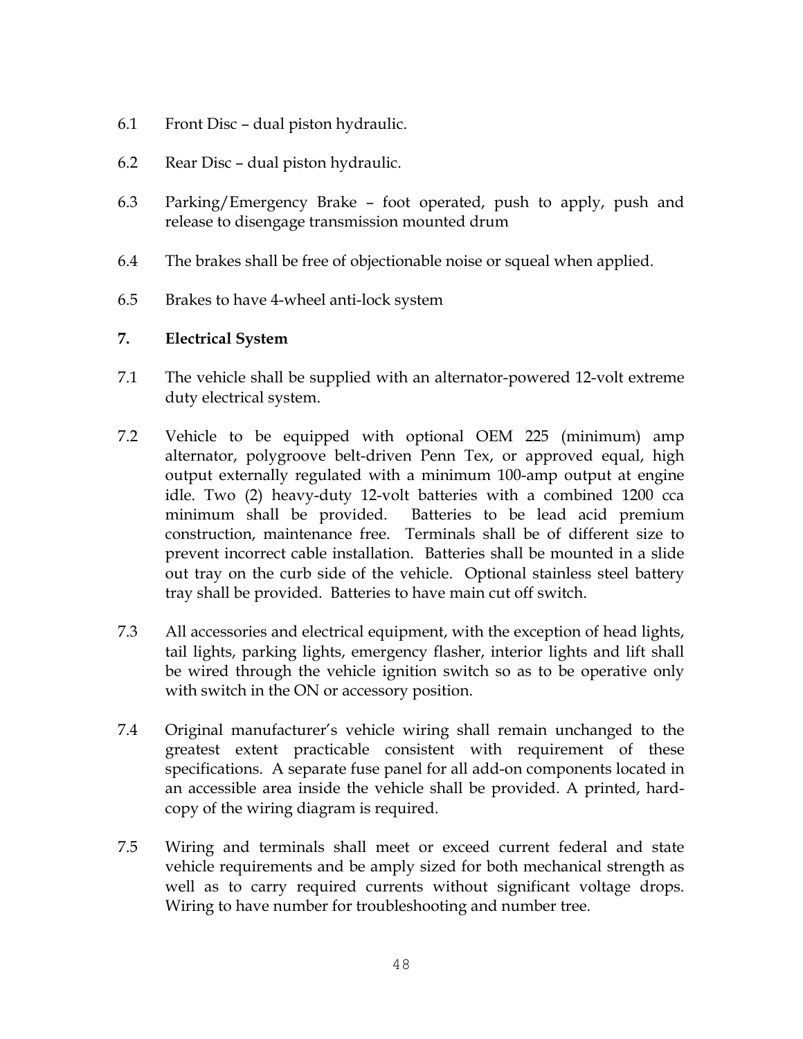6.1 Front Disc – dual piston hydraulic.

6.2 Rear Disc – dual piston hydraulic.

6.3 Parking/Emergency Brake – foot operated, push to apply, push and release to disengage transmission mounted drum

6.4 The brakes shall be free of objectionable noise or squeal when applied.

6.5 Brakes to have 4-wheel anti-lock system

## 7. Electrical System

7.1 The vehicle shall be supplied with an alternator-powered 12-volt extreme duty electrical system.

7.2 Vehicle to be equipped with optional OEM 225 (minimum) amp alternator, polygroove belt-driven Penn Tex, or approved equal, high output externally regulated with a minimum 100-amp output at engine idle. Two (2) heavy-duty 12-volt batteries with a combined 1200 cca minimum shall be provided. Batteries to be lead acid premium construction, maintenance free. Terminals shall be of different size to prevent incorrect cable installation. Batteries shall be mounted in a slide out tray on the curb side of the vehicle. Optional stainless steel battery tray shall be provided. Batteries to have main cut off switch.

7.3 All accessories and electrical equipment, with the exception of head lights, tail lights, parking lights, emergency flasher, interior lights and lift shall be wired through the vehicle ignition switch so as to be operative only with switch in the ON or accessory position.

7.4 Original manufacturer's vehicle wiring shall remain unchanged to the greatest extent practicable consistent with requirement of these specifications. A separate fuse panel for all add-on components located in an accessible area inside the vehicle shall be provided. A printed, hard-copy of the wiring diagram is required.

7.5 Wiring and terminals shall meet or exceed current federal and state vehicle requirements and be amply sized for both mechanical strength as well as to carry required currents without significant voltage drops. Wiring to have number for troubleshooting and number tree.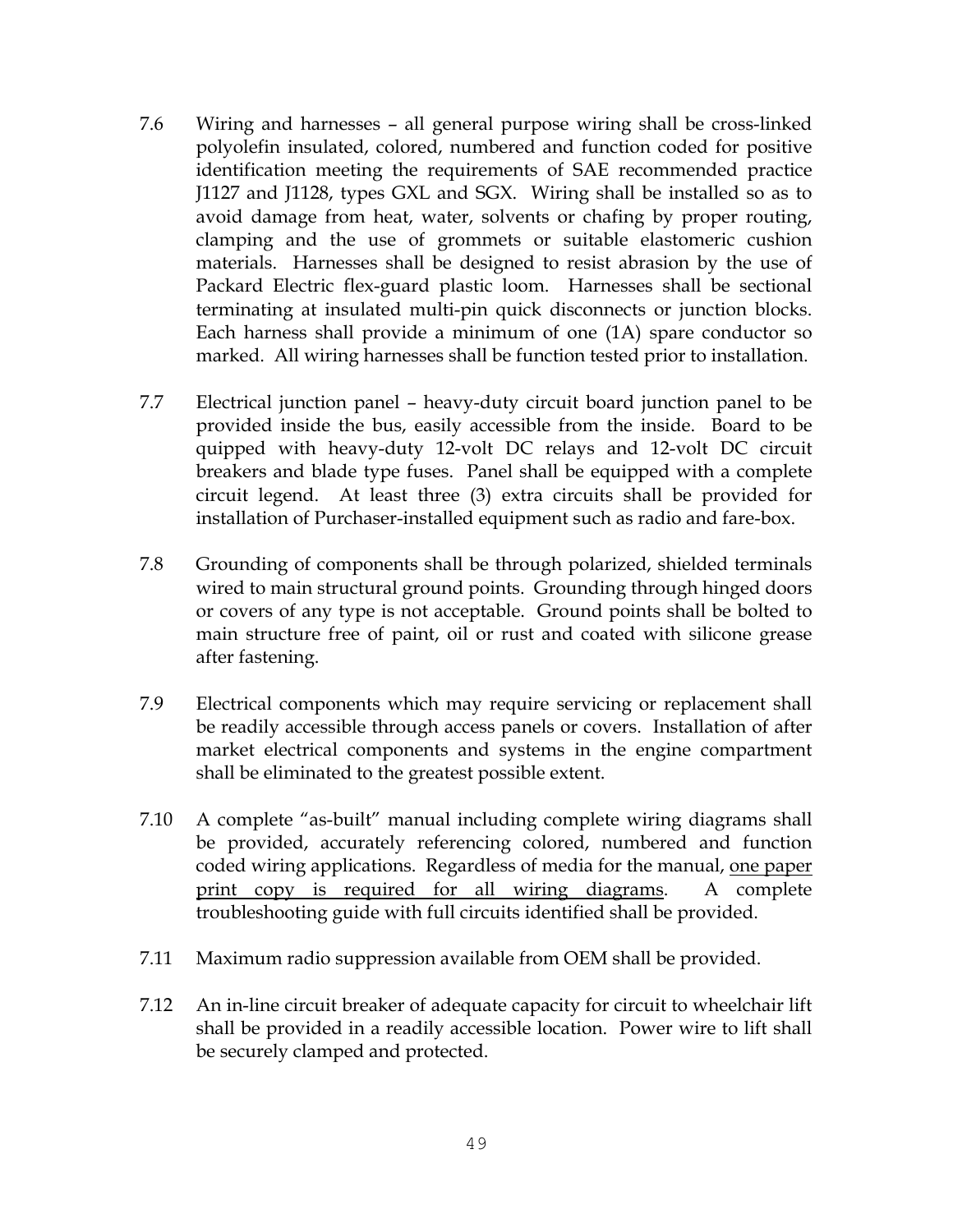7.6 Wiring and harnesses – all general purpose wiring shall be cross-linked polyolefin insulated, colored, numbered and function coded for positive identification meeting the requirements of SAE recommended practice J1127 and J1128, types GXL and SGX. Wiring shall be installed so as to avoid damage from heat, water, solvents or chafing by proper routing, clamping and the use of grommets or suitable elastomeric cushion materials. Harnesses shall be designed to resist abrasion by the use of Packard Electric flex-guard plastic loom. Harnesses shall be sectional terminating at insulated multi-pin quick disconnects or junction blocks. Each harness shall provide a minimum of one (1A) spare conductor so marked. All wiring harnesses shall be function tested prior to installation.

7.7 Electrical junction panel – heavy-duty circuit board junction panel to be provided inside the bus, easily accessible from the inside. Board to be quipped with heavy-duty 12-volt DC relays and 12-volt DC circuit breakers and blade type fuses. Panel shall be equipped with a complete circuit legend. At least three (3) extra circuits shall be provided for installation of Purchaser-installed equipment such as radio and fare-box.

7.8 Grounding of components shall be through polarized, shielded terminals wired to main structural ground points. Grounding through hinged doors or covers of any type is not acceptable. Ground points shall be bolted to main structure free of paint, oil or rust and coated with silicone grease after fastening.

7.9 Electrical components which may require servicing or replacement shall be readily accessible through access panels or covers. Installation of after market electrical components and systems in the engine compartment shall be eliminated to the greatest possible extent.

7.10 A complete "as-built" manual including complete wiring diagrams shall be provided, accurately referencing colored, numbered and function coded wiring applications. Regardless of media for the manual, <u>one paper print copy is required for all wiring diagrams</u>. A complete troubleshooting guide with full circuits identified shall be provided.

7.11 Maximum radio suppression available from OEM shall be provided.

7.12 An in-line circuit breaker of adequate capacity for circuit to wheelchair lift shall be provided in a readily accessible location. Power wire to lift shall be securely clamped and protected.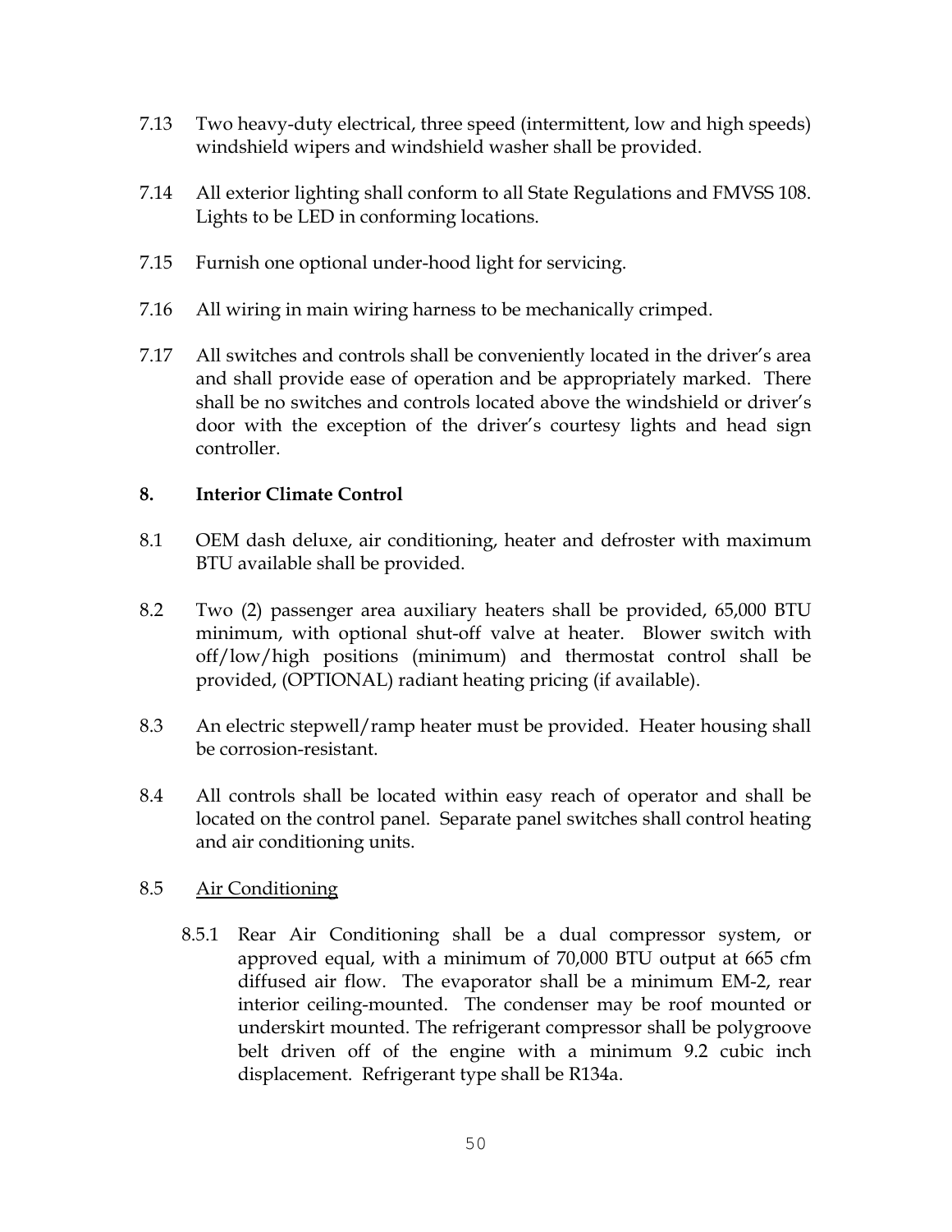7.13 Two heavy-duty electrical, three speed (intermittent, low and high speeds) windshield wipers and windshield washer shall be provided.

7.14 All exterior lighting shall conform to all State Regulations and FMVSS 108. Lights to be LED in conforming locations.

7.15 Furnish one optional under-hood light for servicing.

7.16 All wiring in main wiring harness to be mechanically crimped.

7.17 All switches and controls shall be conveniently located in the driver's area and shall provide ease of operation and be appropriately marked. There shall be no switches and controls located above the windshield or driver's door with the exception of the driver's courtesy lights and head sign controller.

## 8. Interior Climate Control

8.1 OEM dash deluxe, air conditioning, heater and defroster with maximum BTU available shall be provided.

8.2 Two (2) passenger area auxiliary heaters shall be provided, 65,000 BTU minimum, with optional shut-off valve at heater. Blower switch with off/low/high positions (minimum) and thermostat control shall be provided, (OPTIONAL) radiant heating pricing (if available).

8.3 An electric stepwell/ramp heater must be provided. Heater housing shall be corrosion-resistant.

8.4 All controls shall be located within easy reach of operator and shall be located on the control panel. Separate panel switches shall control heating and air conditioning units.

8.5 <u>Air Conditioning</u>

8.5.1 Rear Air Conditioning shall be a dual compressor system, or approved equal, with a minimum of 70,000 BTU output at 665 cfm diffused air flow. The evaporator shall be a minimum EM-2, rear interior ceiling-mounted. The condenser may be roof mounted or underskirt mounted. The refrigerant compressor shall be polygroove belt driven off of the engine with a minimum 9.2 cubic inch displacement. Refrigerant type shall be R134a.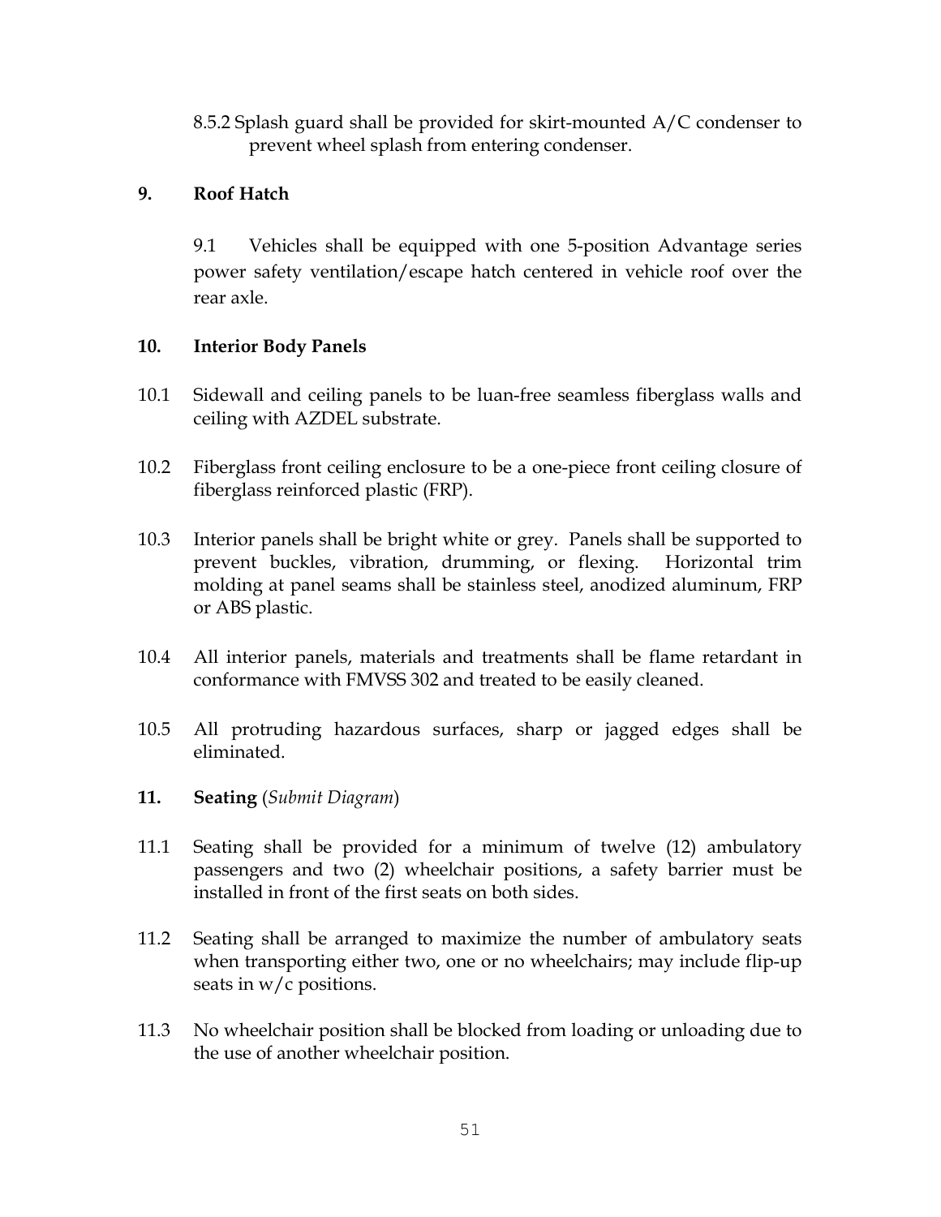8.5.2 Splash guard shall be provided for skirt-mounted A/C condenser to prevent wheel splash from entering condenser.

## 9. Roof Hatch

9.1 Vehicles shall be equipped with one 5-position Advantage series power safety ventilation/escape hatch centered in vehicle roof over the rear axle.

## 10. Interior Body Panels

10.1 Sidewall and ceiling panels to be luan-free seamless fiberglass walls and ceiling with AZDEL substrate.

10.2 Fiberglass front ceiling enclosure to be a one-piece front ceiling closure of fiberglass reinforced plastic (FRP).

10.3 Interior panels shall be bright white or grey. Panels shall be supported to prevent buckles, vibration, drumming, or flexing. Horizontal trim molding at panel seams shall be stainless steel, anodized aluminum, FRP or ABS plastic.

10.4 All interior panels, materials and treatments shall be flame retardant in conformance with FMVSS 302 and treated to be easily cleaned.

10.5 All protruding hazardous surfaces, sharp or jagged edges shall be eliminated.

## 11. Seating (*Submit Diagram*)

11.1 Seating shall be provided for a minimum of twelve (12) ambulatory passengers and two (2) wheelchair positions, a safety barrier must be installed in front of the first seats on both sides.

11.2 Seating shall be arranged to maximize the number of ambulatory seats when transporting either two, one or no wheelchairs; may include flip-up seats in w/c positions.

11.3 No wheelchair position shall be blocked from loading or unloading due to the use of another wheelchair position.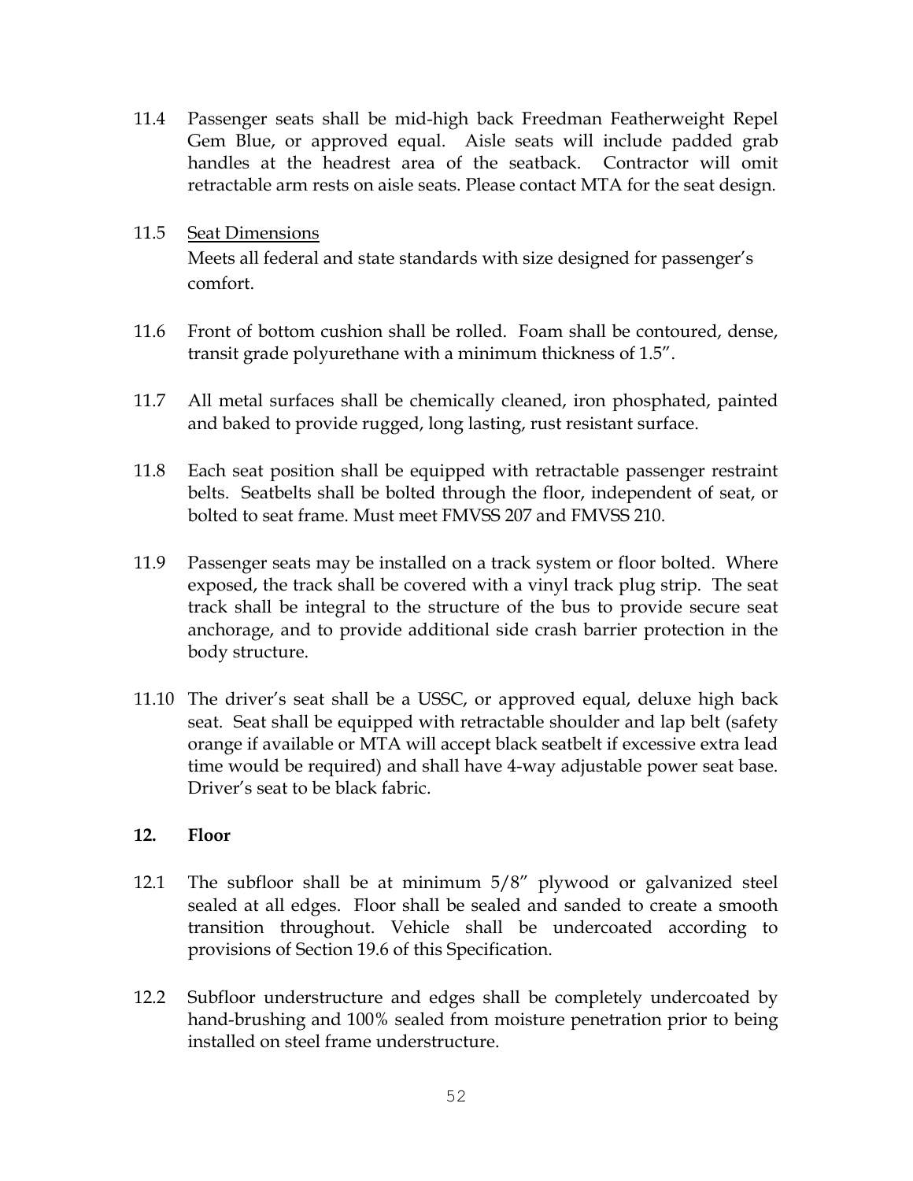11.4 Passenger seats shall be mid-high back Freedman Featherweight Repel Gem Blue, or approved equal. Aisle seats will include padded grab handles at the headrest area of the seatback. Contractor will omit retractable arm rests on aisle seats. Please contact MTA for the seat design.

11.5 <u>Seat Dimensions</u>
Meets all federal and state standards with size designed for passenger's comfort.

11.6 Front of bottom cushion shall be rolled. Foam shall be contoured, dense, transit grade polyurethane with a minimum thickness of 1.5".

11.7 All metal surfaces shall be chemically cleaned, iron phosphated, painted and baked to provide rugged, long lasting, rust resistant surface.

11.8 Each seat position shall be equipped with retractable passenger restraint belts. Seatbelts shall be bolted through the floor, independent of seat, or bolted to seat frame. Must meet FMVSS 207 and FMVSS 210.

11.9 Passenger seats may be installed on a track system or floor bolted. Where exposed, the track shall be covered with a vinyl track plug strip. The seat track shall be integral to the structure of the bus to provide secure seat anchorage, and to provide additional side crash barrier protection in the body structure.

11.10 The driver's seat shall be a USSC, or approved equal, deluxe high back seat. Seat shall be equipped with retractable shoulder and lap belt (safety orange if available or MTA will accept black seatbelt if excessive extra lead time would be required) and shall have 4-way adjustable power seat base. Driver's seat to be black fabric.

## 12. Floor

12.1 The subfloor shall be at minimum 5/8" plywood or galvanized steel sealed at all edges. Floor shall be sealed and sanded to create a smooth transition throughout. Vehicle shall be undercoated according to provisions of Section 19.6 of this Specification.

12.2 Subfloor understructure and edges shall be completely undercoated by hand-brushing and 100% sealed from moisture penetration prior to being installed on steel frame understructure.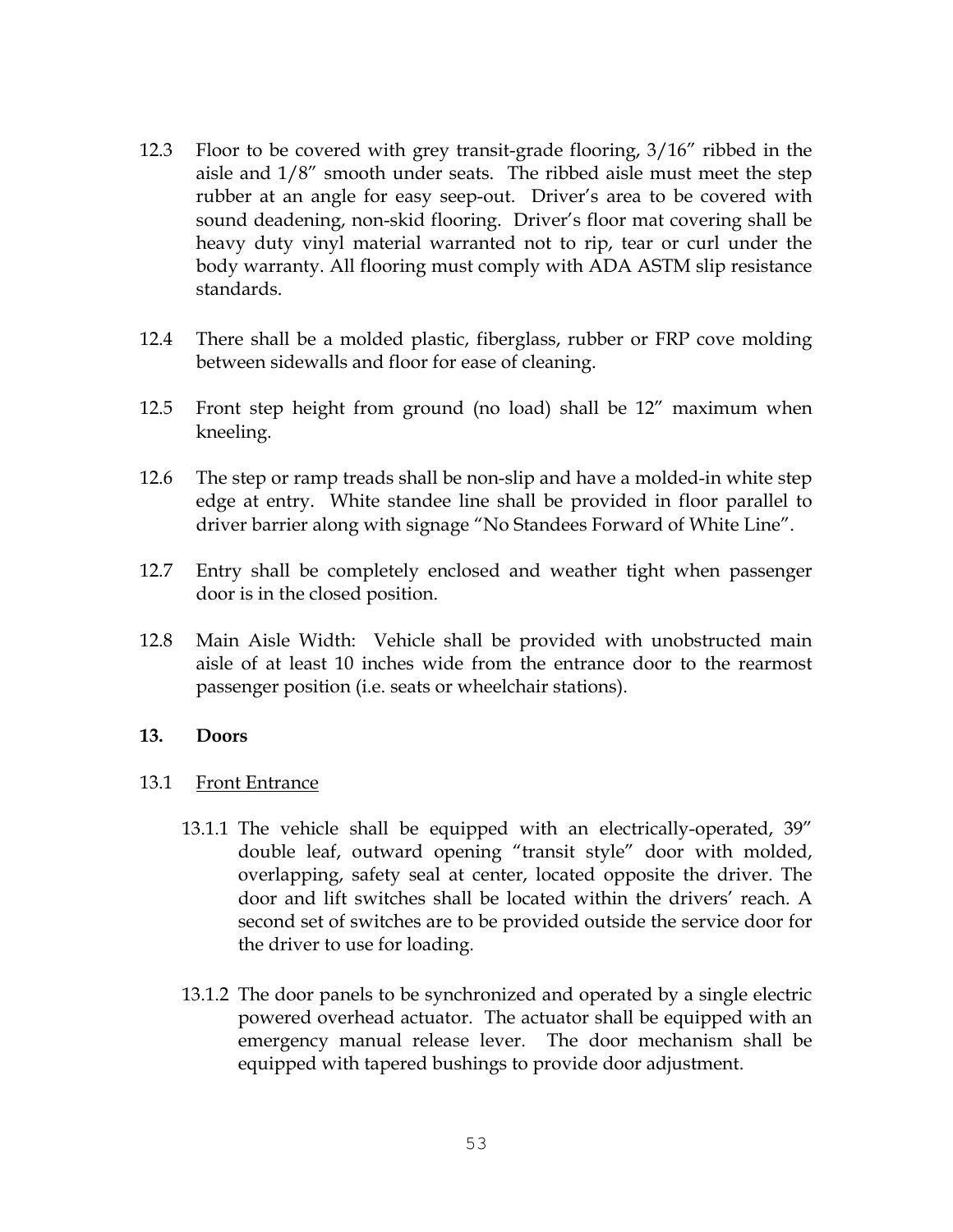12.3 Floor to be covered with grey transit-grade flooring, 3/16" ribbed in the aisle and 1/8" smooth under seats. The ribbed aisle must meet the step rubber at an angle for easy seep-out. Driver's area to be covered with sound deadening, non-skid flooring. Driver's floor mat covering shall be heavy duty vinyl material warranted not to rip, tear or curl under the body warranty. All flooring must comply with ADA ASTM slip resistance standards.

12.4 There shall be a molded plastic, fiberglass, rubber or FRP cove molding between sidewalls and floor for ease of cleaning.

12.5 Front step height from ground (no load) shall be 12" maximum when kneeling.

12.6 The step or ramp treads shall be non-slip and have a molded-in white step edge at entry. White standee line shall be provided in floor parallel to driver barrier along with signage "No Standees Forward of White Line".

12.7 Entry shall be completely enclosed and weather tight when passenger door is in the closed position.

12.8 Main Aisle Width: Vehicle shall be provided with unobstructed main aisle of at least 10 inches wide from the entrance door to the rearmost passenger position (i.e. seats or wheelchair stations).

## 13. Doors

13.1 <u>Front Entrance</u>

13.1.1 The vehicle shall be equipped with an electrically-operated, 39" double leaf, outward opening "transit style" door with molded, overlapping, safety seal at center, located opposite the driver. The door and lift switches shall be located within the drivers' reach. A second set of switches are to be provided outside the service door for the driver to use for loading.

13.1.2 The door panels to be synchronized and operated by a single electric powered overhead actuator. The actuator shall be equipped with an emergency manual release lever. The door mechanism shall be equipped with tapered bushings to provide door adjustment.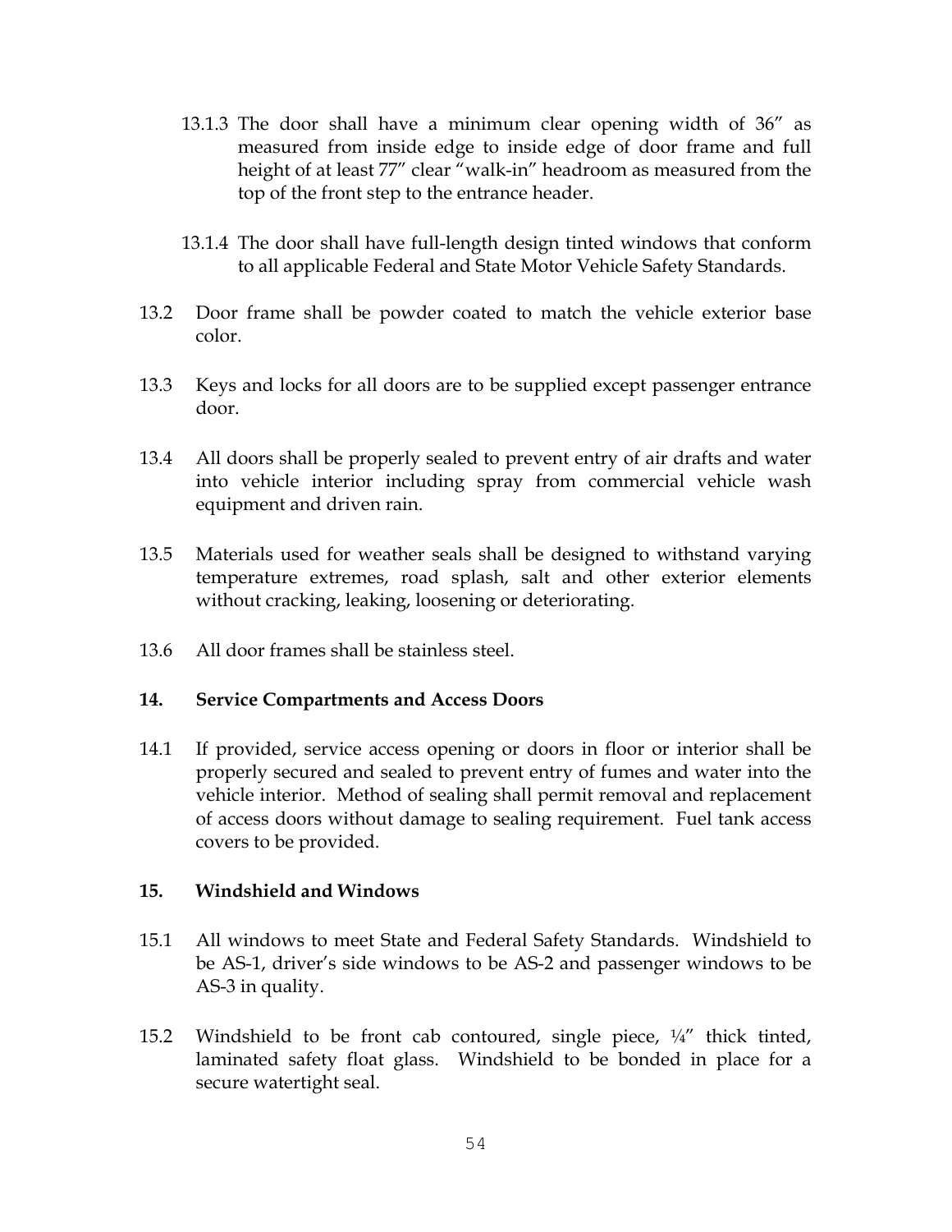13.1.3 The door shall have a minimum clear opening width of 36" as measured from inside edge to inside edge of door frame and full height of at least 77" clear "walk-in" headroom as measured from the top of the front step to the entrance header.

13.1.4 The door shall have full-length design tinted windows that conform to all applicable Federal and State Motor Vehicle Safety Standards.

13.2 Door frame shall be powder coated to match the vehicle exterior base color.

13.3 Keys and locks for all doors are to be supplied except passenger entrance door.

13.4 All doors shall be properly sealed to prevent entry of air drafts and water into vehicle interior including spray from commercial vehicle wash equipment and driven rain.

13.5 Materials used for weather seals shall be designed to withstand varying temperature extremes, road splash, salt and other exterior elements without cracking, leaking, loosening or deteriorating.

13.6 All door frames shall be stainless steel.

**14. Service Compartments and Access Doors**

14.1 If provided, service access opening or doors in floor or interior shall be properly secured and sealed to prevent entry of fumes and water into the vehicle interior. Method of sealing shall permit removal and replacement of access doors without damage to sealing requirement. Fuel tank access covers to be provided.

**15. Windshield and Windows**

15.1 All windows to meet State and Federal Safety Standards. Windshield to be AS-1, driver's side windows to be AS-2 and passenger windows to be AS-3 in quality.

15.2 Windshield to be front cab contoured, single piece, ¼" thick tinted, laminated safety float glass. Windshield to be bonded in place for a secure watertight seal.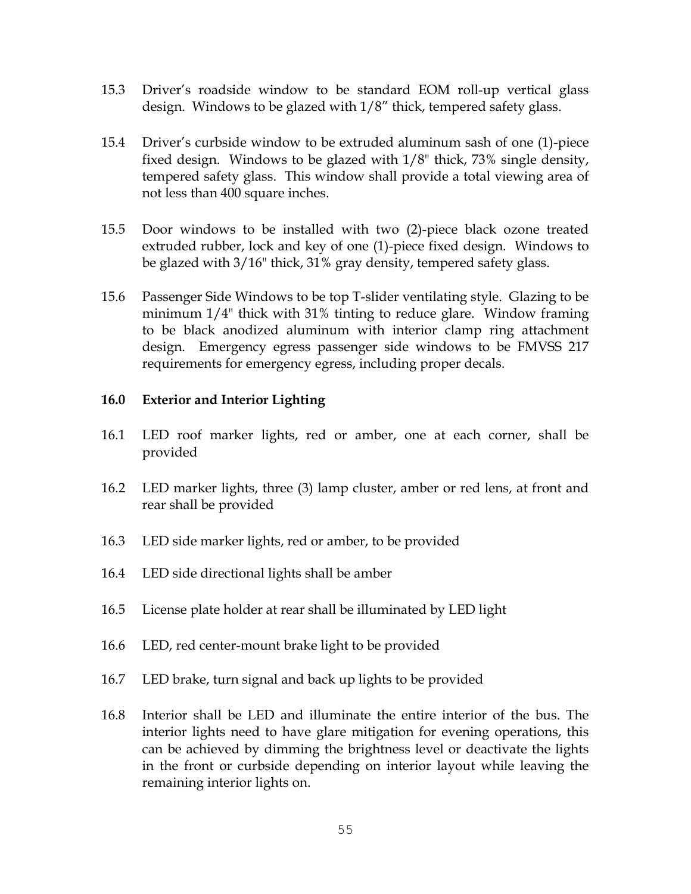15.3 Driver's roadside window to be standard EOM roll-up vertical glass design. Windows to be glazed with 1/8" thick, tempered safety glass.

15.4 Driver's curbside window to be extruded aluminum sash of one (1)-piece fixed design. Windows to be glazed with 1/8" thick, 73% single density, tempered safety glass. This window shall provide a total viewing area of not less than 400 square inches.

15.5 Door windows to be installed with two (2)-piece black ozone treated extruded rubber, lock and key of one (1)-piece fixed design. Windows to be glazed with 3/16" thick, 31% gray density, tempered safety glass.

15.6 Passenger Side Windows to be top T-slider ventilating style. Glazing to be minimum 1/4" thick with 31% tinting to reduce glare. Window framing to be black anodized aluminum with interior clamp ring attachment design. Emergency egress passenger side windows to be FMVSS 217 requirements for emergency egress, including proper decals.

## 16.0 Exterior and Interior Lighting

16.1 LED roof marker lights, red or amber, one at each corner, shall be provided

16.2 LED marker lights, three (3) lamp cluster, amber or red lens, at front and rear shall be provided

16.3 LED side marker lights, red or amber, to be provided

16.4 LED side directional lights shall be amber

16.5 License plate holder at rear shall be illuminated by LED light

16.6 LED, red center-mount brake light to be provided

16.7 LED brake, turn signal and back up lights to be provided

16.8 Interior shall be LED and illuminate the entire interior of the bus. The interior lights need to have glare mitigation for evening operations, this can be achieved by dimming the brightness level or deactivate the lights in the front or curbside depending on interior layout while leaving the remaining interior lights on.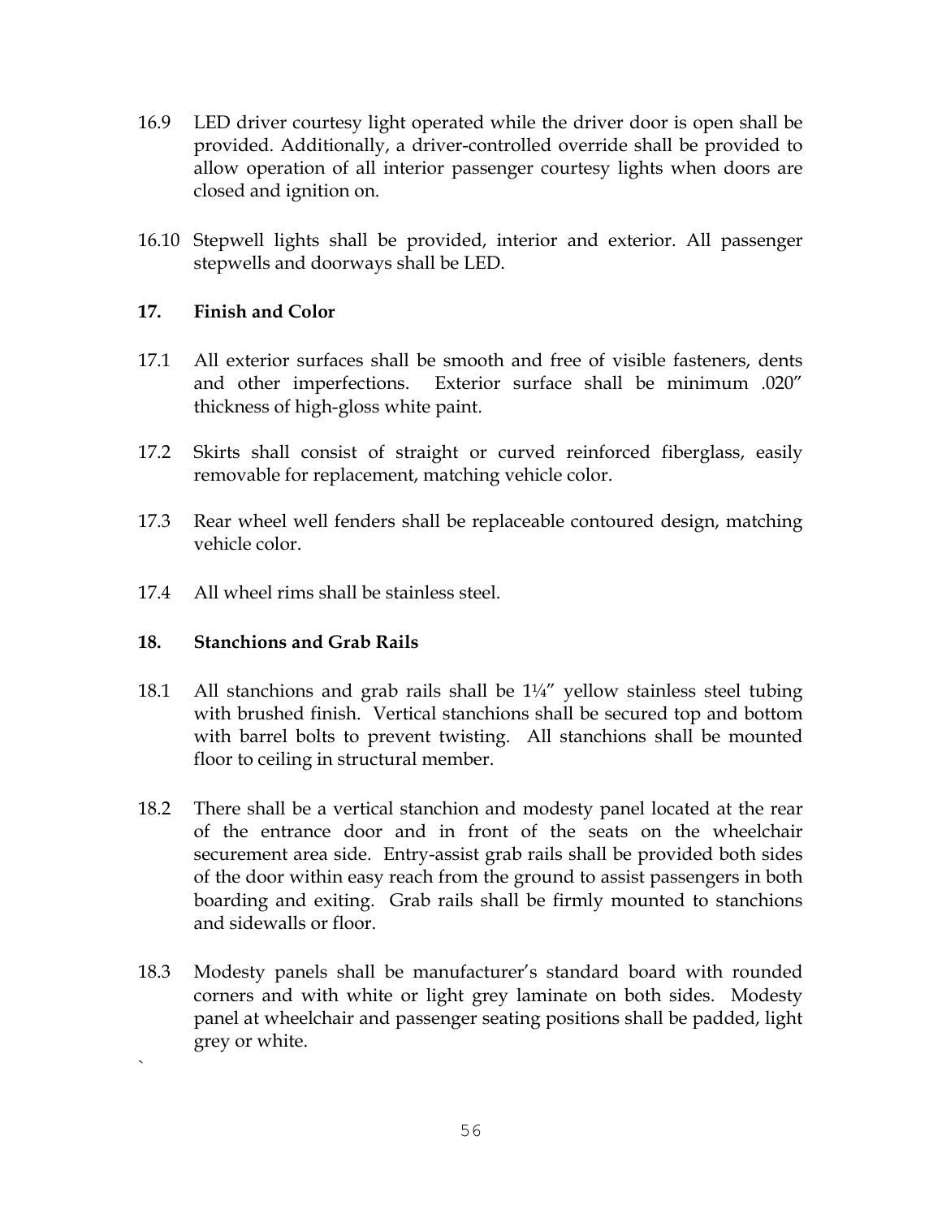16.9 LED driver courtesy light operated while the driver door is open shall be provided. Additionally, a driver-controlled override shall be provided to allow operation of all interior passenger courtesy lights when doors are closed and ignition on.

16.10 Stepwell lights shall be provided, interior and exterior. All passenger stepwells and doorways shall be LED.

## 17. Finish and Color

17.1 All exterior surfaces shall be smooth and free of visible fasteners, dents and other imperfections. Exterior surface shall be minimum .020" thickness of high-gloss white paint.

17.2 Skirts shall consist of straight or curved reinforced fiberglass, easily removable for replacement, matching vehicle color.

17.3 Rear wheel well fenders shall be replaceable contoured design, matching vehicle color.

17.4 All wheel rims shall be stainless steel.

## 18. Stanchions and Grab Rails

18.1 All stanchions and grab rails shall be 1¼" yellow stainless steel tubing with brushed finish. Vertical stanchions shall be secured top and bottom with barrel bolts to prevent twisting. All stanchions shall be mounted floor to ceiling in structural member.

18.2 There shall be a vertical stanchion and modesty panel located at the rear of the entrance door and in front of the seats on the wheelchair securement area side. Entry-assist grab rails shall be provided both sides of the door within easy reach from the ground to assist passengers in both boarding and exiting. Grab rails shall be firmly mounted to stanchions and sidewalls or floor.

18.3 Modesty panels shall be manufacturer's standard board with rounded corners and with white or light grey laminate on both sides. Modesty panel at wheelchair and passenger seating positions shall be padded, light grey or white.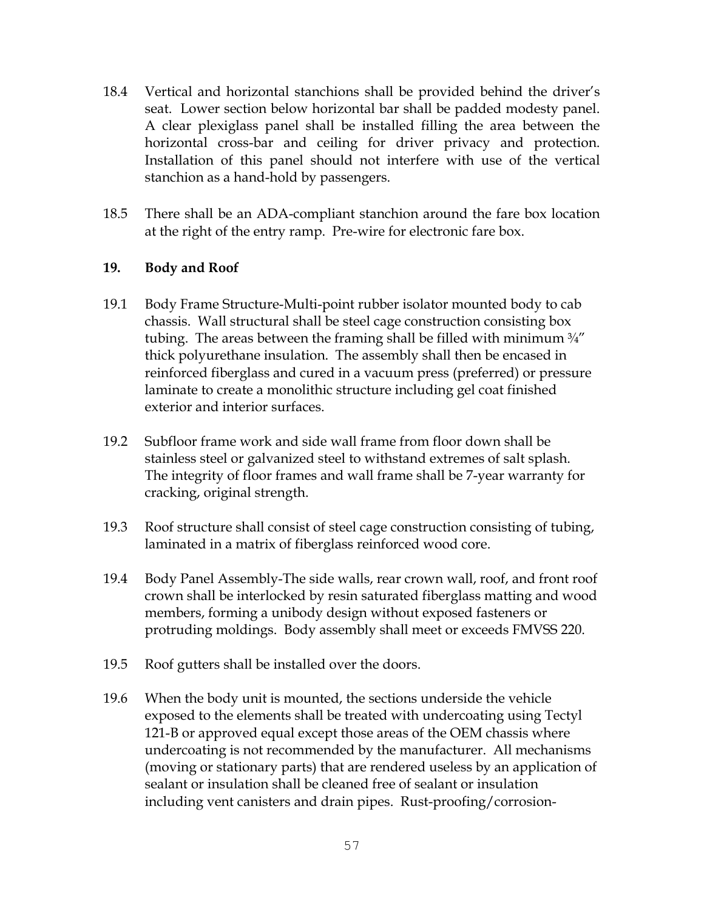18.4 Vertical and horizontal stanchions shall be provided behind the driver's seat. Lower section below horizontal bar shall be padded modesty panel. A clear plexiglass panel shall be installed filling the area between the horizontal cross-bar and ceiling for driver privacy and protection. Installation of this panel should not interfere with use of the vertical stanchion as a hand-hold by passengers.

18.5 There shall be an ADA-compliant stanchion around the fare box location at the right of the entry ramp. Pre-wire for electronic fare box.

**19. Body and Roof**

19.1 Body Frame Structure-Multi-point rubber isolator mounted body to cab chassis. Wall structural shall be steel cage construction consisting box tubing. The areas between the framing shall be filled with minimum ¾" thick polyurethane insulation. The assembly shall then be encased in reinforced fiberglass and cured in a vacuum press (preferred) or pressure laminate to create a monolithic structure including gel coat finished exterior and interior surfaces.

19.2 Subfloor frame work and side wall frame from floor down shall be stainless steel or galvanized steel to withstand extremes of salt splash. The integrity of floor frames and wall frame shall be 7-year warranty for cracking, original strength.

19.3 Roof structure shall consist of steel cage construction consisting of tubing, laminated in a matrix of fiberglass reinforced wood core.

19.4 Body Panel Assembly-The side walls, rear crown wall, roof, and front roof crown shall be interlocked by resin saturated fiberglass matting and wood members, forming a unibody design without exposed fasteners or protruding moldings. Body assembly shall meet or exceeds FMVSS 220.

19.5 Roof gutters shall be installed over the doors.

19.6 When the body unit is mounted, the sections underside the vehicle exposed to the elements shall be treated with undercoating using Tectyl 121-B or approved equal except those areas of the OEM chassis where undercoating is not recommended by the manufacturer. All mechanisms (moving or stationary parts) that are rendered useless by an application of sealant or insulation shall be cleaned free of sealant or insulation including vent canisters and drain pipes. Rust-proofing/corrosion-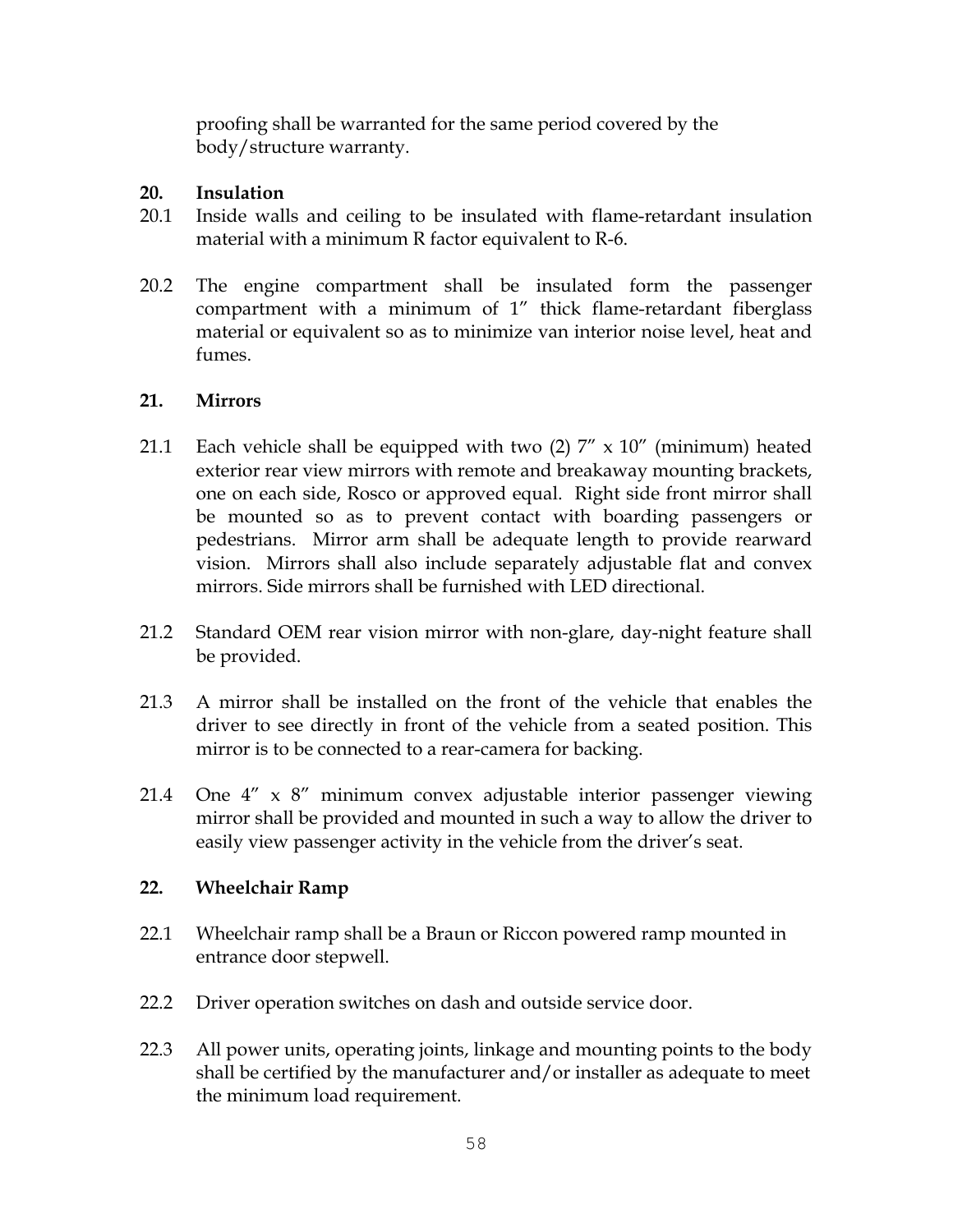proofing shall be warranted for the same period covered by the body/structure warranty.

**20. Insulation**

20.1 Inside walls and ceiling to be insulated with flame-retardant insulation material with a minimum R factor equivalent to R-6.

20.2 The engine compartment shall be insulated form the passenger compartment with a minimum of 1" thick flame-retardant fiberglass material or equivalent so as to minimize van interior noise level, heat and fumes.

**21. Mirrors**

21.1 Each vehicle shall be equipped with two (2) 7" x 10" (minimum) heated exterior rear view mirrors with remote and breakaway mounting brackets, one on each side, Rosco or approved equal. Right side front mirror shall be mounted so as to prevent contact with boarding passengers or pedestrians. Mirror arm shall be adequate length to provide rearward vision. Mirrors shall also include separately adjustable flat and convex mirrors. Side mirrors shall be furnished with LED directional.

21.2 Standard OEM rear vision mirror with non-glare, day-night feature shall be provided.

21.3 A mirror shall be installed on the front of the vehicle that enables the driver to see directly in front of the vehicle from a seated position. This mirror is to be connected to a rear-camera for backing.

21.4 One 4" x 8" minimum convex adjustable interior passenger viewing mirror shall be provided and mounted in such a way to allow the driver to easily view passenger activity in the vehicle from the driver's seat.

**22. Wheelchair Ramp**

22.1 Wheelchair ramp shall be a Braun or Riccon powered ramp mounted in entrance door stepwell.

22.2 Driver operation switches on dash and outside service door.

22.3 All power units, operating joints, linkage and mounting points to the body shall be certified by the manufacturer and/or installer as adequate to meet the minimum load requirement.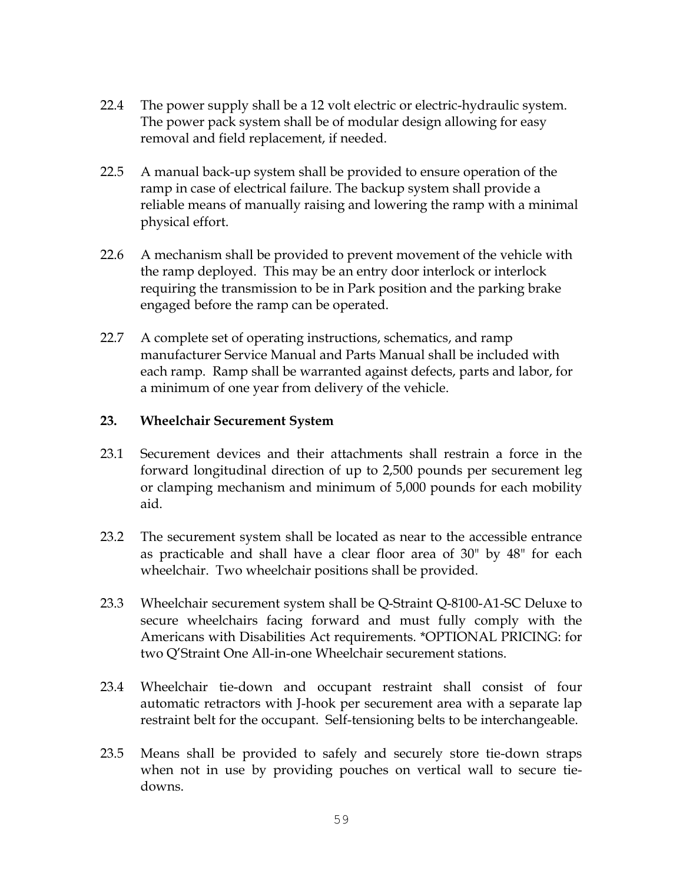22.4 The power supply shall be a 12 volt electric or electric-hydraulic system. The power pack system shall be of modular design allowing for easy removal and field replacement, if needed.

22.5 A manual back-up system shall be provided to ensure operation of the ramp in case of electrical failure. The backup system shall provide a reliable means of manually raising and lowering the ramp with a minimal physical effort.

22.6 A mechanism shall be provided to prevent movement of the vehicle with the ramp deployed. This may be an entry door interlock or interlock requiring the transmission to be in Park position and the parking brake engaged before the ramp can be operated.

22.7 A complete set of operating instructions, schematics, and ramp manufacturer Service Manual and Parts Manual shall be included with each ramp. Ramp shall be warranted against defects, parts and labor, for a minimum of one year from delivery of the vehicle.

## 23. Wheelchair Securement System

23.1 Securement devices and their attachments shall restrain a force in the forward longitudinal direction of up to 2,500 pounds per securement leg or clamping mechanism and minimum of 5,000 pounds for each mobility aid.

23.2 The securement system shall be located as near to the accessible entrance as practicable and shall have a clear floor area of 30" by 48" for each wheelchair. Two wheelchair positions shall be provided.

23.3 Wheelchair securement system shall be Q-Straint Q-8100-A1-SC Deluxe to secure wheelchairs facing forward and must fully comply with the Americans with Disabilities Act requirements. *OPTIONAL PRICING: for two Q'Straint One All-in-one Wheelchair securement stations.

23.4 Wheelchair tie-down and occupant restraint shall consist of four automatic retractors with J-hook per securement area with a separate lap restraint belt for the occupant. Self-tensioning belts to be interchangeable.

23.5 Means shall be provided to safely and securely store tie-down straps when not in use by providing pouches on vertical wall to secure tie-downs.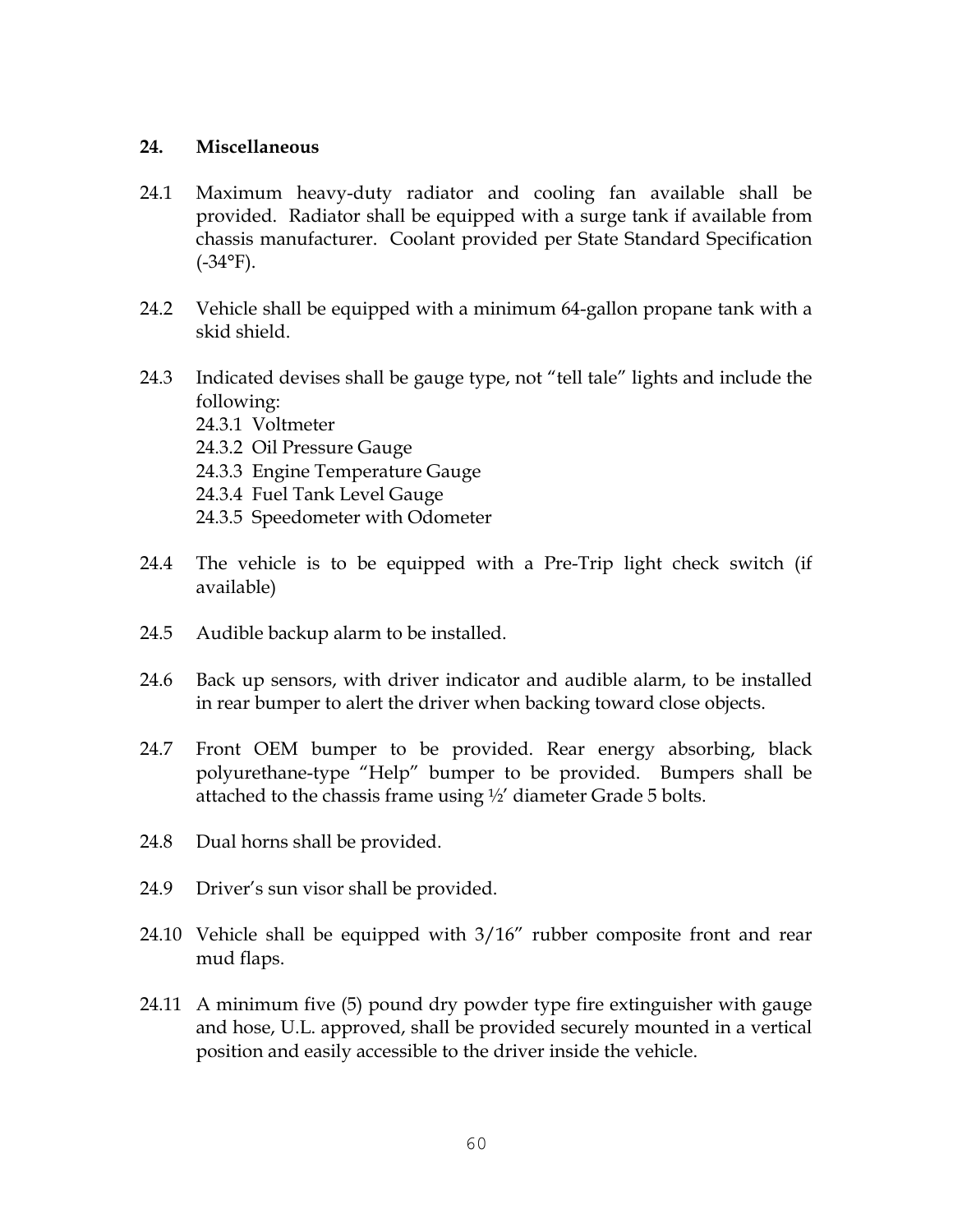## 24. Miscellaneous

24.1 Maximum heavy-duty radiator and cooling fan available shall be provided. Radiator shall be equipped with a surge tank if available from chassis manufacturer. Coolant provided per State Standard Specification (-34°F).

24.2 Vehicle shall be equipped with a minimum 64-gallon propane tank with a skid shield.

24.3 Indicated devises shall be gauge type, not “tell tale” lights and include the following:
 24.3.1 Voltmeter
 24.3.2 Oil Pressure Gauge
 24.3.3 Engine Temperature Gauge
 24.3.4 Fuel Tank Level Gauge
 24.3.5 Speedometer with Odometer

24.4 The vehicle is to be equipped with a Pre-Trip light check switch (if available)

24.5 Audible backup alarm to be installed.

24.6 Back up sensors, with driver indicator and audible alarm, to be installed in rear bumper to alert the driver when backing toward close objects.

24.7 Front OEM bumper to be provided. Rear energy absorbing, black polyurethane-type “Help” bumper to be provided. Bumpers shall be attached to the chassis frame using ½’ diameter Grade 5 bolts.

24.8 Dual horns shall be provided.

24.9 Driver’s sun visor shall be provided.

24.10 Vehicle shall be equipped with 3/16” rubber composite front and rear mud flaps.

24.11 A minimum five (5) pound dry powder type fire extinguisher with gauge and hose, U.L. approved, shall be provided securely mounted in a vertical position and easily accessible to the driver inside the vehicle.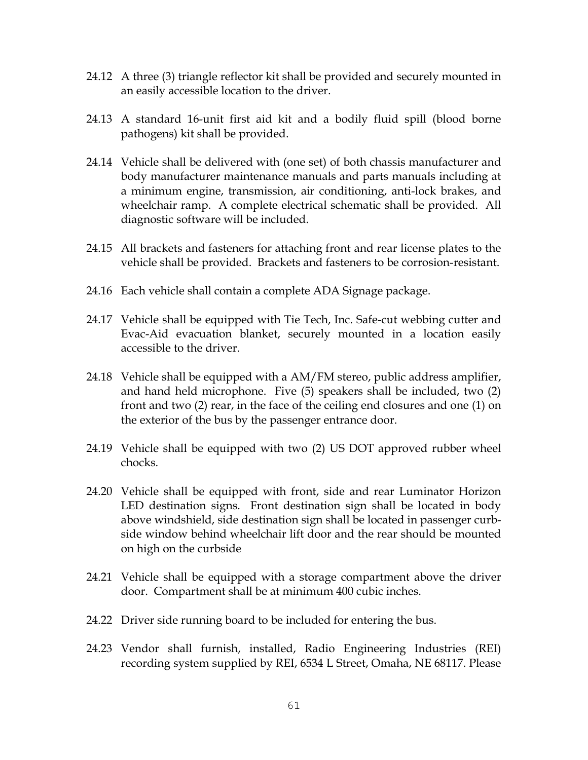24.12 A three (3) triangle reflector kit shall be provided and securely mounted in an easily accessible location to the driver.

24.13 A standard 16-unit first aid kit and a bodily fluid spill (blood borne pathogens) kit shall be provided.

24.14 Vehicle shall be delivered with (one set) of both chassis manufacturer and body manufacturer maintenance manuals and parts manuals including at a minimum engine, transmission, air conditioning, anti-lock brakes, and wheelchair ramp. A complete electrical schematic shall be provided. All diagnostic software will be included.

24.15 All brackets and fasteners for attaching front and rear license plates to the vehicle shall be provided. Brackets and fasteners to be corrosion-resistant.

24.16 Each vehicle shall contain a complete ADA Signage package.

24.17 Vehicle shall be equipped with Tie Tech, Inc. Safe-cut webbing cutter and Evac-Aid evacuation blanket, securely mounted in a location easily accessible to the driver.

24.18 Vehicle shall be equipped with a AM/FM stereo, public address amplifier, and hand held microphone. Five (5) speakers shall be included, two (2) front and two (2) rear, in the face of the ceiling end closures and one (1) on the exterior of the bus by the passenger entrance door.

24.19 Vehicle shall be equipped with two (2) US DOT approved rubber wheel chocks.

24.20 Vehicle shall be equipped with front, side and rear Luminator Horizon LED destination signs. Front destination sign shall be located in body above windshield, side destination sign shall be located in passenger curb-side window behind wheelchair lift door and the rear should be mounted on high on the curbside

24.21 Vehicle shall be equipped with a storage compartment above the driver door. Compartment shall be at minimum 400 cubic inches.

24.22 Driver side running board to be included for entering the bus.

24.23 Vendor shall furnish, installed, Radio Engineering Industries (REI) recording system supplied by REI, 6534 L Street, Omaha, NE 68117. Please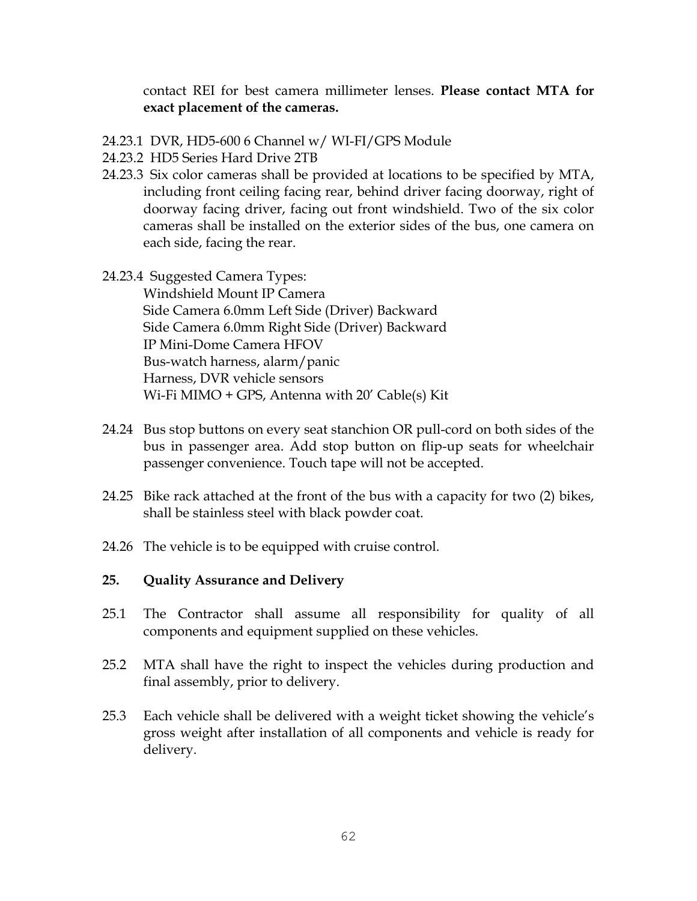contact REI for best camera millimeter lenses. **Please contact MTA for exact placement of the cameras.**

24.23.1 DVR, HD5-600 6 Channel w/ WI-FI/GPS Module

24.23.2 HD5 Series Hard Drive 2TB

24.23.3 Six color cameras shall be provided at locations to be specified by MTA, including front ceiling facing rear, behind driver facing doorway, right of doorway facing driver, facing out front windshield. Two of the six color cameras shall be installed on the exterior sides of the bus, one camera on each side, facing the rear.

24.23.4 Suggested Camera Types:
Windshield Mount IP Camera
Side Camera 6.0mm Left Side (Driver) Backward
Side Camera 6.0mm Right Side (Driver) Backward
IP Mini-Dome Camera HFOV
Bus-watch harness, alarm/panic
Harness, DVR vehicle sensors
Wi-Fi MIMO + GPS, Antenna with 20’ Cable(s) Kit

24.24 Bus stop buttons on every seat stanchion OR pull-cord on both sides of the bus in passenger area. Add stop button on flip-up seats for wheelchair passenger convenience. Touch tape will not be accepted.

24.25 Bike rack attached at the front of the bus with a capacity for two (2) bikes, shall be stainless steel with black powder coat.

24.26 The vehicle is to be equipped with cruise control.

## 25. Quality Assurance and Delivery

25.1 The Contractor shall assume all responsibility for quality of all components and equipment supplied on these vehicles.

25.2 MTA shall have the right to inspect the vehicles during production and final assembly, prior to delivery.

25.3 Each vehicle shall be delivered with a weight ticket showing the vehicle’s gross weight after installation of all components and vehicle is ready for delivery.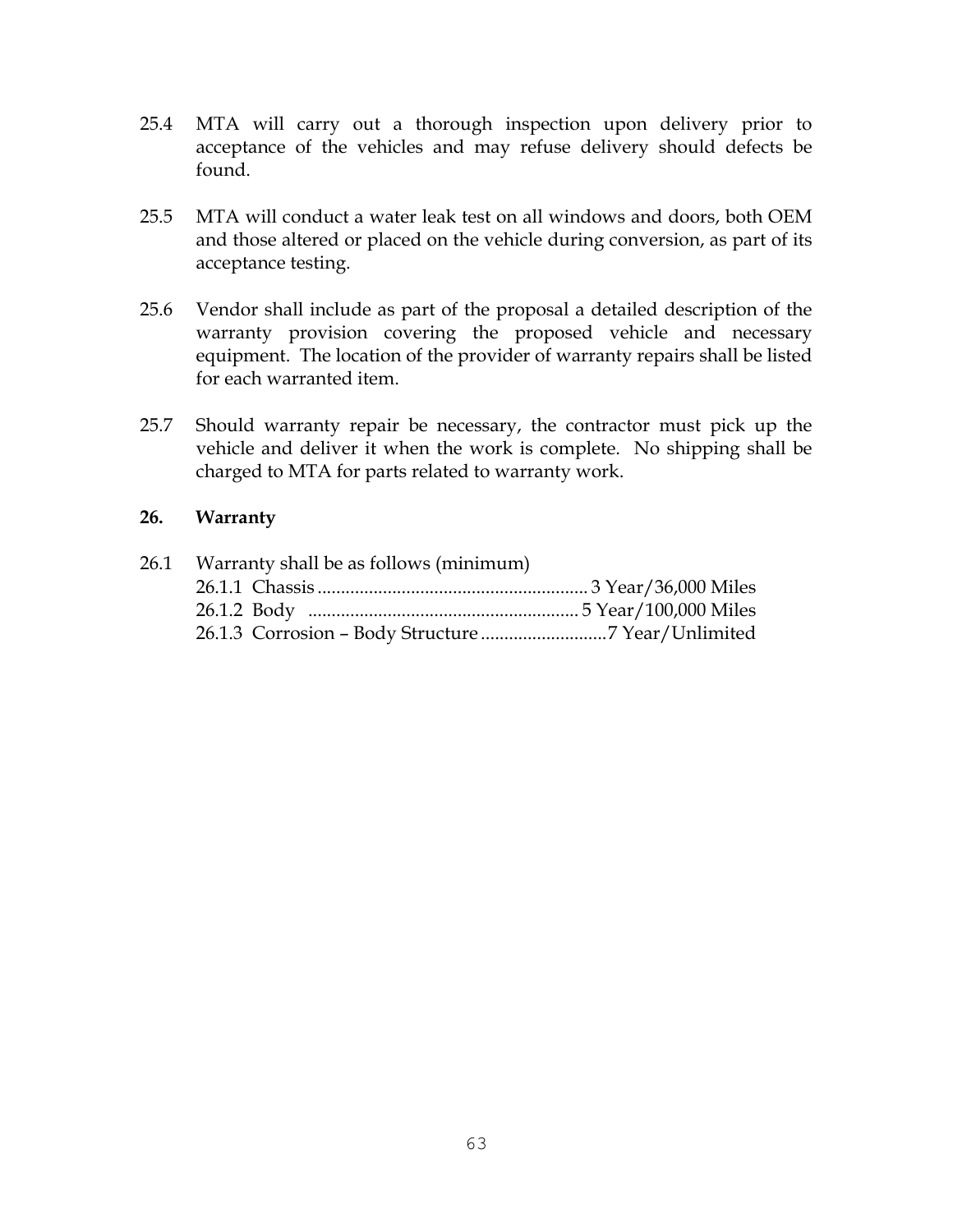25.4 MTA will carry out a thorough inspection upon delivery prior to acceptance of the vehicles and may refuse delivery should defects be found.

25.5 MTA will conduct a water leak test on all windows and doors, both OEM and those altered or placed on the vehicle during conversion, as part of its acceptance testing.

25.6 Vendor shall include as part of the proposal a detailed description of the warranty provision covering the proposed vehicle and necessary equipment. The location of the provider of warranty repairs shall be listed for each warranted item.

25.7 Should warranty repair be necessary, the contractor must pick up the vehicle and deliver it when the work is complete. No shipping shall be charged to MTA for parts related to warranty work.

## 26. Warranty

26.1 Warranty shall be as follows (minimum)

26.1.1 Chassis ........................................................ 3 Year/36,000 Miles

26.1.2 Body ........................................................ 5 Year/100,000 Miles

26.1.3 Corrosion – Body Structure ..........................7 Year/Unlimited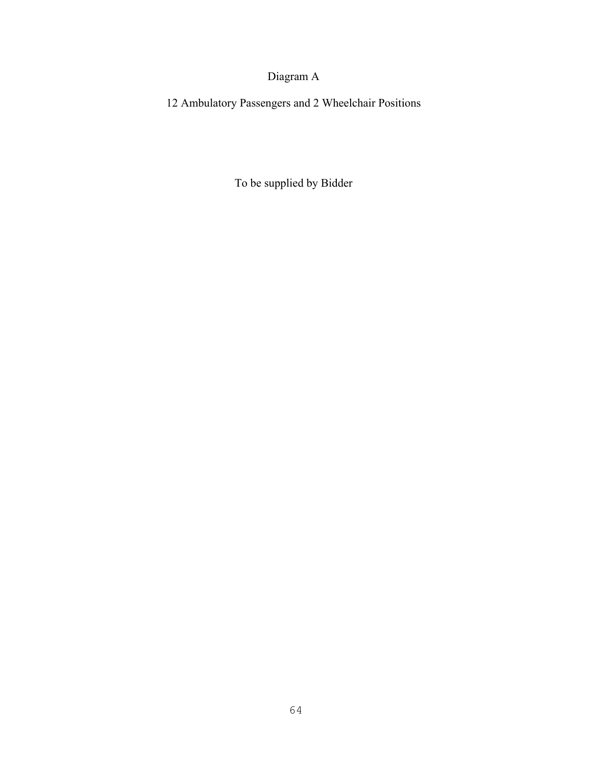# Diagram A

## 12 Ambulatory Passengers and 2 Wheelchair Positions

To be supplied by Bidder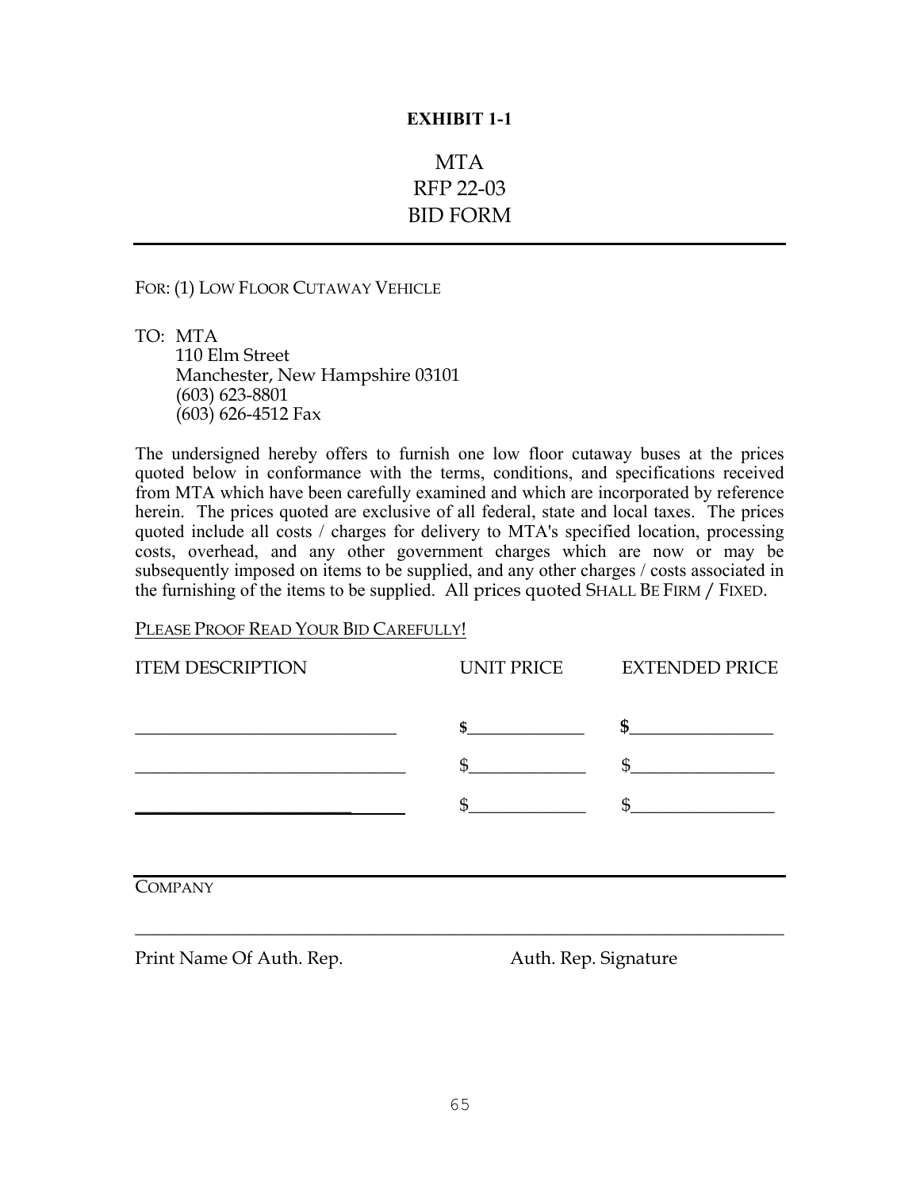**EXHIBIT 1-1**

# MTA
# RFP 22-03
# BID FORM

---

FOR: (1) LOW FLOOR CUTAWAY VEHICLE

TO: MTA
110 Elm Street
Manchester, New Hampshire 03101
(603) 623-8801
(603) 626-4512 Fax

The undersigned hereby offers to furnish one low floor cutaway buses at the prices quoted below in conformance with the terms, conditions, and specifications received from MTA which have been carefully examined and which are incorporated by reference herein. The prices quoted are exclusive of all federal, state and local taxes. The prices quoted include all costs / charges for delivery to MTA's specified location, processing costs, overhead, and any other government charges which are now or may be subsequently imposed on items to be supplied, and any other charges / costs associated in the furnishing of the items to be supplied. All prices quoted SHALL BE FIRM / FIXED.

<u>PLEASE PROOF READ YOUR BID CAREFULLY!</u>

| ITEM DESCRIPTION | UNIT PRICE | EXTENDED PRICE |
|---|---|---|
| ______________________________ | **$**_____________ | **$**________________ |
| ______________________________ | $_____________ | $________________ |
| ______________________________ | $_____________ | $________________ |

---

COMPANY

_________________________________________________________________________

Print Name Of Auth. Rep. Auth. Rep. Signature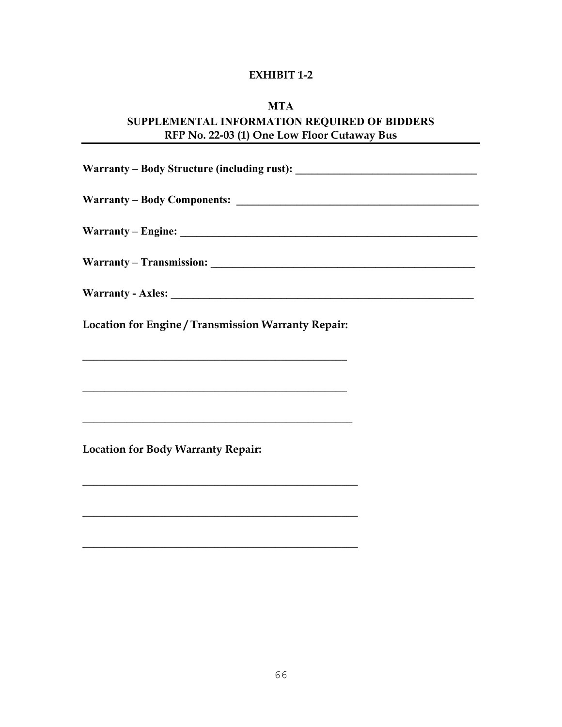# EXHIBIT 1-2

## MTA

## SUPPLEMENTAL INFORMATION REQUIRED OF BIDDERS

**RFP No. 22-03 (1) One Low Floor Cutaway Bus**

---

**Warranty – Body Structure (including rust):** ___________________________________

**Warranty – Body Components:** ___________________________________

**Warranty – Engine:** ___________________________________

**Warranty – Transmission:** ___________________________________

**Warranty - Axles:** ___________________________________

**Location for Engine / Transmission Warranty Repair:**

___________________________________

___________________________________

___________________________________

**Location for Body Warranty Repair:**

___________________________________

___________________________________

___________________________________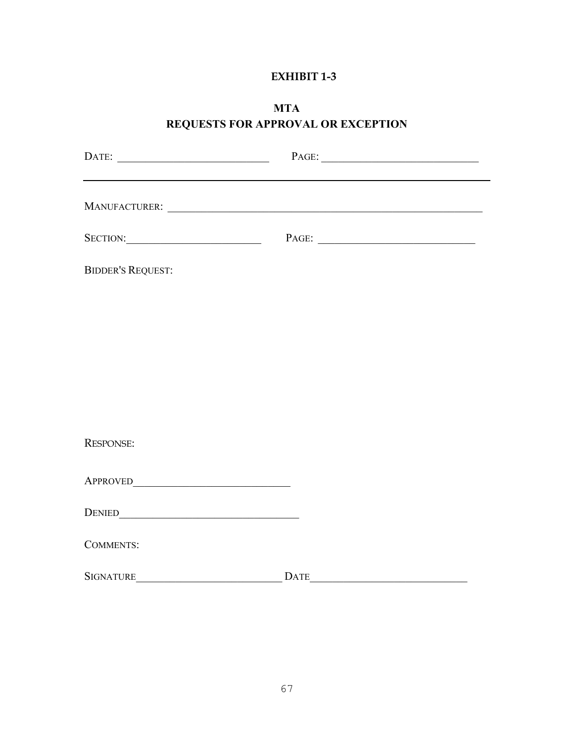**EXHIBIT 1-3**

**MTA**
**REQUESTS FOR APPROVAL OR EXCEPTION**

DATE: ____________________________ PAGE: ____________________________

---

MANUFACTURER: ____________________________________________________________

SECTION: ________________________ PAGE: ____________________________

BIDDER'S REQUEST:

RESPONSE:

APPROVED _____________________________

DENIED _________________________________

COMMENTS:

SIGNATURE ___________________________ DATE ____________________________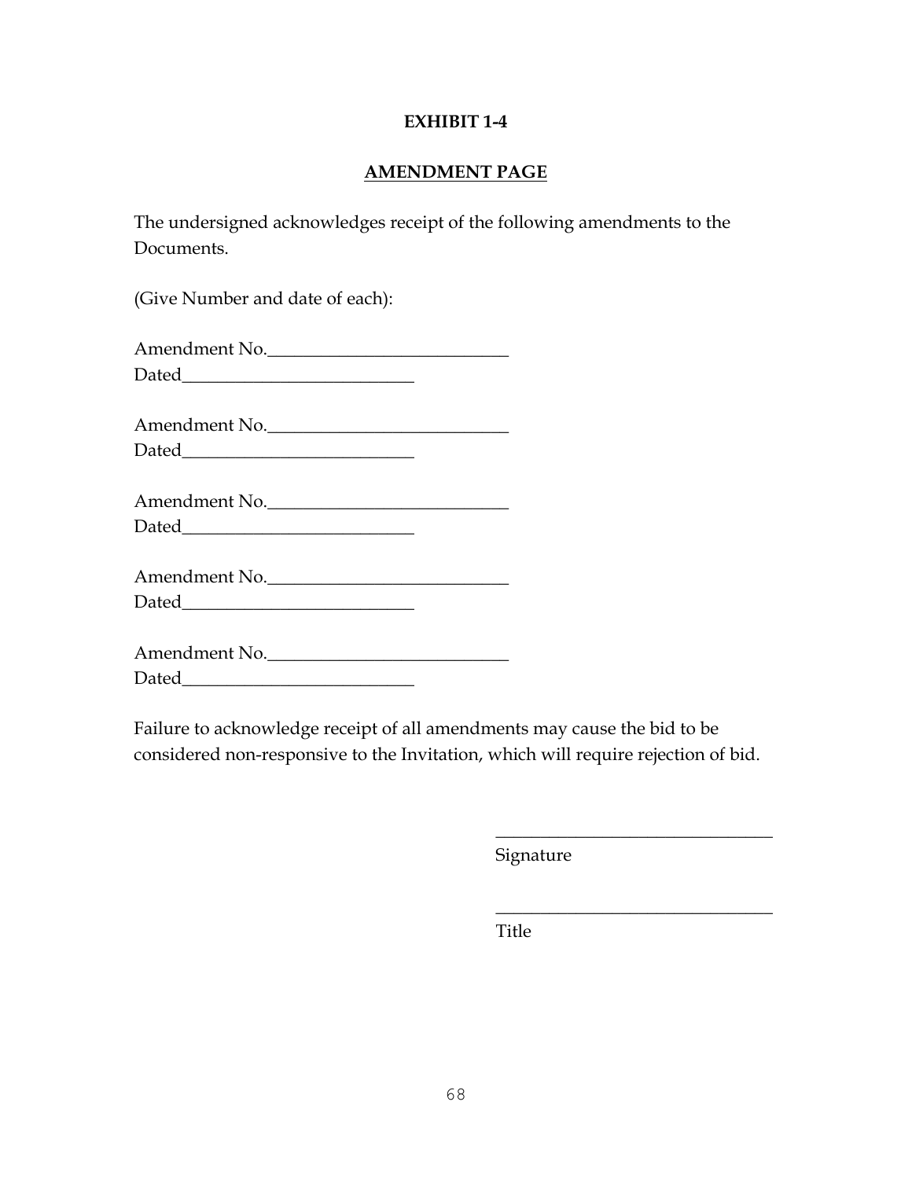**EXHIBIT 1-4**

**AMENDMENT PAGE**

The undersigned acknowledges receipt of the following amendments to the Documents.

(Give Number and date of each):

Amendment No.___________________________
Dated__________________________

Amendment No.___________________________
Dated__________________________

Amendment No.___________________________
Dated__________________________

Amendment No.___________________________
Dated__________________________

Amendment No.___________________________
Dated__________________________

Failure to acknowledge receipt of all amendments may cause the bid to be considered non-responsive to the Invitation, which will require rejection of bid.

_______________________________
Signature

_______________________________
Title